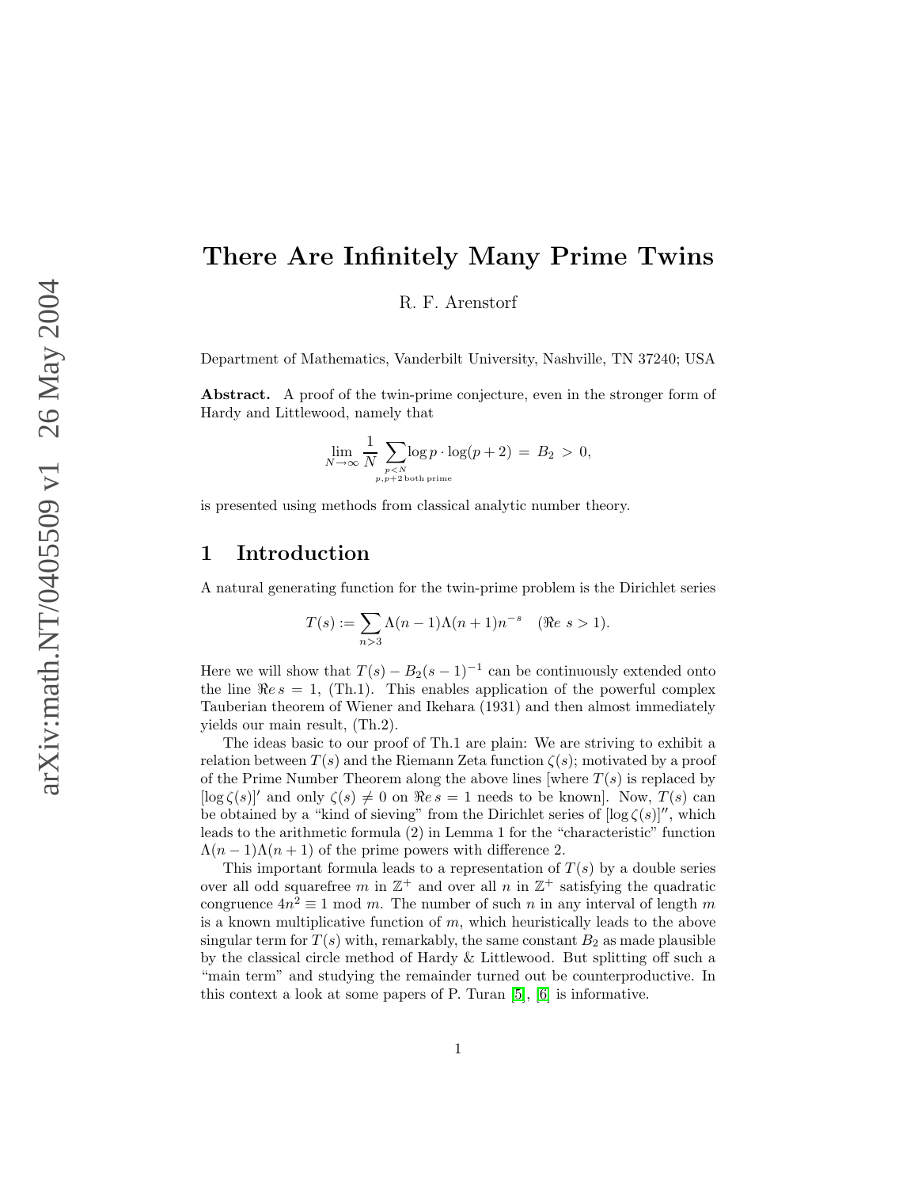# There Are Infinitely Many Prime Twins

R. F. Arenstorf

Department of Mathematics, Vanderbilt University, Nashville, TN 37240; USA

**Abstract.** A proof of the twin-prime conjecture, even in the stronger form of Hardy and Littlewood, namely that

$$\lim_{N\to\infty} \frac{1}{N} \sum_{\substack{p<N \\ p,p+2 \text{ both prime}}} \log p \cdot \log(p+2) \;=\; B_2 \;>\; 0,$$

is presented using methods from classical analytic number theory.

## 1 Introduction

A natural generating function for the twin-prime problem is the Dirichlet series

$$T(s) := \sum_{n>3} \Lambda(n-1)\Lambda(n+1)n^{-s} \quad (\Re e\ s > 1).$$

Here we will show that $T(s) - B_2(s-1)^{-1}$ can be continuously extended onto the line $\Re e\, s = 1$, (Th.1). This enables application of the powerful complex Tauberian theorem of Wiener and Ikehara (1931) and then almost immediately yields our main result, (Th.2).

The ideas basic to our proof of Th.1 are plain: We are striving to exhibit a relation between $T(s)$ and the Riemann Zeta function $\zeta(s)$; motivated by a proof of the Prime Number Theorem along the above lines [where $T(s)$ is replaced by $[\log\zeta(s)]'$ and only $\zeta(s) \neq 0$ on $\Re e\, s = 1$ needs to be known]. Now, $T(s)$ can be obtained by a "kind of sieving" from the Dirichlet series of $[\log\zeta(s)]''$, which leads to the arithmetic formula (2) in Lemma 1 for the "characteristic" function $\Lambda(n-1)\Lambda(n+1)$ of the prime powers with difference 2.

This important formula leads to a representation of $T(s)$ by a double series over all odd squarefree $m$ in $\mathbb{Z}^+$ and over all $n$ in $\mathbb{Z}^+$ satisfying the quadratic congruence $4n^2 \equiv 1 \bmod m$. The number of such $n$ in any interval of length $m$ is a known multiplicative function of $m$, which heuristically leads to the above singular term for $T(s)$ with, remarkably, the same constant $B_2$ as made plausible by the classical circle method of Hardy & Littlewood. But splitting off such a "main term" and studying the remainder turned out be counterproductive. In this context a look at some papers of P. Turan [5], [6] is informative.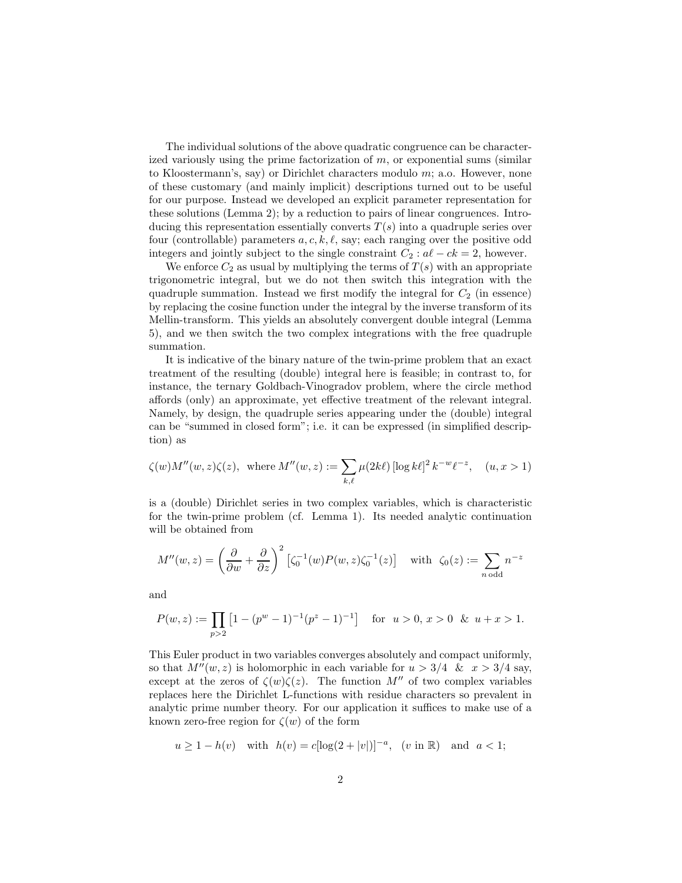The individual solutions of the above quadratic congruence can be characterized variously using the prime factorization of $m$, or exponential sums (similar to Kloostermann's, say) or Dirichlet characters modulo $m$; a.o. However, none of these customary (and mainly implicit) descriptions turned out to be useful for our purpose. Instead we developed an explicit parameter representation for these solutions (Lemma 2); by a reduction to pairs of linear congruences. Introducing this representation essentially converts $T(s)$ into a quadruple series over four (controllable) parameters $a, c, k, \ell$, say; each ranging over the positive odd integers and jointly subject to the single constraint $C_2 : a\ell - ck = 2$, however.

We enforce $C_2$ as usual by multiplying the terms of $T(s)$ with an appropriate trigonometric integral, but we do not then switch this integration with the quadruple summation. Instead we first modify the integral for $C_2$ (in essence) by replacing the cosine function under the integral by the inverse transform of its Mellin-transform. This yields an absolutely convergent double integral (Lemma 5), and we then switch the two complex integrations with the free quadruple summation.

It is indicative of the binary nature of the twin-prime problem that an exact treatment of the resulting (double) integral here is feasible; in contrast to, for instance, the ternary Goldbach-Vinogradov problem, where the circle method affords (only) an approximate, yet effective treatment of the relevant integral. Namely, by design, the quadruple series appearing under the (double) integral can be "summed in closed form"; i.e. it can be expressed (in simplified description) as

$$\zeta(w)M''(w,z)\zeta(z), \text{ where } M''(w,z) := \sum_{k,\ell} \mu(2k\ell)\,[\log k\ell]^2\, k^{-w}\ell^{-z}, \quad (u,x > 1)$$

is a (double) Dirichlet series in two complex variables, which is characteristic for the twin-prime problem (cf. Lemma 1). Its needed analytic continuation will be obtained from

$$M''(w,z) = \left(\frac{\partial}{\partial w} + \frac{\partial}{\partial z}\right)^2 \left[\zeta_0^{-1}(w)P(w,z)\zeta_0^{-1}(z)\right] \quad \text{with } \zeta_0(z) := \sum_{n \text{ odd}} n^{-z}$$

and

$$P(w,z) := \prod_{p>2} \left[1 - (p^w - 1)^{-1}(p^z - 1)^{-1}\right] \quad \text{for } u > 0,\ x > 0 \ \ \&\ \ u + x > 1.$$

This Euler product in two variables converges absolutely and compact uniformly, so that $M''(w,z)$ is holomorphic in each variable for $u > 3/4$ & $x > 3/4$ say, except at the zeros of $\zeta(w)\zeta(z)$. The function $M''$ of two complex variables replaces here the Dirichlet L-functions with residue characters so prevalent in analytic prime number theory. For our application it suffices to make use of a known zero-free region for $\zeta(w)$ of the form

$$u \geq 1 - h(v) \quad \text{with } h(v) = c[\log(2 + |v|)]^{-a}, \quad (v \text{ in } \mathbb{R}) \quad \text{and} \quad a < 1;$$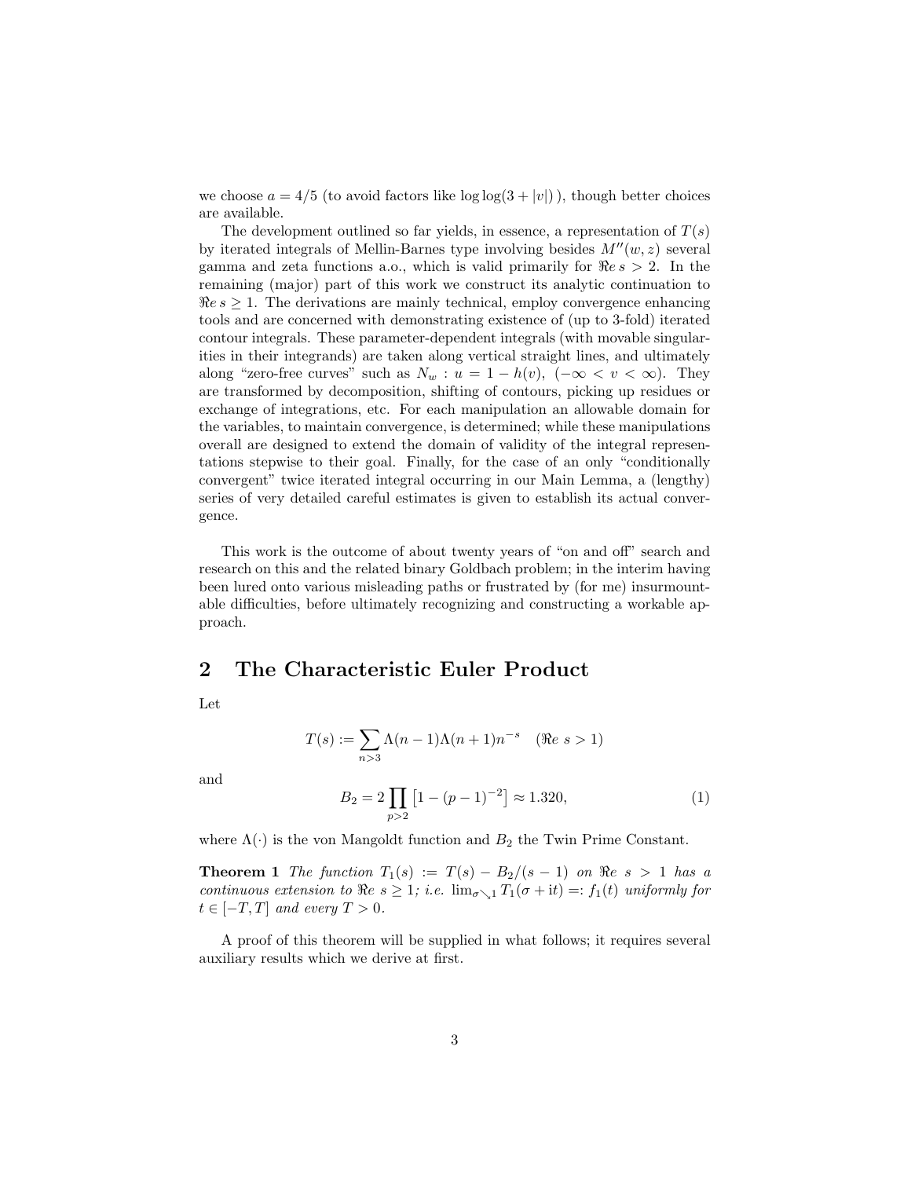we choose $a = 4/5$ (to avoid factors like $\log\log(3 + |v|)$ ), though better choices are available.

The development outlined so far yields, in essence, a representation of $T(s)$ by iterated integrals of Mellin-Barnes type involving besides $M''(w, z)$ several gamma and zeta functions a.o., which is valid primarily for $\Re e\, s > 2$. In the remaining (major) part of this work we construct its analytic continuation to $\Re e\, s \geq 1$. The derivations are mainly technical, employ convergence enhancing tools and are concerned with demonstrating existence of (up to 3-fold) iterated contour integrals. These parameter-dependent integrals (with movable singularities in their integrands) are taken along vertical straight lines, and ultimately along "zero-free curves" such as $N_w : u = 1 - h(v), \ (-\infty < v < \infty)$. They are transformed by decomposition, shifting of contours, picking up residues or exchange of integrations, etc. For each manipulation an allowable domain for the variables, to maintain convergence, is determined; while these manipulations overall are designed to extend the domain of validity of the integral representations stepwise to their goal. Finally, for the case of an only "conditionally convergent" twice iterated integral occurring in our Main Lemma, a (lengthy) series of very detailed careful estimates is given to establish its actual convergence.

This work is the outcome of about twenty years of "on and off" search and research on this and the related binary Goldbach problem; in the interim having been lured onto various misleading paths or frustrated by (for me) insurmountable difficulties, before ultimately recognizing and constructing a workable approach.

## 2 The Characteristic Euler Product

Let

$$T(s) := \sum_{n>3} \Lambda(n-1)\Lambda(n+1)n^{-s} \quad (\Re e\ s > 1)$$

and

$$B_2 = 2 \prod_{p>2} \left[1 - (p-1)^{-2}\right] \approx 1.320, \tag{1}$$

where $\Lambda(\cdot)$ is the von Mangoldt function and $B_2$ the Twin Prime Constant.

**Theorem 1** *The function $T_1(s) := T(s) - B_2/(s-1)$ on $\Re e\ s > 1$ has a continuous extension to $\Re e\ s \geq 1$; i.e. $\lim_{\sigma \searrow 1} T_1(\sigma + \mathrm{i}t) =: f_1(t)$ uniformly for $t \in [-T, T]$ and every $T > 0$.*

A proof of this theorem will be supplied in what follows; it requires several auxiliary results which we derive at first.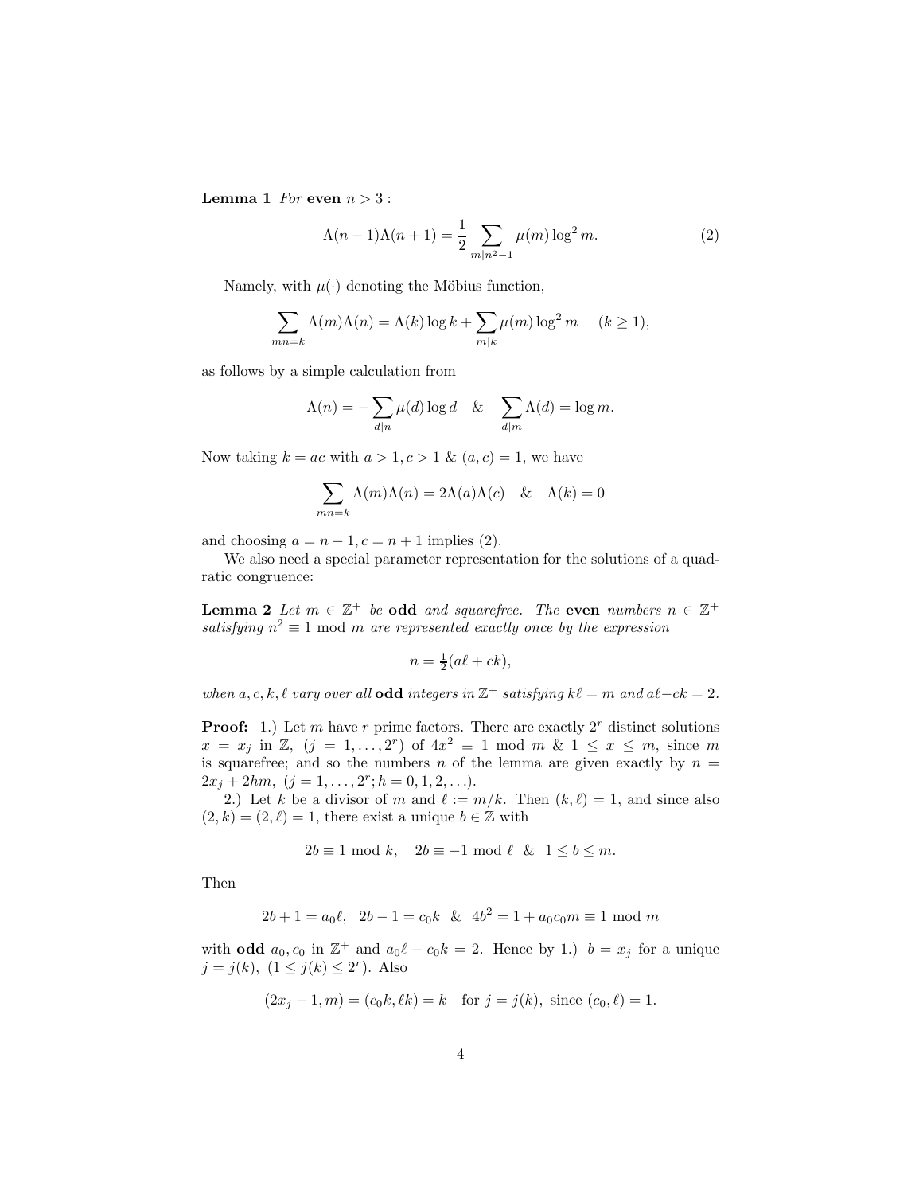**Lemma 1** *For* **even** $n > 3$ :

$$\Lambda(n-1)\Lambda(n+1) = \frac{1}{2} \sum_{m|n^2-1} \mu(m) \log^2 m. \tag{2}$$

Namely, with $\mu(\cdot)$ denoting the Möbius function,

$$\sum_{mn=k} \Lambda(m)\Lambda(n) = \Lambda(k)\log k + \sum_{m|k} \mu(m) \log^2 m \quad (k \geq 1),$$

as follows by a simple calculation from

$$\Lambda(n) = -\sum_{d|n} \mu(d) \log d \quad \& \quad \sum_{d|m} \Lambda(d) = \log m.$$

Now taking $k = ac$ with $a > 1, c > 1$ & $(a, c) = 1$, we have

$$\sum_{mn=k} \Lambda(m)\Lambda(n) = 2\Lambda(a)\Lambda(c) \quad \& \quad \Lambda(k) = 0$$

and choosing $a = n - 1, c = n + 1$ implies (2).

We also need a special parameter representation for the solutions of a quadratic congruence:

**Lemma 2** *Let $m \in \mathbb{Z}^+$ be* **odd** *and squarefree. The* **even** *numbers $n \in \mathbb{Z}^+$ satisfying $n^2 \equiv 1 \bmod m$ are represented exactly once by the expression*

$$n = \tfrac{1}{2}(a\ell + ck),$$

*when $a, c, k, \ell$ vary over all* **odd** *integers in $\mathbb{Z}^+$ satisfying $k\ell = m$ and $a\ell - ck = 2$.*

**Proof:** 1.) Let $m$ have $r$ prime factors. There are exactly $2^r$ distinct solutions $x = x_j$ in $\mathbb{Z}$, $(j = 1, \ldots, 2^r)$ of $4x^2 \equiv 1 \bmod m$ & $1 \leq x \leq m$, since $m$ is squarefree; and so the numbers $n$ of the lemma are given exactly by $n = 2x_j + 2hm$, $(j = 1, \ldots, 2^r; h = 0, 1, 2, \ldots)$.

2.) Let $k$ be a divisor of $m$ and $\ell := m/k$. Then $(k, \ell) = 1$, and since also $(2, k) = (2, \ell) = 1$, there exist a unique $b \in \mathbb{Z}$ with

$$2b \equiv 1 \bmod k, \quad 2b \equiv -1 \bmod \ell \;\; \& \;\; 1 \leq b \leq m.$$

Then

$$2b + 1 = a_0\ell, \;\; 2b - 1 = c_0 k \;\; \& \;\; 4b^2 = 1 + a_0 c_0 m \equiv 1 \bmod m$$

with **odd** $a_0, c_0$ in $\mathbb{Z}^+$ and $a_0\ell - c_0 k = 2$. Hence by 1.) $b = x_j$ for a unique $j = j(k)$, $(1 \leq j(k) \leq 2^r)$. Also

$$(2x_j - 1, m) = (c_0 k, \ell k) = k \quad \text{for } j = j(k), \text{ since } (c_0, \ell) = 1.$$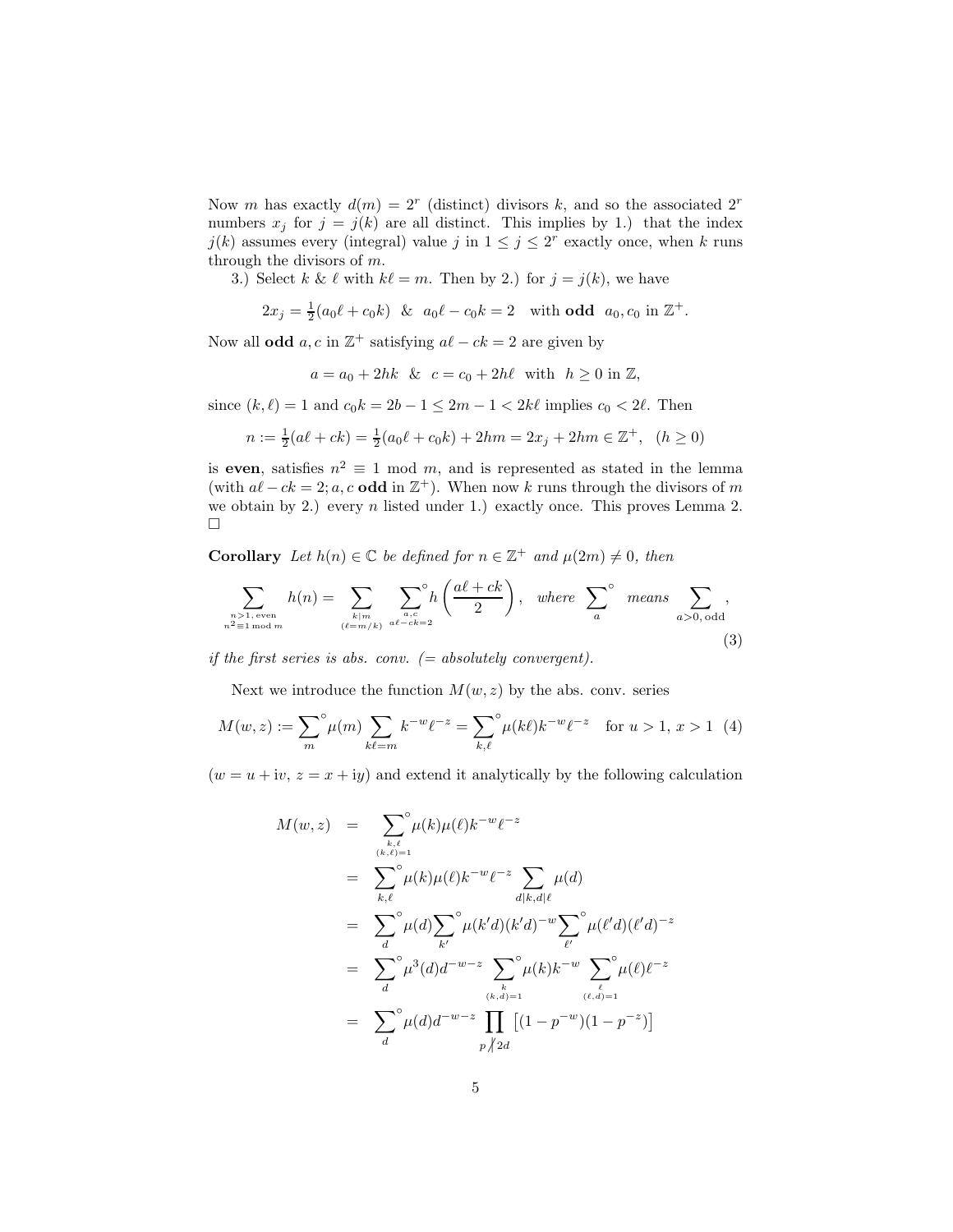Now $m$ has exactly $d(m) = 2^r$ (distinct) divisors $k$, and so the associated $2^r$ numbers $x_j$ for $j = j(k)$ are all distinct. This implies by 1.) that the index $j(k)$ assumes every (integral) value $j$ in $1 \le j \le 2^r$ exactly once, when $k$ runs through the divisors of $m$.

3.) Select $k$ & $\ell$ with $k\ell = m$. Then by 2.) for $j = j(k)$, we have

$$2x_j = \tfrac{1}{2}(a_0\ell + c_0 k) \;\;\&\;\; a_0\ell - c_0 k = 2 \quad \text{with } \textbf{odd} \;\; a_0, c_0 \text{ in } \mathbb{Z}^+.$$

Now all **odd** $a, c$ in $\mathbb{Z}^+$ satisfying $a\ell - ck = 2$ are given by

$$a = a_0 + 2hk \;\;\&\;\; c = c_0 + 2h\ell \quad \text{with } \; h \ge 0 \text{ in } \mathbb{Z},$$

since $(k, \ell) = 1$ and $c_0 k = 2b - 1 \le 2m - 1 < 2k\ell$ implies $c_0 < 2\ell$. Then

$$n := \tfrac{1}{2}(a\ell + ck) = \tfrac{1}{2}(a_0\ell + c_0 k) + 2hm = 2x_j + 2hm \in \mathbb{Z}^+, \quad (h \ge 0)$$

is **even**, satisfies $n^2 \equiv 1 \bmod m$, and is represented as stated in the lemma (with $a\ell - ck = 2; a, c$ **odd** in $\mathbb{Z}^+$). When now $k$ runs through the divisors of $m$ we obtain by 2.) every $n$ listed under 1.) exactly once. This proves Lemma 2. $\square$

**Corollary** *Let $h(n) \in \mathbb{C}$ be defined for $n \in \mathbb{Z}^+$ and $\mu(2m) \neq 0$, then*

$$\sum_{\substack{n>1,\,\text{even} \\ n^2 \equiv 1 \bmod m}} h(n) = \sum_{\substack{k|m \\ (\ell = m/k)}} \; \sum_{\substack{a,c \\ a\ell - ck = 2}}^{\circ} h\left(\frac{a\ell + ck}{2}\right), \quad \textit{where} \;\; \sum_{a}^{\circ} \;\; \textit{means} \;\; \sum_{a>0,\,\text{odd}}, \tag{3}$$

*if the first series is abs. conv. (= absolutely convergent).*

Next we introduce the function $M(w, z)$ by the abs. conv. series

$$M(w,z) := \sum_{m}^{\circ} \mu(m) \sum_{k\ell = m} k^{-w}\ell^{-z} = \sum_{k,\ell}^{\circ} \mu(k\ell) k^{-w}\ell^{-z} \quad \text{for } u > 1, \; x > 1 \tag{4}$$

($w = u + \mathrm{i}v$, $z = x + \mathrm{i}y$) and extend it analytically by the following calculation

$$\begin{aligned}
M(w,z) &= \sum_{\substack{k,\ell \\ (k,\ell)=1}}^{\circ} \mu(k)\mu(\ell) k^{-w}\ell^{-z} \\
&= \sum_{k,\ell}^{\circ} \mu(k)\mu(\ell) k^{-w}\ell^{-z} \sum_{d|k, d|\ell} \mu(d) \\
&= \sum_{d}^{\circ} \mu(d) \sum_{k'}^{\circ} \mu(k'd)(k'd)^{-w} \sum_{\ell'}^{\circ} \mu(\ell'd)(\ell'd)^{-z} \\
&= \sum_{d}^{\circ} \mu^3(d) d^{-w-z} \sum_{\substack{k \\ (k,d)=1}}^{\circ} \mu(k) k^{-w} \sum_{\substack{\ell \\ (\ell,d)=1}}^{\circ} \mu(\ell)\ell^{-z} \\
&= \sum_{d}^{\circ} \mu(d) d^{-w-z} \prod_{p \nmid 2d} \left[(1 - p^{-w})(1 - p^{-z})\right]
\end{aligned}$$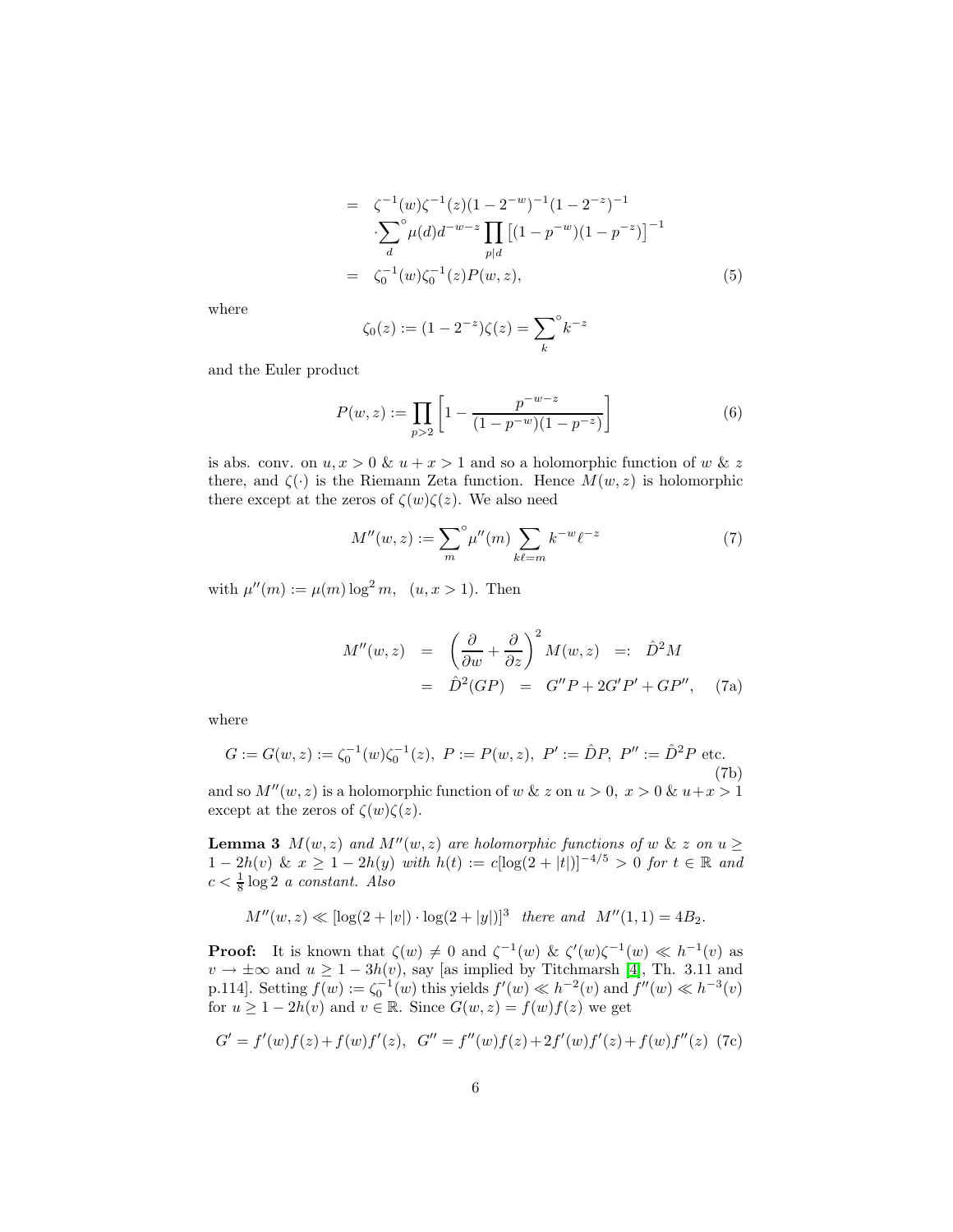$$
\begin{aligned}
&= \zeta^{-1}(w)\zeta^{-1}(z)(1-2^{-w})^{-1}(1-2^{-z})^{-1} \\
&\quad \cdot \sum_d{}^{\circ} \mu(d) d^{-w-z} \prod_{p|d} \left[(1-p^{-w})(1-p^{-z})\right]^{-1} \\
&= \zeta_0^{-1}(w)\zeta_0^{-1}(z)P(w,z), \qquad (5)
\end{aligned}
$$

where

$$
\zeta_0(z) := (1-2^{-z})\zeta(z) = \sum_k{}^{\circ} k^{-z}
$$

and the Euler product

$$
P(w,z) := \prod_{p>2} \left[1 - \frac{p^{-w-z}}{(1-p^{-w})(1-p^{-z})}\right] \qquad (6)
$$

is abs. conv. on $u, x > 0$ & $u + x > 1$ and so a holomorphic function of $w$ & $z$ there, and $\zeta(\cdot)$ is the Riemann Zeta function. Hence $M(w,z)$ is holomorphic there except at the zeros of $\zeta(w)\zeta(z)$. We also need

$$
M''(w,z) := \sum_m{}^{\circ} \mu''(m) \sum_{k\ell=m} k^{-w}\ell^{-z} \qquad (7)
$$

with $\mu''(m) := \mu(m)\log^2 m, \ \ (u, x > 1)$. Then

$$
\begin{aligned}
M''(w,z) &= \left(\frac{\partial}{\partial w} + \frac{\partial}{\partial z}\right)^2 M(w,z) \ =: \ \hat{D}^2 M \\
&= \hat{D}^2(GP) \ = \ G''P + 2G'P' + GP'', \qquad (7a)
\end{aligned}
$$

where

$$
G := G(w,z) := \zeta_0^{-1}(w)\zeta_0^{-1}(z), \ P := P(w,z), \ P' := \hat{D}P, \ P'' := \hat{D}^2 P \text{ etc.} \qquad (7b)
$$

and so $M''(w,z)$ is a holomorphic function of $w$ & $z$ on $u > 0, \ x > 0$ & $u + x > 1$ except at the zeros of $\zeta(w)\zeta(z)$.

**Lemma 3** *$M(w,z)$ and $M''(w,z)$ are holomorphic functions of $w$ & $z$ on $u \geq 1 - 2h(v)$ & $x \geq 1 - 2h(y)$ with $h(t) := c[\log(2+|t|)]^{-4/5} > 0$ for $t \in \mathbb{R}$ and $c < \frac{1}{8}\log 2$ a constant. Also*

$$
M''(w,z) \ll [\log(2+|v|)\cdot\log(2+|y|)]^3 \ \ \textit{there and} \ \ M''(1,1) = 4B_2.
$$

**Proof:** It is known that $\zeta(w) \neq 0$ and $\zeta^{-1}(w)$ & $\zeta'(w)\zeta^{-1}(w) \ll h^{-1}(v)$ as $v \to \pm\infty$ and $u \geq 1 - 3h(v)$, say [as implied by Titchmarsh [4], Th. 3.11 and p.114]. Setting $f(w) := \zeta_0^{-1}(w)$ this yields $f'(w) \ll h^{-2}(v)$ and $f''(w) \ll h^{-3}(v)$ for $u \geq 1 - 2h(v)$ and $v \in \mathbb{R}$. Since $G(w,z) = f(w)f(z)$ we get

$$
G' = f'(w)f(z) + f(w)f'(z), \ \ G'' = f''(w)f(z) + 2f'(w)f'(z) + f(w)f''(z) \ \ (7c)
$$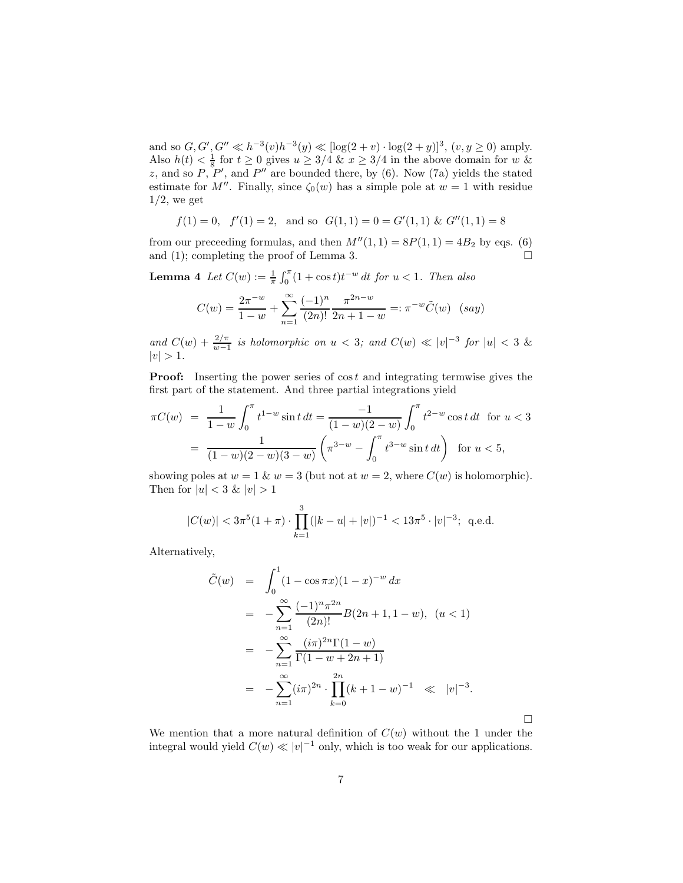and so $G, G', G'' \ll h^{-3}(v)h^{-3}(y) \ll [\log(2+v)\cdot\log(2+y)]^3$, $(v, y \geq 0)$ amply. Also $h(t) < \frac{1}{8}$ for $t \geq 0$ gives $u \geq 3/4$ & $x \geq 3/4$ in the above domain for $w$ & $z$, and so $P$, $P'$, and $P''$ are bounded there, by (6). Now (7a) yields the stated estimate for $M''$. Finally, since $\zeta_0(w)$ has a simple pole at $w = 1$ with residue $1/2$, we get

$$f(1) = 0, \quad f'(1) = 2, \quad \text{and so} \quad G(1,1) = 0 = G'(1,1) \;\&\; G''(1,1) = 8$$

from our preceeding formulas, and then $M''(1,1) = 8P(1,1) = 4B_2$ by eqs. (6) and (1); completing the proof of Lemma 3. $\square$

**Lemma 4** *Let $C(w) := \frac{1}{\pi}\int_0^\pi (1+\cos t)t^{-w}\,dt$ for $u < 1$. Then also*

$$C(w) = \frac{2\pi^{-w}}{1-w} + \sum_{n=1}^{\infty} \frac{(-1)^n}{(2n)!}\frac{\pi^{2n-w}}{2n+1-w} =: \pi^{-w}\tilde{C}(w) \quad (say)$$

*and $C(w) + \frac{2/\pi}{w-1}$ is holomorphic on $u < 3$; and $C(w) \ll |v|^{-3}$ for $|u| < 3$ & $|v| > 1$.*

**Proof:** Inserting the power series of $\cos t$ and integrating termwise gives the first part of the statement. And three partial integrations yield

$$\begin{aligned}
\pi C(w) &= \frac{1}{1-w}\int_0^\pi t^{1-w}\sin t\,dt = \frac{-1}{(1-w)(2-w)}\int_0^\pi t^{2-w}\cos t\,dt \quad \text{for } u < 3 \\
&= \frac{1}{(1-w)(2-w)(3-w)}\left(\pi^{3-w} - \int_0^\pi t^{3-w}\sin t\,dt\right) \quad \text{for } u < 5,
\end{aligned}$$

showing poles at $w = 1$ & $w = 3$ (but not at $w = 2$, where $C(w)$ is holomorphic). Then for $|u| < 3$ & $|v| > 1$

$$|C(w)| < 3\pi^5(1+\pi)\cdot\prod_{k=1}^{3}(|k-u|+|v|)^{-1} < 13\pi^5\cdot|v|^{-3}; \text{ q.e.d.}$$

Alternatively,

$$\begin{aligned}
\tilde{C}(w) &= \int_0^1 (1-\cos\pi x)(1-x)^{-w}\,dx \\
&= -\sum_{n=1}^{\infty}\frac{(-1)^n\pi^{2n}}{(2n)!}B(2n+1, 1-w), \quad (u < 1) \\
&= -\sum_{n=1}^{\infty}\frac{(i\pi)^{2n}\Gamma(1-w)}{\Gamma(1-w+2n+1)} \\
&= -\sum_{n=1}^{\infty}(i\pi)^{2n}\cdot\prod_{k=0}^{2n}(k+1-w)^{-1} \quad \ll \quad |v|^{-3}.
\end{aligned}$$

$\square$

We mention that a more natural definition of $C(w)$ without the 1 under the integral would yield $C(w) \ll |v|^{-1}$ only, which is too weak for our applications.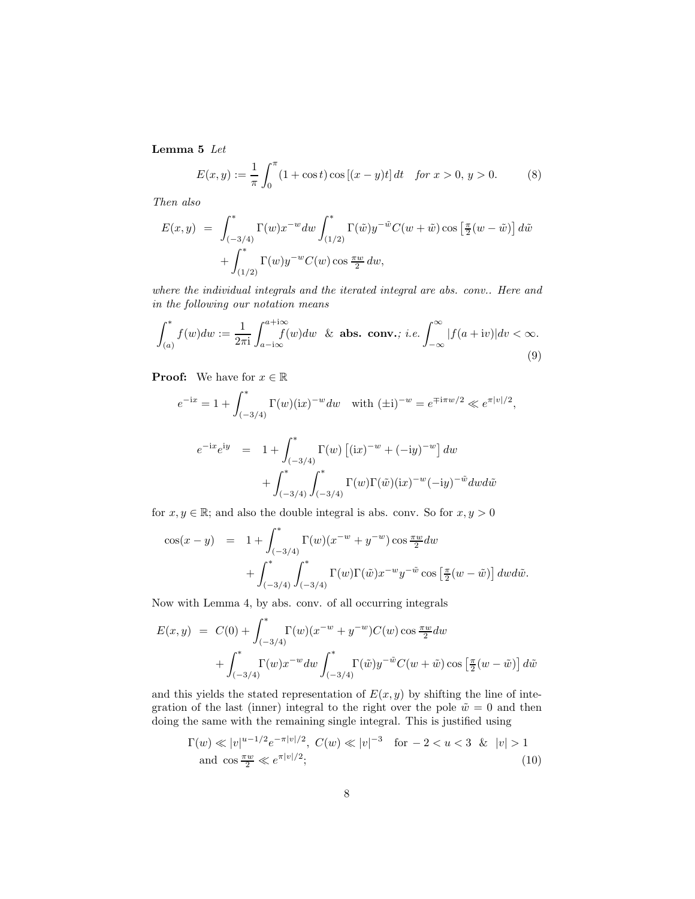**Lemma 5** *Let*

$$E(x,y) := \frac{1}{\pi}\int_0^\pi (1+\cos t)\cos\left[(x-y)t\right]dt \quad \textit{for } x>0,\ y>0. \tag{8}$$

*Then also*

$$\begin{aligned} E(x,y) &= \int_{(-3/4)}^{*} \Gamma(w)x^{-w}dw \int_{(1/2)}^{*} \Gamma(\tilde{w})y^{-\tilde{w}}C(w+\tilde{w})\cos\left[\tfrac{\pi}{2}(w-\tilde{w})\right]d\tilde{w} \\ &\quad + \int_{(1/2)}^{*} \Gamma(w)y^{-w}C(w)\cos\tfrac{\pi w}{2}\,dw, \end{aligned}$$

*where the individual integrals and the iterated integral are abs. conv.. Here and in the following our notation means*

$$\int_{(a)}^{*} f(w)dw := \frac{1}{2\pi \mathrm{i}}\int_{a-\mathrm{i}\infty}^{a+\mathrm{i}\infty} f(w)dw \ \ \& \ \textbf{abs. conv.}\textit{; i.e.} \int_{-\infty}^{\infty}|f(a+\mathrm{i}v)|dv<\infty. \tag{9}$$

**Proof:** We have for $x \in \mathbb{R}$

$$e^{-\mathrm{i}x} = 1 + \int_{(-3/4)}^{*}\Gamma(w)(\mathrm{i}x)^{-w}dw \quad \text{with } (\pm\mathrm{i})^{-w} = e^{\mp \mathrm{i}\pi w/2} \ll e^{\pi|v|/2},$$

$$\begin{aligned} e^{-\mathrm{i}x}e^{\mathrm{i}y} &= 1 + \int_{(-3/4)}^{*}\Gamma(w)\left[(\mathrm{i}x)^{-w} + (-\mathrm{i}y)^{-w}\right]dw \\ &\quad + \int_{(-3/4)}^{*}\int_{(-3/4)}^{*}\Gamma(w)\Gamma(\tilde{w})(\mathrm{i}x)^{-w}(-\mathrm{i}y)^{-\tilde{w}}dwd\tilde{w} \end{aligned}$$

for $x,y \in \mathbb{R}$; and also the double integral is abs. conv. So for $x,y>0$

$$\begin{aligned} \cos(x-y) &= 1 + \int_{(-3/4)}^{*}\Gamma(w)(x^{-w}+y^{-w})\cos\tfrac{\pi w}{2}dw \\ &\quad + \int_{(-3/4)}^{*}\int_{(-3/4)}^{*}\Gamma(w)\Gamma(\tilde{w})x^{-w}y^{-\tilde{w}}\cos\left[\tfrac{\pi}{2}(w-\tilde{w})\right]dwd\tilde{w}. \end{aligned}$$

Now with Lemma 4, by abs. conv. of all occurring integrals

$$\begin{aligned} E(x,y) &= C(0) + \int_{(-3/4)}^{*}\Gamma(w)(x^{-w}+y^{-w})C(w)\cos\tfrac{\pi w}{2}dw \\ &\quad + \int_{(-3/4)}^{*}\Gamma(w)x^{-w}dw\int_{(-3/4)}^{*}\Gamma(\tilde{w})y^{-\tilde{w}}C(w+\tilde{w})\cos\left[\tfrac{\pi}{2}(w-\tilde{w})\right]d\tilde{w} \end{aligned}$$

and this yields the stated representation of $E(x,y)$ by shifting the line of integration of the last (inner) integral to the right over the pole $\tilde{w}=0$ and then doing the same with the remaining single integral. This is justified using

$$\begin{aligned} &\Gamma(w) \ll |v|^{u-1/2}e^{-\pi|v|/2},\ C(w) \ll |v|^{-3} \quad \text{for } -2<u<3 \ \ \& \ \ |v|>1 \\ &\text{and } \cos\tfrac{\pi w}{2} \ll e^{\pi|v|/2}; \end{aligned} \tag{10}$$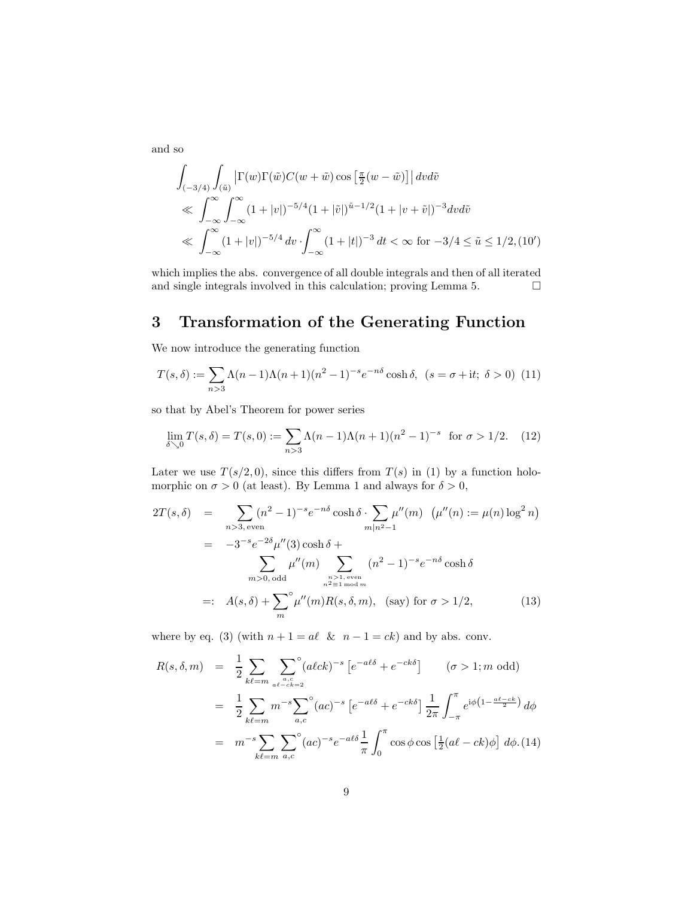and so

$$\int_{(-3/4)}\int_{(\tilde{u})}\left|\Gamma(w)\Gamma(\tilde{w})C(w+\tilde{w})\cos\left[\tfrac{\pi}{2}(w-\tilde{w})\right]\right|dvd\tilde{v}$$

$$\ll \int_{-\infty}^{\infty}\int_{-\infty}^{\infty}(1+|v|)^{-5/4}(1+|\tilde{v}|)^{\tilde{u}-1/2}(1+|v+\tilde{v}|)^{-3}dvd\tilde{v}$$

$$\ll \int_{-\infty}^{\infty}(1+|v|)^{-5/4}\,dv\cdot\int_{-\infty}^{\infty}(1+|t|)^{-3}\,dt<\infty \text{ for } -3/4\le\tilde{u}\le 1/2,\quad(10')$$

which implies the abs. convergence of all double integrals and then of all iterated and single integrals involved in this calculation; proving Lemma 5. □

## 3 Transformation of the Generating Function

We now introduce the generating function

$$T(s,\delta):=\sum_{n>3}\Lambda(n-1)\Lambda(n+1)(n^2-1)^{-s}e^{-n\delta}\cosh\delta,\ \ (s=\sigma+\mathrm{i}t;\ \delta>0)\quad(11)$$

so that by Abel's Theorem for power series

$$\lim_{\delta\searrow 0}T(s,\delta)=T(s,0):=\sum_{n>3}\Lambda(n-1)\Lambda(n+1)(n^2-1)^{-s}\ \text{ for } \sigma>1/2.\quad(12)$$

Later we use $T(s/2,0)$, since this differs from $T(s)$ in (1) by a function holomorphic on $\sigma>0$ (at least). By Lemma 1 and always for $\delta>0$,

$$\begin{aligned}
2T(s,\delta) &= \sum_{n>3,\,\text{even}}(n^2-1)^{-s}e^{-n\delta}\cosh\delta\cdot\sum_{m|n^2-1}\mu''(m)\ \ \left(\mu''(n):=\mu(n)\log^2 n\right)\\
&= -3^{-s}e^{-2\delta}\mu''(3)\cosh\delta+\\
&\qquad\sum_{m>0,\,\text{odd}}\mu''(m)\sum_{\substack{n>1,\,\text{even}\\ n^2\equiv 1\bmod m}}(n^2-1)^{-s}e^{-n\delta}\cosh\delta\\
&=: A(s,\delta)+\sum_m{}^{\circ}\mu''(m)R(s,\delta,m),\ \ \text{(say) for } \sigma>1/2,
\end{aligned}\quad(13)$$

where by eq. (3) (with $n+1=a\ell$ & $n-1=ck$) and by abs. conv.

$$\begin{aligned}
R(s,\delta,m) &= \frac{1}{2}\sum_{k\ell=m}\sum_{\substack{a,c\\ a\ell-ck=2}}^{\circ}(a\ell ck)^{-s}\left[e^{-a\ell\delta}+e^{-ck\delta}\right]\qquad(\sigma>1;\,m\text{ odd})\\
&= \frac{1}{2}\sum_{k\ell=m}m^{-s}\sum_{a,c}^{\circ}(ac)^{-s}\left[e^{-a\ell\delta}+e^{-ck\delta}\right]\frac{1}{2\pi}\int_{-\pi}^{\pi}e^{\mathrm{i}\phi\left(1-\frac{a\ell-ck}{2}\right)}\,d\phi\\
&= m^{-s}\sum_{k\ell=m}\sum_{a,c}^{\circ}(ac)^{-s}e^{-a\ell\delta}\frac{1}{\pi}\int_0^{\pi}\cos\phi\cos\left[\tfrac{1}{2}(a\ell-ck)\phi\right]\,d\phi.
\end{aligned}\quad(14)$$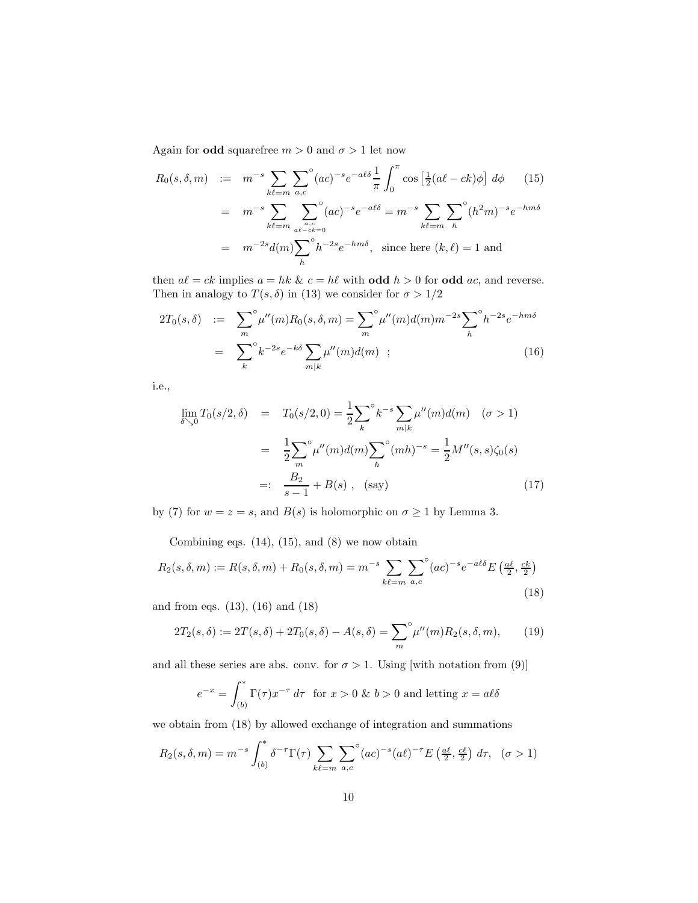Again for **odd** squarefree $m > 0$ and $\sigma > 1$ let now

$$
\begin{aligned}
R_0(s,\delta,m) &:= m^{-s} \sum_{k\ell=m} \sum_{a,c}^{\circ} (ac)^{-s} e^{-a\ell\delta} \frac{1}{\pi} \int_0^{\pi} \cos\left[\tfrac{1}{2}(a\ell - ck)\phi\right] \, d\phi \qquad (15) \\
&= m^{-s} \sum_{k\ell=m} \sum_{\substack{a,c \\ a\ell - ck = 0}}^{\circ} (ac)^{-s} e^{-a\ell\delta} = m^{-s} \sum_{k\ell=m} \sum_{h}^{\circ} (h^2 m)^{-s} e^{-hm\delta} \\
&= m^{-2s} d(m) \sum_{h}^{\circ} h^{-2s} e^{-hm\delta}, \quad \text{since here } (k,\ell) = 1 \text{ and}
\end{aligned}
$$

then $a\ell = ck$ implies $a = hk$ & $c = h\ell$ with **odd** $h > 0$ for **odd** $ac$, and reverse. Then in analogy to $T(s,\delta)$ in (13) we consider for $\sigma > 1/2$

$$
\begin{aligned}
2T_0(s,\delta) &:= \sum_{m}^{\circ} \mu''(m) R_0(s,\delta,m) = \sum_{m}^{\circ} \mu''(m) d(m) m^{-2s} \sum_{h}^{\circ} h^{-2s} e^{-hm\delta} \\
&= \sum_{k}^{\circ} k^{-2s} e^{-k\delta} \sum_{m|k} \mu''(m) d(m) \ ; \qquad (16)
\end{aligned}
$$

i.e.,

$$
\begin{aligned}
\lim_{\delta \searrow 0} T_0(s/2,\delta) &= T_0(s/2, 0) = \frac{1}{2} \sum_{k}^{\circ} k^{-s} \sum_{m|k} \mu''(m) d(m) \quad (\sigma > 1) \\
&= \frac{1}{2} \sum_{m}^{\circ} \mu''(m) d(m) \sum_{h}^{\circ} (mh)^{-s} = \frac{1}{2} M''(s,s) \zeta_0(s) \\
&=: \frac{B_2}{s-1} + B(s) \ , \quad \text{(say)} \qquad (17)
\end{aligned}
$$

by (7) for $w = z = s$, and $B(s)$ is holomorphic on $\sigma \geq 1$ by Lemma 3.

Combining eqs. (14), (15), and (8) we now obtain

$$
R_2(s,\delta,m) := R(s,\delta,m) + R_0(s,\delta,m) = m^{-s} \sum_{k\ell=m} \sum_{a,c}^{\circ} (ac)^{-s} e^{-a\ell\delta} E\left(\tfrac{a\ell}{2}, \tfrac{ck}{2}\right) \qquad (18)
$$

and from eqs. (13), (16) and (18)

$$
2T_2(s,\delta) := 2T(s,\delta) + 2T_0(s,\delta) - A(s,\delta) = \sum_{m}^{\circ} \mu''(m) R_2(s,\delta,m), \qquad (19)
$$

and all these series are abs. conv. for $\sigma > 1$. Using [with notation from (9)]

$$
e^{-x} = \int_{(b)}^{*} \Gamma(\tau) x^{-\tau} \, d\tau \quad \text{for } x > 0 \text{ \& } b > 0 \text{ and letting } x = a\ell\delta
$$

we obtain from (18) by allowed exchange of integration and summations

$$
R_2(s,\delta,m) = m^{-s} \int_{(b)}^{*} \delta^{-\tau} \Gamma(\tau) \sum_{k\ell=m} \sum_{a,c}^{\circ} (ac)^{-s} (a\ell)^{-\tau} E\left(\tfrac{a\ell}{2}, \tfrac{c\ell}{2}\right) \, d\tau, \quad (\sigma > 1)
$$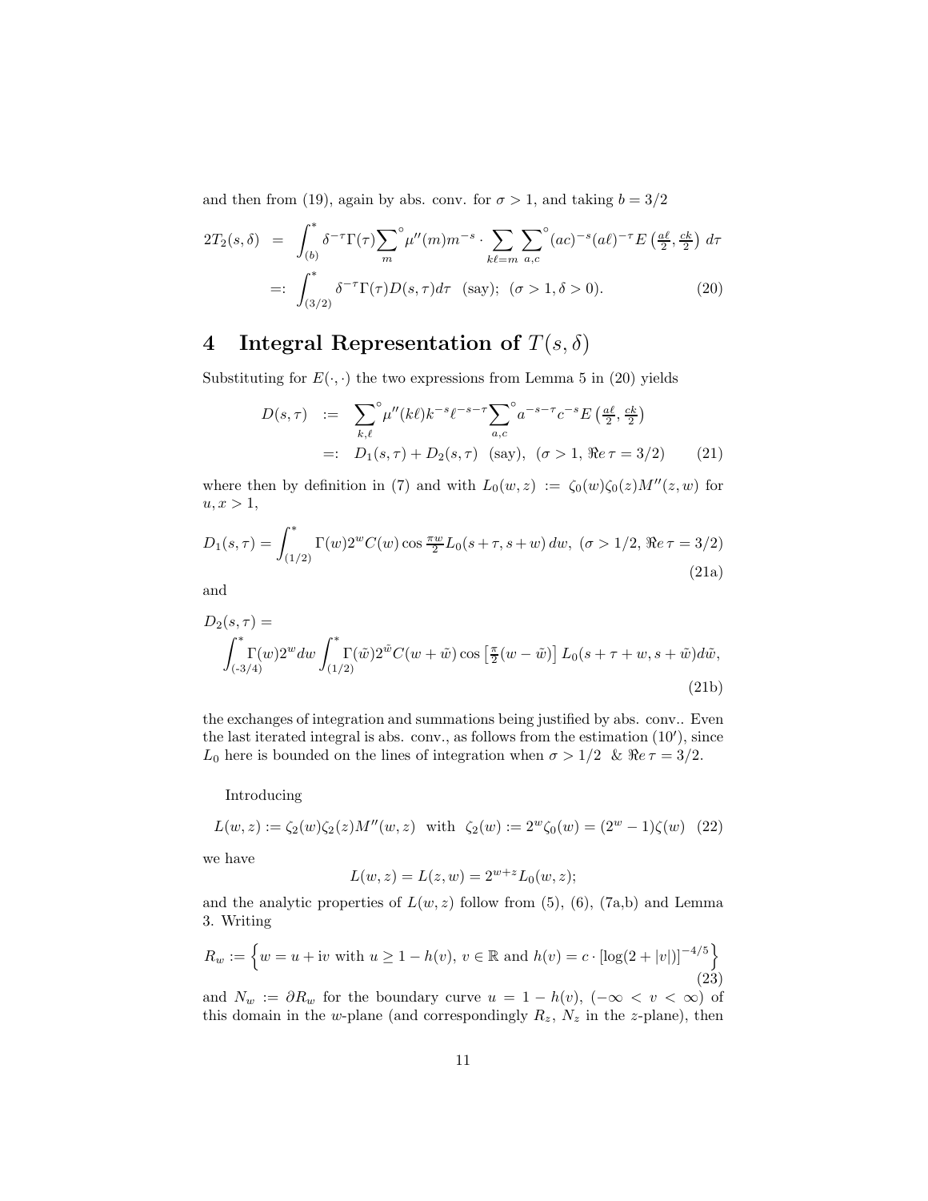and then from (19), again by abs. conv. for $\sigma > 1$, and taking $b = 3/2$

$$\begin{aligned} 2T_2(s,\delta) &= \int_{(b)}^{*} \delta^{-\tau}\Gamma(\tau) \sum_{m}^{\circ} \mu''(m) m^{-s} \cdot \sum_{k\ell=m} \sum_{a,c}^{\circ} (ac)^{-s}(a\ell)^{-\tau} E\left(\tfrac{a\ell}{2}, \tfrac{ck}{2}\right) d\tau \\ &=: \int_{(3/2)}^{*} \delta^{-\tau}\Gamma(\tau) D(s,\tau) d\tau \quad \text{(say);} \quad (\sigma > 1, \delta > 0). \end{aligned} \tag{20}$$

## 4 Integral Representation of $T(s, \delta)$

Substituting for $E(\cdot,\cdot)$ the two expressions from Lemma 5 in (20) yields

$$\begin{aligned} D(s,\tau) &:= \sum_{k,\ell}^{\circ} \mu''(k\ell) k^{-s} \ell^{-s-\tau} \sum_{a,c}^{\circ} a^{-s-\tau} c^{-s} E\left(\tfrac{a\ell}{2}, \tfrac{ck}{2}\right) \\ &=: D_1(s,\tau) + D_2(s,\tau) \quad \text{(say)}, \quad (\sigma > 1, \Re e\, \tau = 3/2) \end{aligned} \tag{21}$$

where then by definition in (7) and with $L_0(w,z) := \zeta_0(w)\zeta_0(z)M''(z,w)$ for $u, x > 1$,

$$D_1(s,\tau) = \int_{(1/2)}^{*} \Gamma(w) 2^w C(w) \cos\tfrac{\pi w}{2} L_0(s+\tau, s+w)\, dw, \ (\sigma > 1/2, \Re e\, \tau = 3/2) \tag{21a}$$

and

$$D_2(s,\tau) = \int_{(-3/4)}^{*} \Gamma(w) 2^w dw \int_{(1/2)}^{*} \Gamma(\tilde{w}) 2^{\tilde{w}} C(w+\tilde{w}) \cos\left[\tfrac{\pi}{2}(w-\tilde{w})\right] L_0(s+\tau+w, s+\tilde{w}) d\tilde{w}, \tag{21b}$$

the exchanges of integration and summations being justified by abs. conv.. Even the last iterated integral is abs. conv., as follows from the estimation $(10')$, since $L_0$ here is bounded on the lines of integration when $\sigma > 1/2$ & $\Re e\, \tau = 3/2$.

Introducing

$$L(w,z) := \zeta_2(w)\zeta_2(z)M''(w,z) \quad \text{with} \quad \zeta_2(w) := 2^w \zeta_0(w) = (2^w - 1)\zeta(w) \tag{22}$$

we have

$$L(w,z) = L(z,w) = 2^{w+z} L_0(w,z);$$

and the analytic properties of $L(w,z)$ follow from (5), (6), (7a,b) and Lemma 3. Writing

$$R_w := \left\{ w = u + \mathrm{i}v \text{ with } u \geq 1 - h(v),\ v \in \mathbb{R} \text{ and } h(v) = c \cdot [\log(2 + |v|)]^{-4/5} \right\} \tag{23}$$

and $N_w := \partial R_w$ for the boundary curve $u = 1 - h(v)$, $(-\infty < v < \infty)$ of this domain in the $w$-plane (and correspondingly $R_z$, $N_z$ in the $z$-plane), then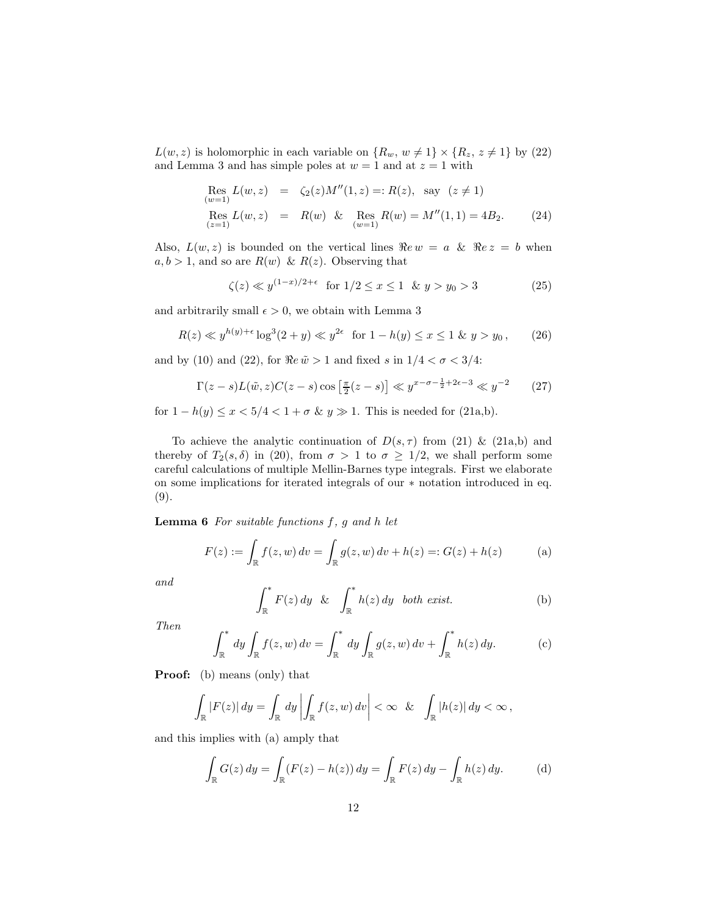$L(w,z)$ is holomorphic in each variable on $\{R_w,\, w \neq 1\} \times \{R_z,\, z \neq 1\}$ by (22) and Lemma 3 and has simple poles at $w = 1$ and at $z = 1$ with

$$
\begin{aligned}
\operatorname*{Res}_{(w=1)} L(w,z) &= \zeta_2(z) M''(1,z) =: R(z), \quad \text{say} \quad (z \neq 1) \\
\operatorname*{Res}_{(z=1)} L(w,z) &= R(w) \;\;\&\;\; \operatorname*{Res}_{(w=1)} R(w) = M''(1,1) = 4B_2. \qquad (24)
\end{aligned}
$$

Also, $L(w,z)$ is bounded on the vertical lines $\Re e\, w = a$ & $\Re e\, z = b$ when $a, b > 1$, and so are $R(w)$ & $R(z)$. Observing that

$$
\zeta(z) \ll y^{(1-x)/2+\epsilon} \quad \text{for } 1/2 \leq x \leq 1 \;\;\&\;\; y > y_0 > 3 \qquad (25)
$$

and arbitrarily small $\epsilon > 0$, we obtain with Lemma 3

$$
R(z) \ll y^{h(y)+\epsilon} \log^3(2+y) \ll y^{2\epsilon} \quad \text{for } 1 - h(y) \leq x \leq 1 \;\&\; y > y_0\,, \qquad (26)
$$

and by (10) and (22), for $\Re e\, \tilde{w} > 1$ and fixed $s$ in $1/4 < \sigma < 3/4$:

$$
\Gamma(z-s) L(\tilde{w}, z) C(z-s) \cos\left[\tfrac{\pi}{2}(z-s)\right] \ll y^{x-\sigma-\frac{1}{2}+2\epsilon-3} \ll y^{-2} \qquad (27)
$$

for $1 - h(y) \leq x < 5/4 < 1 + \sigma$ & $y \gg 1$. This is needed for (21a,b).

To achieve the analytic continuation of $D(s,\tau)$ from (21) & (21a,b) and thereby of $T_2(s,\delta)$ in (20), from $\sigma > 1$ to $\sigma \geq 1/2$, we shall perform some careful calculations of multiple Mellin-Barnes type integrals. First we elaborate on some implications for iterated integrals of our $*$ notation introduced in eq. (9).

**Lemma 6** *For suitable functions $f$, $g$ and $h$ let*

$$
F(z) := \int_{\mathbb{R}} f(z,w)\, dv = \int_{\mathbb{R}} g(z,w)\, dv + h(z) =: G(z) + h(z) \qquad \text{(a)}
$$

*and*

$$
\int_{\mathbb{R}}^{*} F(z)\, dy \;\;\&\;\; \int_{\mathbb{R}}^{*} h(z)\, dy \quad \textit{both exist.} \qquad \text{(b)}
$$

*Then*

$$
\int_{\mathbb{R}}^{*} dy \int_{\mathbb{R}} f(z,w)\, dv = \int_{\mathbb{R}}^{*} dy \int_{\mathbb{R}} g(z,w)\, dv + \int_{\mathbb{R}}^{*} h(z)\, dy. \qquad \text{(c)}
$$

**Proof:** (b) means (only) that

$$
\int_{\mathbb{R}} |F(z)|\, dy = \int_{\mathbb{R}} dy \left| \int_{\mathbb{R}} f(z,w)\, dv \right| < \infty \;\;\&\;\; \int_{\mathbb{R}} |h(z)|\, dy < \infty\,,
$$

and this implies with (a) amply that

$$
\int_{\mathbb{R}} G(z)\, dy = \int_{\mathbb{R}} (F(z) - h(z))\, dy = \int_{\mathbb{R}} F(z)\, dy - \int_{\mathbb{R}} h(z)\, dy. \qquad \text{(d)}
$$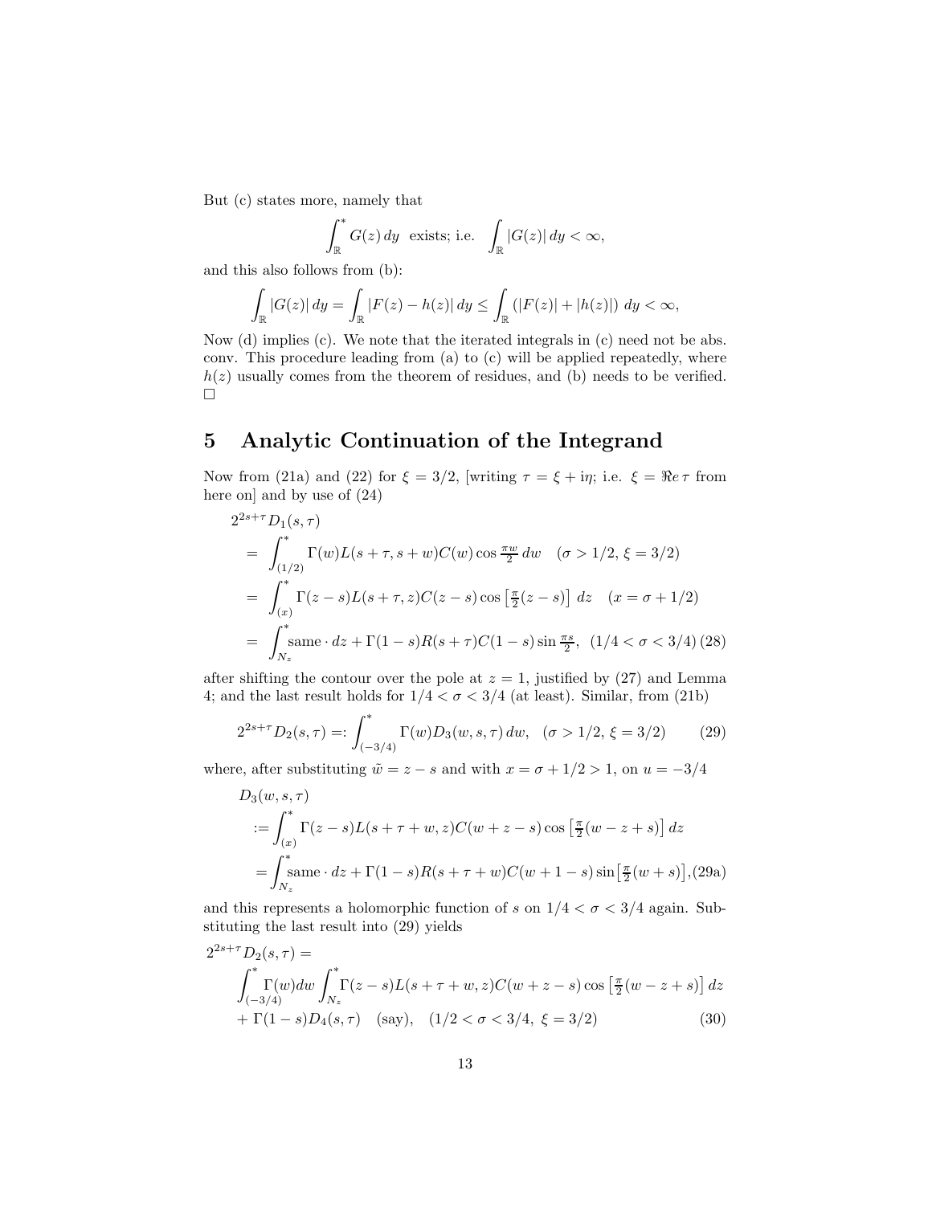But (c) states more, namely that

$$\int_{\mathbb{R}}^{*} G(z)\,dy \;\; \text{exists; i.e.} \;\; \int_{\mathbb{R}} |G(z)|\,dy < \infty,$$

and this also follows from (b):

$$\int_{\mathbb{R}} |G(z)|\,dy = \int_{\mathbb{R}} |F(z) - h(z)|\,dy \le \int_{\mathbb{R}} (|F(z)| + |h(z)|)\;dy < \infty,$$

Now (d) implies (c). We note that the iterated integrals in (c) need not be abs. conv. This procedure leading from (a) to (c) will be applied repeatedly, where $h(z)$ usually comes from the theorem of residues, and (b) needs to be verified. □

# 5 Analytic Continuation of the Integrand

Now from (21a) and (22) for $\xi = 3/2$, [writing $\tau = \xi + i\eta$; i.e. $\xi = \Re e\,\tau$ from here on] and by use of (24)

$$\begin{aligned}
&2^{2s+\tau} D_1(s,\tau) \\
&= \int_{(1/2)}^{*} \Gamma(w) L(s+\tau, s+w) C(w) \cos\tfrac{\pi w}{2}\,dw \quad (\sigma > 1/2,\ \xi = 3/2) \\
&= \int_{(x)}^{*} \Gamma(z-s) L(s+\tau, z) C(z-s) \cos\left[\tfrac{\pi}{2}(z-s)\right]\,dz \quad (x = \sigma + 1/2) \\
&= \int_{N_z}^{*} \text{same} \cdot dz + \Gamma(1-s) R(s+\tau) C(1-s) \sin\tfrac{\pi s}{2}, \;\; (1/4 < \sigma < 3/4)
\end{aligned} \tag{28}$$

after shifting the contour over the pole at $z = 1$, justified by (27) and Lemma 4; and the last result holds for $1/4 < \sigma < 3/4$ (at least). Similar, from (21b)

$$2^{2s+\tau} D_2(s,\tau) =: \int_{(-3/4)}^{*} \Gamma(w) D_3(w,s,\tau)\,dw, \quad (\sigma > 1/2,\ \xi = 3/2) \tag{29}$$

where, after substituting $\tilde{w} = z - s$ and with $x = \sigma + 1/2 > 1$, on $u = -3/4$

$$\begin{aligned}
&D_3(w,s,\tau) \\
&:= \int_{(x)}^{*} \Gamma(z-s) L(s+\tau+w, z) C(w+z-s) \cos\left[\tfrac{\pi}{2}(w-z+s)\right]\,dz \\
&= \int_{N_z}^{*} \text{same} \cdot dz + \Gamma(1-s) R(s+\tau+w) C(w+1-s) \sin\left[\tfrac{\pi}{2}(w+s)\right],
\end{aligned} \tag{29a}$$

and this represents a holomorphic function of $s$ on $1/4 < \sigma < 3/4$ again. Substituting the last result into (29) yields

$$\begin{aligned}
&2^{2s+\tau} D_2(s,\tau) = \\
&\quad \int_{(-3/4)}^{*} \Gamma(w)\,dw \int_{N_z}^{*} \Gamma(z-s) L(s+\tau+w, z) C(w+z-s) \cos\left[\tfrac{\pi}{2}(w-z+s)\right]\,dz \\
&\quad + \Gamma(1-s) D_4(s,\tau) \quad (\text{say}), \quad (1/2 < \sigma < 3/4,\ \xi = 3/2)
\end{aligned} \tag{30}$$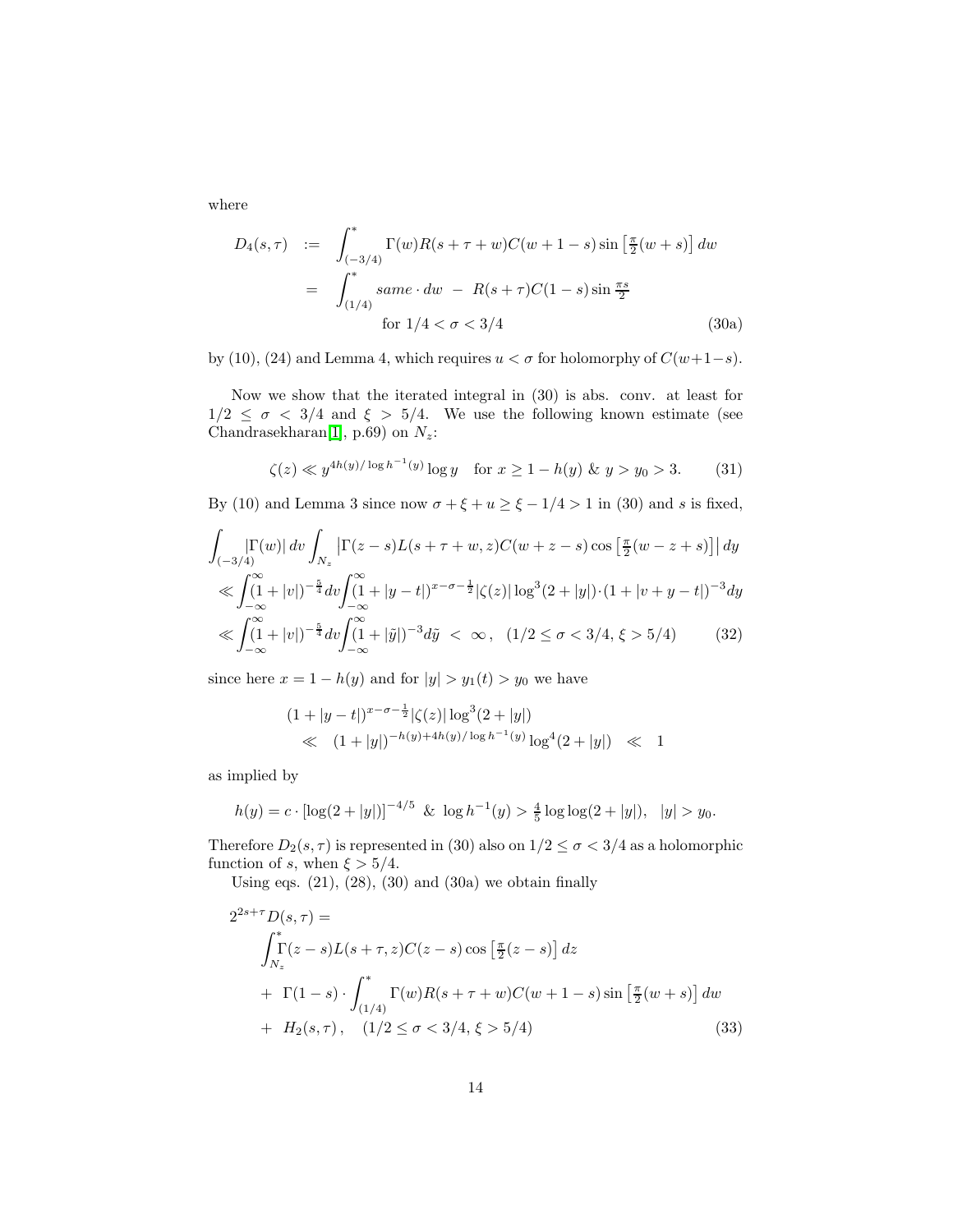where

$$
\begin{aligned}
D_4(s,\tau) \;&:=\; \int^*_{(-3/4)} \Gamma(w) R(s+\tau+w) C(w+1-s) \sin\left[\tfrac{\pi}{2}(w+s)\right] dw \\
&=\; \int^*_{(1/4)} same \cdot dw \;-\; R(s+\tau)C(1-s)\sin\tfrac{\pi s}{2} \\
&\qquad\qquad \text{for } 1/4<\sigma<3/4 \qquad\qquad\qquad\qquad (30a)
\end{aligned}
$$

by (10), (24) and Lemma 4, which requires $u<\sigma$ for holomorphy of $C(w+1-s)$.

Now we show that the iterated integral in (30) is abs. conv. at least for $1/2 \le \sigma < 3/4$ and $\xi > 5/4$. We use the following known estimate (see Chandrasekharan[1], p.69) on $N_z$:

$$
\zeta(z) \ll y^{4h(y)/\log h^{-1}(y)} \log y \quad \text{for } x \ge 1-h(y) \;\&\; y>y_0>3. \qquad (31)
$$

By (10) and Lemma 3 since now $\sigma+\xi+u \ge \xi - 1/4 > 1$ in (30) and $s$ is fixed,

$$
\begin{aligned}
&\int_{(-3/4)} |\Gamma(w)|\, dv \int_{N_z} \left|\Gamma(z-s)L(s+\tau+w,z)C(w+z-s)\cos\left[\tfrac{\pi}{2}(w-z+s)\right]\right| dy \\
&\ll \int_{-\infty}^{\infty}(1+|v|)^{-\frac{5}{4}}dv \int_{-\infty}^{\infty}(1+|y-t|)^{x-\sigma-\frac12}|\zeta(z)|\log^3(2+|y|)\cdot(1+|v+y-t|)^{-3}dy \\
&\ll \int_{-\infty}^{\infty}(1+|v|)^{-\frac{5}{4}}dv \int_{-\infty}^{\infty}(1+|\tilde{y}|)^{-3}d\tilde{y} \;<\; \infty\,, \quad (1/2 \le \sigma < 3/4,\, \xi > 5/4) \qquad (32)
\end{aligned}
$$

since here $x = 1-h(y)$ and for $|y| > y_1(t) > y_0$ we have

$$
\begin{aligned}
&(1+|y-t|)^{x-\sigma-\frac12}|\zeta(z)|\log^3(2+|y|) \\
&\quad \ll \;(1+|y|)^{-h(y)+4h(y)/\log h^{-1}(y)}\log^4(2+|y|) \;\ll\; 1
\end{aligned}
$$

as implied by

$$
h(y) = c\cdot[\log(2+|y|)]^{-4/5} \;\&\; \log h^{-1}(y) > \tfrac{4}{5}\log\log(2+|y|), \quad |y|>y_0.
$$

Therefore $D_2(s,\tau)$ is represented in (30) also on $1/2 \le \sigma < 3/4$ as a holomorphic function of $s$, when $\xi > 5/4$.

Using eqs. (21), (28), (30) and (30a) we obtain finally

$$
\begin{aligned}
2^{2s+\tau}&D(s,\tau) = \\
&\int^*_{N_z} \Gamma(z-s)L(s+\tau,z)C(z-s)\cos\left[\tfrac{\pi}{2}(z-s)\right]dz \\
&+\; \Gamma(1-s)\cdot \int^*_{(1/4)} \Gamma(w)R(s+\tau+w)C(w+1-s)\sin\left[\tfrac{\pi}{2}(w+s)\right]dw \\
&+\; H_2(s,\tau)\,, \quad (1/2 \le \sigma < 3/4,\, \xi > 5/4) \qquad (33)
\end{aligned}
$$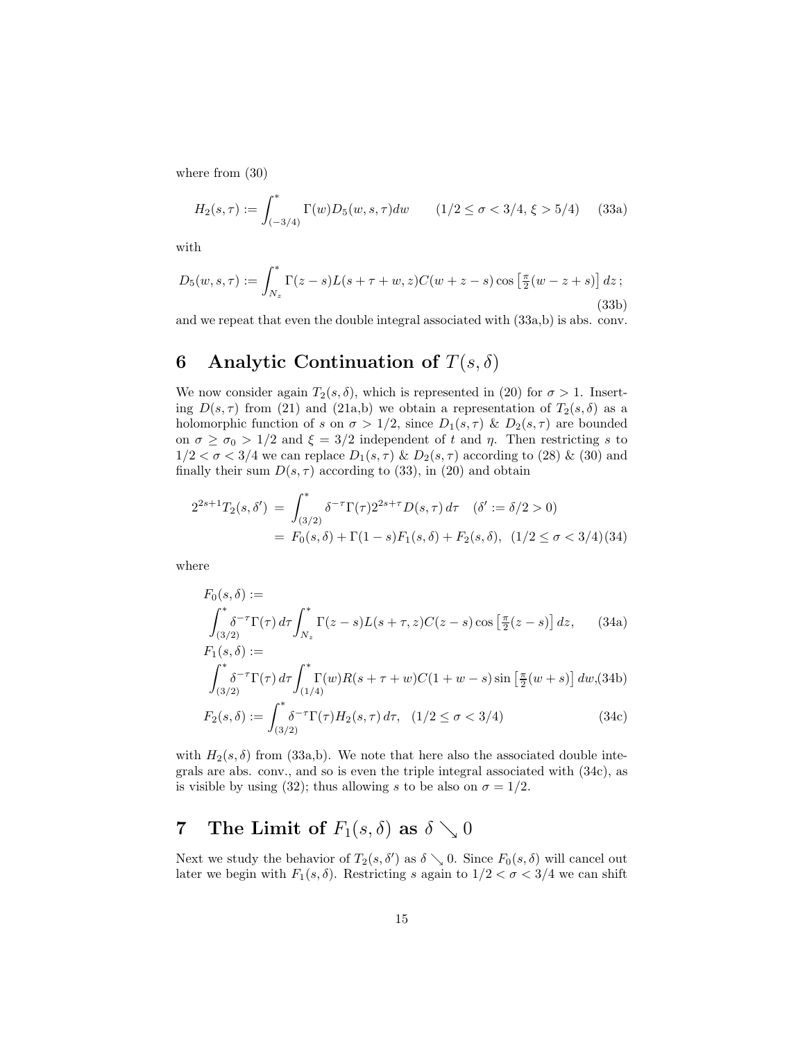where from (30)

$$H_2(s,\tau) := \int_{(-3/4)}^{*} \Gamma(w) D_5(w,s,\tau)dw \qquad (1/2 \le \sigma < 3/4,\ \xi > 5/4) \tag{33a}$$

with

$$D_5(w,s,\tau) := \int_{N_z}^{*} \Gamma(z-s) L(s+\tau+w,z) C(w+z-s)\cos\left[\tfrac{\pi}{2}(w-z+s)\right] dz\,; \tag{33b}$$

and we repeat that even the double integral associated with (33a,b) is abs. conv.

## 6 Analytic Continuation of $T(s,\delta)$

We now consider again $T_2(s,\delta)$, which is represented in (20) for $\sigma > 1$. Inserting $D(s,\tau)$ from (21) and (21a,b) we obtain a representation of $T_2(s,\delta)$ as a holomorphic function of $s$ on $\sigma > 1/2$, since $D_1(s,\tau)$ & $D_2(s,\tau)$ are bounded on $\sigma \ge \sigma_0 > 1/2$ and $\xi = 3/2$ independent of $t$ and $\eta$. Then restricting $s$ to $1/2 < \sigma < 3/4$ we can replace $D_1(s,\tau)$ & $D_2(s,\tau)$ according to (28) & (30) and finally their sum $D(s,\tau)$ according to (33), in (20) and obtain

$$\begin{aligned} 2^{2s+1} T_2(s,\delta') &= \int_{(3/2)}^{*} \delta^{-\tau}\Gamma(\tau) 2^{2s+\tau} D(s,\tau)\, d\tau \quad (\delta' := \delta/2 > 0) \\ &= F_0(s,\delta) + \Gamma(1-s) F_1(s,\delta) + F_2(s,\delta), \ \ (1/2 \le \sigma < 3/4) \end{aligned} \tag{34}$$

where

$$F_0(s,\delta) := \int_{(3/2)}^{*} \delta^{-\tau}\Gamma(\tau)\, d\tau \int_{N_z}^{*} \Gamma(z-s) L(s+\tau,z) C(z-s)\cos\left[\tfrac{\pi}{2}(z-s)\right] dz, \tag{34a}$$

$$F_1(s,\delta) := \int_{(3/2)}^{*} \delta^{-\tau}\Gamma(\tau)\, d\tau \int_{(1/4)}^{*} \Gamma(w) R(s+\tau+w) C(1+w-s)\sin\left[\tfrac{\pi}{2}(w+s)\right] dw, \tag{34b}$$

$$F_2(s,\delta) := \int_{(3/2)}^{*} \delta^{-\tau}\Gamma(\tau) H_2(s,\tau)\, d\tau, \quad (1/2 \le \sigma < 3/4) \tag{34c}$$

with $H_2(s,\delta)$ from (33a,b). We note that here also the associated double integrals are abs. conv., and so is even the triple integral associated with (34c), as is visible by using (32); thus allowing $s$ to be also on $\sigma = 1/2$.

## 7 The Limit of $F_1(s,\delta)$ as $\delta \searrow 0$

Next we study the behavior of $T_2(s,\delta')$ as $\delta \searrow 0$. Since $F_0(s,\delta)$ will cancel out later we begin with $F_1(s,\delta)$. Restricting $s$ again to $1/2 < \sigma < 3/4$ we can shift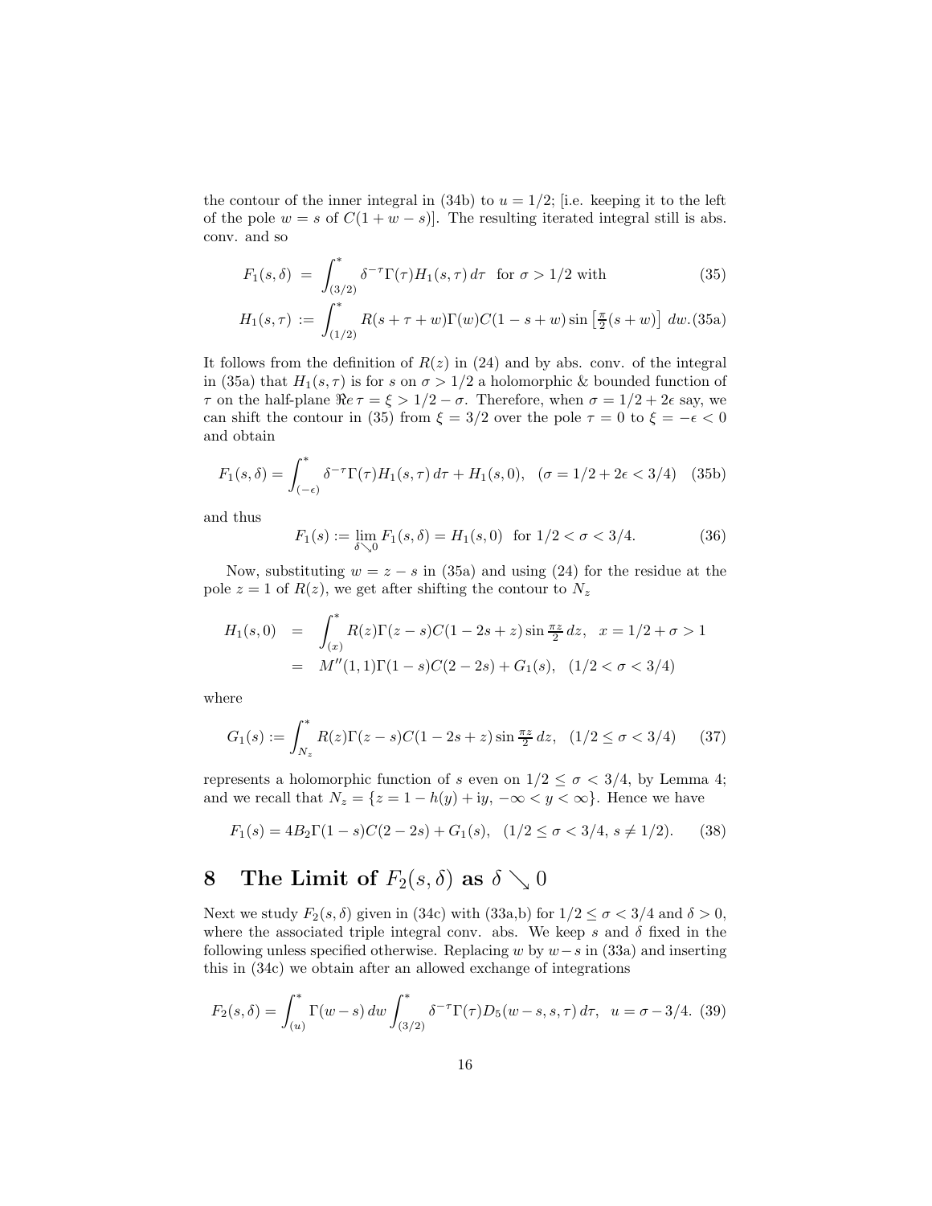the contour of the inner integral in (34b) to $u = 1/2$; [i.e. keeping it to the left of the pole $w = s$ of $C(1+w-s)$]. The resulting iterated integral still is abs. conv. and so

$$F_1(s,\delta) \;=\; \int_{(3/2)}^{*} \delta^{-\tau}\Gamma(\tau)H_1(s,\tau)\,d\tau \quad \text{for } \sigma > 1/2 \text{ with} \tag{35}$$

$$H_1(s,\tau) \;:=\; \int_{(1/2)}^{*} R(s+\tau+w)\Gamma(w)C(1-s+w)\sin\left[\tfrac{\pi}{2}(s+w)\right]\,dw. \tag{35a}$$

It follows from the definition of $R(z)$ in (24) and by abs. conv. of the integral in (35a) that $H_1(s,\tau)$ is for $s$ on $\sigma > 1/2$ a holomorphic & bounded function of $\tau$ on the half-plane $\Re e\,\tau = \xi > 1/2 - \sigma$. Therefore, when $\sigma = 1/2 + 2\epsilon$ say, we can shift the contour in (35) from $\xi = 3/2$ over the pole $\tau = 0$ to $\xi = -\epsilon < 0$ and obtain

$$F_1(s,\delta) = \int_{(-\epsilon)}^{*} \delta^{-\tau}\Gamma(\tau)H_1(s,\tau)\,d\tau + H_1(s,0), \quad (\sigma = 1/2 + 2\epsilon < 3/4) \tag{35b}$$

and thus

$$F_1(s) := \lim_{\delta \searrow 0} F_1(s,\delta) = H_1(s,0) \quad \text{for } 1/2 < \sigma < 3/4. \tag{36}$$

Now, substituting $w = z - s$ in (35a) and using (24) for the residue at the pole $z = 1$ of $R(z)$, we get after shifting the contour to $N_z$

$$\begin{aligned} H_1(s,0) &= \int_{(x)}^{*} R(z)\Gamma(z-s)C(1-2s+z)\sin\tfrac{\pi z}{2}\,dz, \quad x = 1/2 + \sigma > 1 \\ &= M''(1,1)\Gamma(1-s)C(2-2s) + G_1(s), \quad (1/2 < \sigma < 3/4) \end{aligned}$$

where

$$G_1(s) := \int_{N_z}^{*} R(z)\Gamma(z-s)C(1-2s+z)\sin\tfrac{\pi z}{2}\,dz, \quad (1/2 \le \sigma < 3/4) \tag{37}$$

represents a holomorphic function of $s$ even on $1/2 \le \sigma < 3/4$, by Lemma 4; and we recall that $N_z = \{z = 1 - h(y) + \mathrm{i}y,\ -\infty < y < \infty\}$. Hence we have

$$F_1(s) = 4B_2\Gamma(1-s)C(2-2s) + G_1(s), \quad (1/2 \le \sigma < 3/4,\ s \ne 1/2). \tag{38}$$

# 8 The Limit of $F_2(s,\delta)$ as $\delta \searrow 0$

Next we study $F_2(s,\delta)$ given in (34c) with (33a,b) for $1/2 \le \sigma < 3/4$ and $\delta > 0$, where the associated triple integral conv. abs. We keep $s$ and $\delta$ fixed in the following unless specified otherwise. Replacing $w$ by $w - s$ in (33a) and inserting this in (34c) we obtain after an allowed exchange of integrations

$$F_2(s,\delta) = \int_{(u)}^{*} \Gamma(w-s)\,dw \int_{(3/2)}^{*} \delta^{-\tau}\Gamma(\tau)D_5(w-s,s,\tau)\,d\tau, \quad u = \sigma - 3/4. \tag{39}$$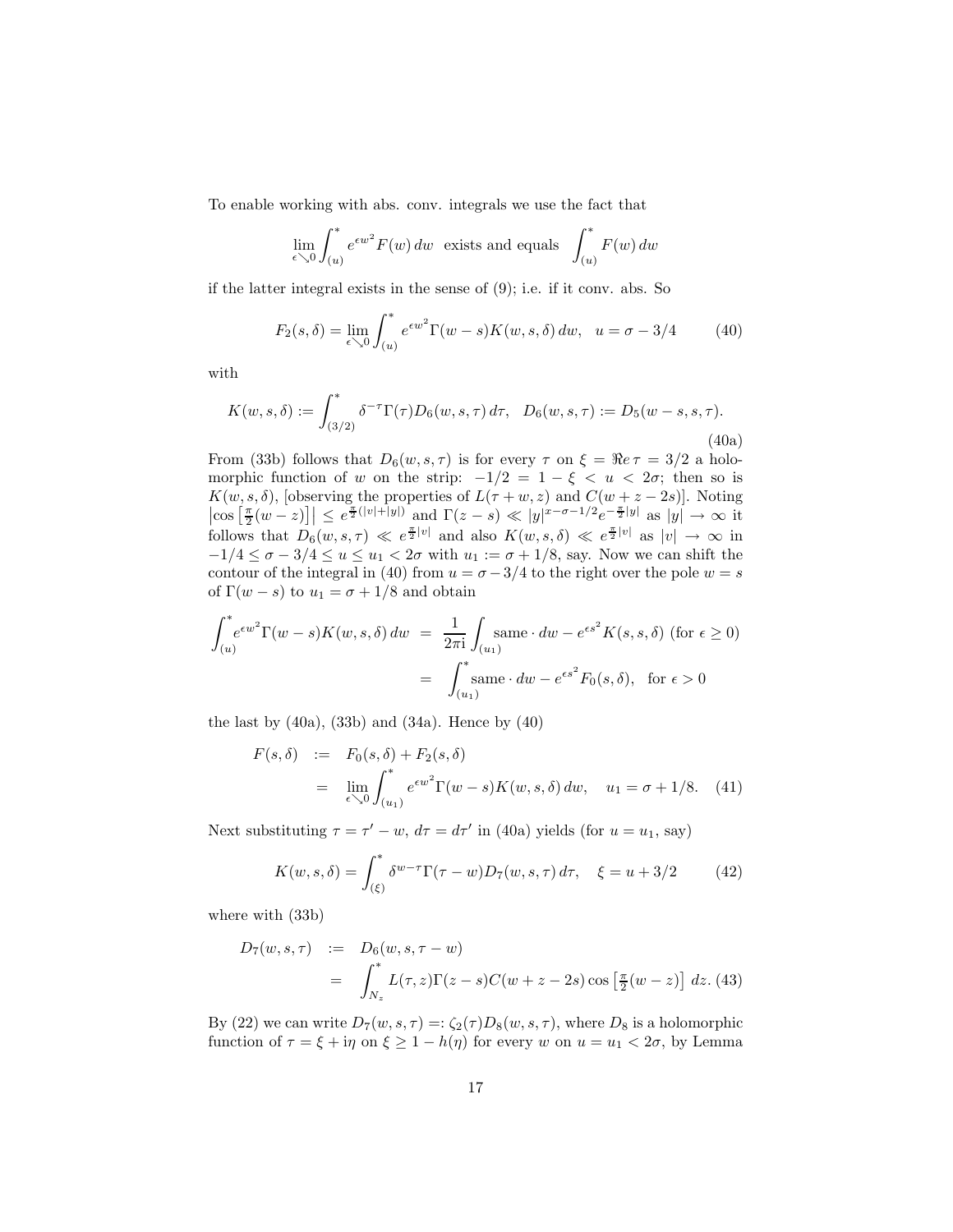To enable working with abs. conv. integrals we use the fact that

$$\lim_{\epsilon \searrow 0} \int_{(u)}^{*} e^{\epsilon w^2} F(w)\, dw \ \text{ exists and equals } \ \int_{(u)}^{*} F(w)\, dw$$

if the latter integral exists in the sense of (9); i.e. if it conv. abs. So

$$F_2(s,\delta) = \lim_{\epsilon \searrow 0} \int_{(u)}^{*} e^{\epsilon w^2} \Gamma(w-s) K(w,s,\delta)\, dw, \quad u = \sigma - 3/4 \tag{40}$$

with

$$K(w,s,\delta) := \int_{(3/2)}^{*} \delta^{-\tau} \Gamma(\tau) D_6(w,s,\tau)\, d\tau, \quad D_6(w,s,\tau) := D_5(w-s,s,\tau). \tag{40a}$$

From (33b) follows that $D_6(w,s,\tau)$ is for every $\tau$ on $\xi = \Re e\, \tau = 3/2$ a holomorphic function of $w$ on the strip: $-1/2 = 1 - \xi < u < 2\sigma$; then so is $K(w,s,\delta)$, [observing the properties of $L(\tau+w,z)$ and $C(w+z-2s)$]. Noting $\left|\cos\left[\frac{\pi}{2}(w-z)\right]\right| \leq e^{\frac{\pi}{2}(|v|+|y|)}$ and $\Gamma(z-s) \ll |y|^{x-\sigma-1/2} e^{-\frac{\pi}{2}|y|}$ as $|y| \to \infty$ it follows that $D_6(w,s,\tau) \ll e^{\frac{\pi}{2}|v|}$ and also $K(w,s,\delta) \ll e^{\frac{\pi}{2}|v|}$ as $|v| \to \infty$ in $-1/4 \leq \sigma - 3/4 \leq u \leq u_1 < 2\sigma$ with $u_1 := \sigma + 1/8$, say. Now we can shift the contour of the integral in (40) from $u = \sigma - 3/4$ to the right over the pole $w = s$ of $\Gamma(w-s)$ to $u_1 = \sigma + 1/8$ and obtain

$$\begin{aligned}
\int_{(u)}^{*} e^{\epsilon w^2} \Gamma(w-s) K(w,s,\delta)\, dw &= \frac{1}{2\pi \mathrm{i}} \int_{(u_1)} \text{same} \cdot dw - e^{\epsilon s^2} K(s,s,\delta) \ (\text{for } \epsilon \geq 0) \\
&= \int_{(u_1)}^{*} \text{same} \cdot dw - e^{\epsilon s^2} F_0(s,\delta), \quad \text{for } \epsilon > 0
\end{aligned}$$

the last by (40a), (33b) and (34a). Hence by (40)

$$\begin{aligned}
F(s,\delta) &:= F_0(s,\delta) + F_2(s,\delta) \\
&= \lim_{\epsilon \searrow 0} \int_{(u_1)}^{*} e^{\epsilon w^2} \Gamma(w-s) K(w,s,\delta)\, dw, \quad u_1 = \sigma + 1/8.
\end{aligned} \tag{41}$$

Next substituting $\tau = \tau' - w$, $d\tau = d\tau'$ in (40a) yields (for $u = u_1$, say)

$$K(w,s,\delta) = \int_{(\xi)}^{*} \delta^{w-\tau} \Gamma(\tau - w) D_7(w,s,\tau)\, d\tau, \quad \xi = u + 3/2 \tag{42}$$

where with (33b)

$$\begin{aligned}
D_7(w,s,\tau) &:= D_6(w,s,\tau - w) \\
&= \int_{N_z}^{*} L(\tau,z) \Gamma(z-s) C(w+z-2s) \cos\left[\tfrac{\pi}{2}(w-z)\right] dz.
\end{aligned} \tag{43}$$

By (22) we can write $D_7(w,s,\tau) =: \zeta_2(\tau) D_8(w,s,\tau)$, where $D_8$ is a holomorphic function of $\tau = \xi + \mathrm{i}\eta$ on $\xi \geq 1 - h(\eta)$ for every $w$ on $u = u_1 < 2\sigma$, by Lemma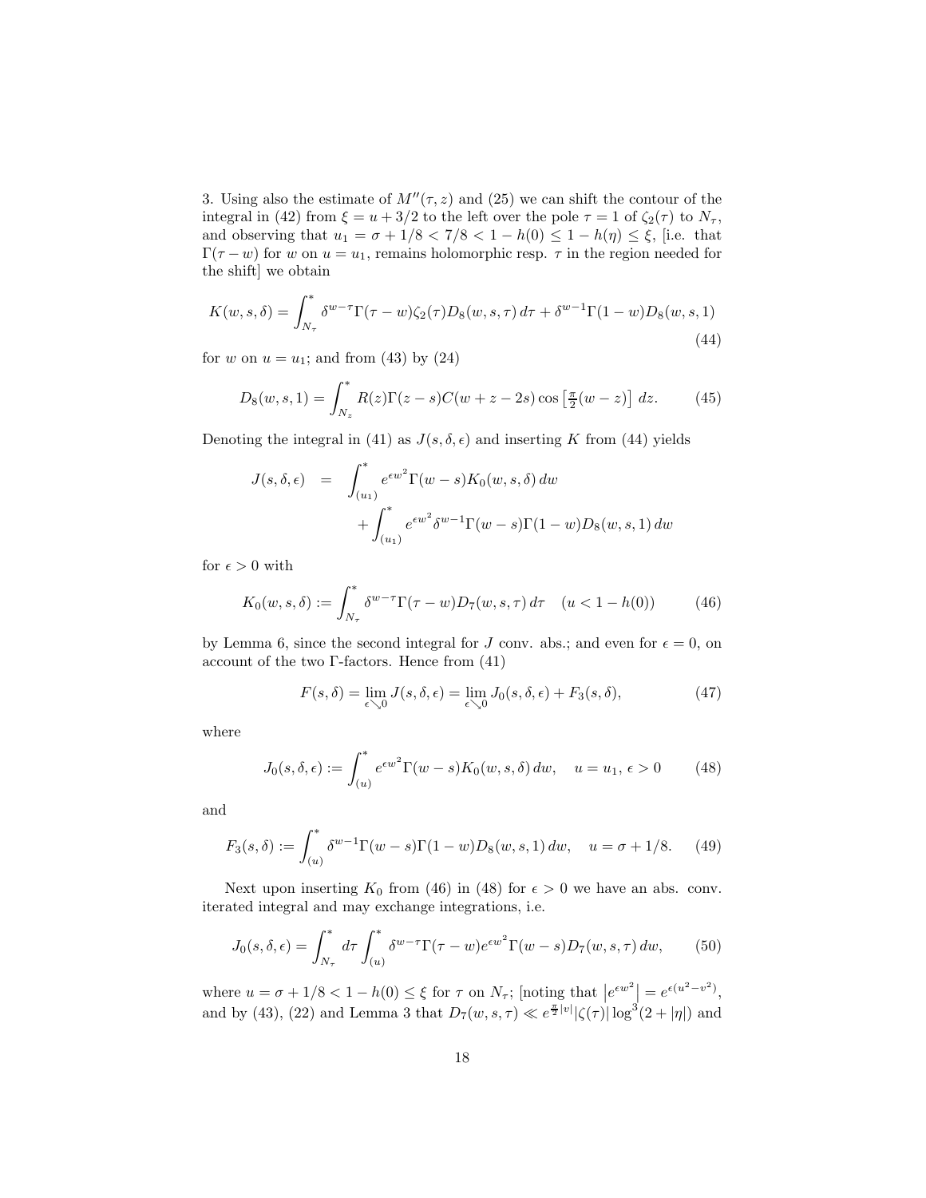3. Using also the estimate of $M''(\tau, z)$ and (25) we can shift the contour of the integral in (42) from $\xi = u + 3/2$ to the left over the pole $\tau = 1$ of $\zeta_2(\tau)$ to $N_\tau$, and observing that $u_1 = \sigma + 1/8 < 7/8 < 1 - h(0) \leq 1 - h(\eta) \leq \xi$, [i.e. that $\Gamma(\tau - w)$ for $w$ on $u = u_1$, remains holomorphic resp. $\tau$ in the region needed for the shift] we obtain

$$K(w, s, \delta) = \int_{N_\tau}^{*} \delta^{w-\tau}\Gamma(\tau - w)\zeta_2(\tau)D_8(w, s, \tau)\, d\tau + \delta^{w-1}\Gamma(1 - w)D_8(w, s, 1) \tag{44}$$

for $w$ on $u = u_1$; and from (43) by (24)

$$D_8(w, s, 1) = \int_{N_z}^{*} R(z)\Gamma(z - s)C(w + z - 2s)\cos\left[\tfrac{\pi}{2}(w - z)\right]\, dz. \tag{45}$$

Denoting the integral in (41) as $J(s, \delta, \epsilon)$ and inserting $K$ from (44) yields

$$\begin{aligned} J(s, \delta, \epsilon) \;\; &= \;\; \int_{(u_1)}^{*} e^{\epsilon w^2}\Gamma(w - s)K_0(w, s, \delta)\, dw \\ &\qquad + \int_{(u_1)}^{*} e^{\epsilon w^2}\delta^{w-1}\Gamma(w - s)\Gamma(1 - w)D_8(w, s, 1)\, dw \end{aligned}$$

for $\epsilon > 0$ with

$$K_0(w, s, \delta) := \int_{N_\tau}^{*} \delta^{w-\tau}\Gamma(\tau - w)D_7(w, s, \tau)\, d\tau \quad (u < 1 - h(0)) \tag{46}$$

by Lemma 6, since the second integral for $J$ conv. abs.; and even for $\epsilon = 0$, on account of the two $\Gamma$-factors. Hence from (41)

$$F(s, \delta) = \lim_{\epsilon \searrow 0} J(s, \delta, \epsilon) = \lim_{\epsilon \searrow 0} J_0(s, \delta, \epsilon) + F_3(s, \delta), \tag{47}$$

where

$$J_0(s, \delta, \epsilon) := \int_{(u)}^{*} e^{\epsilon w^2}\Gamma(w - s)K_0(w, s, \delta)\, dw, \quad u = u_1,\ \epsilon > 0 \tag{48}$$

and

$$F_3(s, \delta) := \int_{(u)}^{*} \delta^{w-1}\Gamma(w - s)\Gamma(1 - w)D_8(w, s, 1)\, dw, \quad u = \sigma + 1/8. \tag{49}$$

Next upon inserting $K_0$ from (46) in (48) for $\epsilon > 0$ we have an abs. conv. iterated integral and may exchange integrations, i.e.

$$J_0(s, \delta, \epsilon) = \int_{N_\tau}^{*} d\tau \int_{(u)}^{*} \delta^{w-\tau}\Gamma(\tau - w)e^{\epsilon w^2}\Gamma(w - s)D_7(w, s, \tau)\, dw, \tag{50}$$

where $u = \sigma + 1/8 < 1 - h(0) \leq \xi$ for $\tau$ on $N_\tau$; [noting that $\left|e^{\epsilon w^2}\right| = e^{\epsilon(u^2 - v^2)}$, and by (43), (22) and Lemma 3 that $D_7(w, s, \tau) \ll e^{\frac{\pi}{2}|v|}|\zeta(\tau)|\log^3(2 + |\eta|)$ and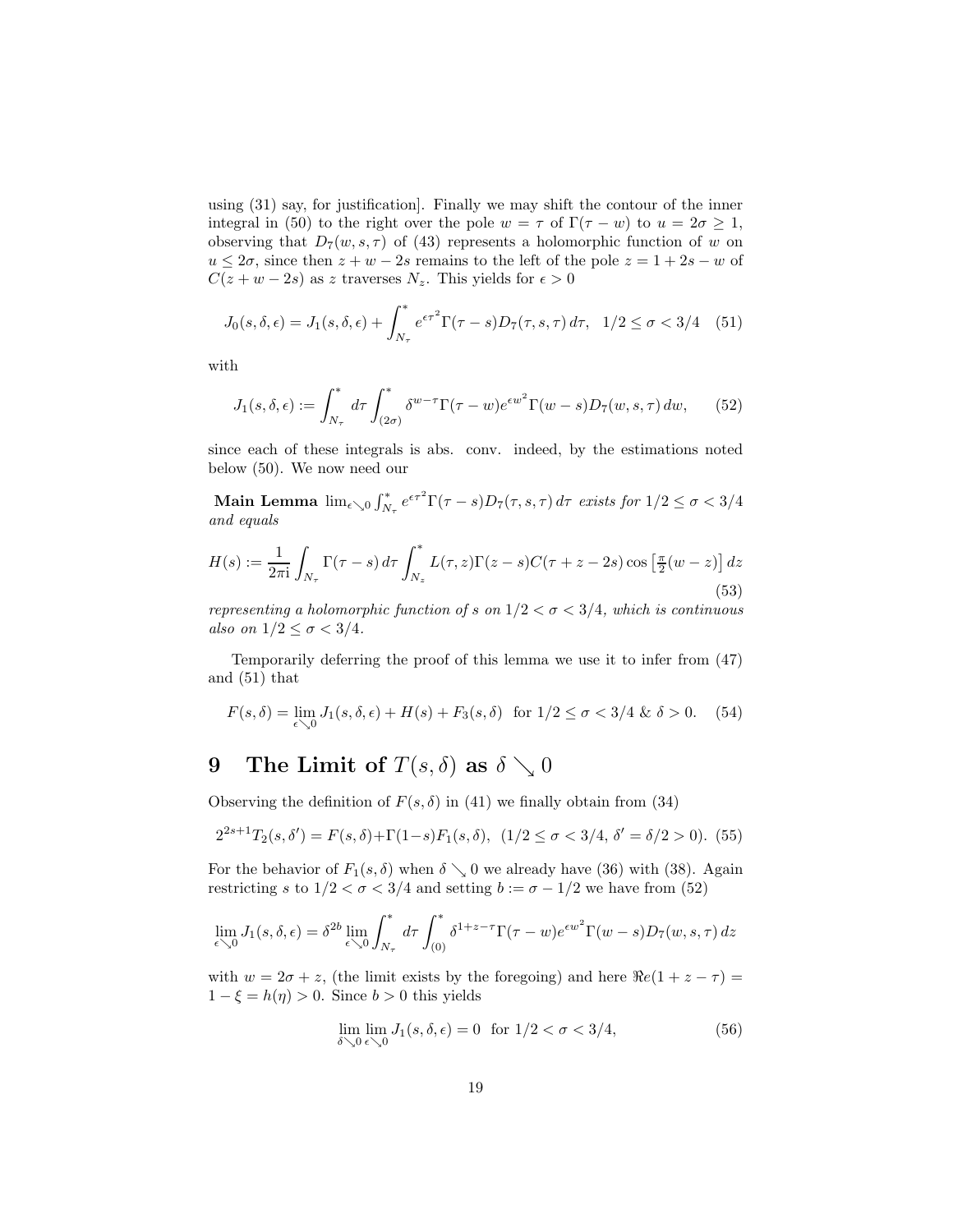using (31) say, for justification]. Finally we may shift the contour of the inner integral in (50) to the right over the pole $w = \tau$ of $\Gamma(\tau - w)$ to $u = 2\sigma \geq 1$, observing that $D_7(w, s, \tau)$ of (43) represents a holomorphic function of $w$ on $u \leq 2\sigma$, since then $z + w - 2s$ remains to the left of the pole $z = 1 + 2s - w$ of $C(z + w - 2s)$ as $z$ traverses $N_z$. This yields for $\epsilon > 0$

$$J_0(s, \delta, \epsilon) = J_1(s, \delta, \epsilon) + \int_{N_\tau}^{*} e^{\epsilon \tau^2} \Gamma(\tau - s) D_7(\tau, s, \tau)\, d\tau, \quad 1/2 \leq \sigma < 3/4 \quad (51)$$

with

$$J_1(s, \delta, \epsilon) := \int_{N_\tau}^{*} d\tau \int_{(2\sigma)}^{*} \delta^{w-\tau} \Gamma(\tau - w) e^{\epsilon w^2} \Gamma(w - s) D_7(w, s, \tau)\, dw, \quad (52)$$

since each of these integrals is abs. conv. indeed, by the estimations noted below (50). We now need our

**Main Lemma** *$\lim_{\epsilon \searrow 0} \int_{N_\tau}^{*} e^{\epsilon \tau^2} \Gamma(\tau - s) D_7(\tau, s, \tau)\, d\tau$ exists for $1/2 \leq \sigma < 3/4$ and equals*

$$H(s) := \frac{1}{2\pi \mathrm{i}} \int_{N_\tau} \Gamma(\tau - s)\, d\tau \int_{N_z}^{*} L(\tau, z) \Gamma(z - s) C(\tau + z - 2s) \cos\left[\tfrac{\pi}{2}(w - z)\right] dz \quad (53)$$

*representing a holomorphic function of $s$ on $1/2 < \sigma < 3/4$, which is continuous also on $1/2 \leq \sigma < 3/4$.*

Temporarily deferring the proof of this lemma we use it to infer from (47) and (51) that

$$F(s, \delta) = \lim_{\epsilon \searrow 0} J_1(s, \delta, \epsilon) + H(s) + F_3(s, \delta) \quad \text{for } 1/2 \leq \sigma < 3/4 \ \& \ \delta > 0. \quad (54)$$

# 9 The Limit of $T(s, \delta)$ as $\delta \searrow 0$

Observing the definition of $F(s, \delta)$ in (41) we finally obtain from (34)

$$2^{2s+1} T_2(s, \delta') = F(s, \delta) + \Gamma(1 - s) F_1(s, \delta), \ \ (1/2 \leq \sigma < 3/4, \ \delta' = \delta/2 > 0). \quad (55)$$

For the behavior of $F_1(s, \delta)$ when $\delta \searrow 0$ we already have (36) with (38). Again restricting $s$ to $1/2 < \sigma < 3/4$ and setting $b := \sigma - 1/2$ we have from (52)

$$\lim_{\epsilon \searrow 0} J_1(s, \delta, \epsilon) = \delta^{2b} \lim_{\epsilon \searrow 0} \int_{N_\tau}^{*} d\tau \int_{(0)}^{*} \delta^{1+z-\tau} \Gamma(\tau - w) e^{\epsilon w^2} \Gamma(w - s) D_7(w, s, \tau)\, dz$$

with $w = 2\sigma + z$, (the limit exists by the foregoing) and here $\Re e(1 + z - \tau) = 1 - \xi = h(\eta) > 0$. Since $b > 0$ this yields

$$\lim_{\delta \searrow 0} \lim_{\epsilon \searrow 0} J_1(s, \delta, \epsilon) = 0 \quad \text{for } 1/2 < \sigma < 3/4, \quad (56)$$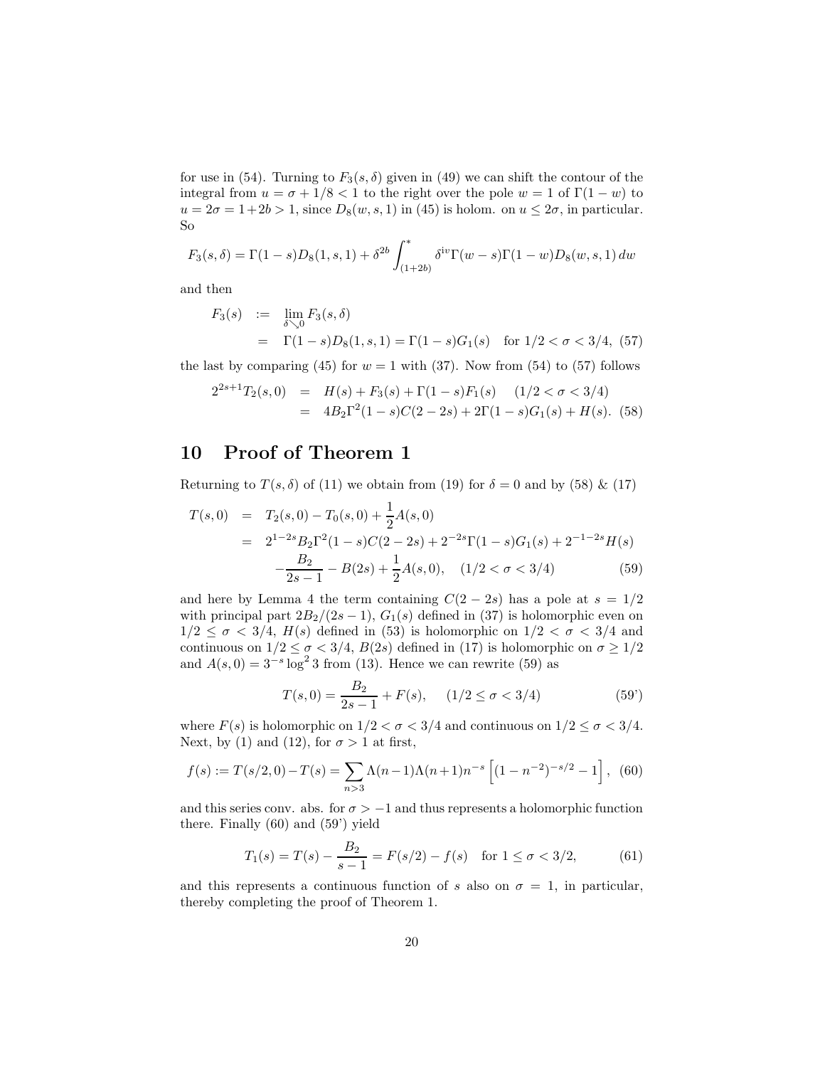for use in (54). Turning to $F_3(s,\delta)$ given in (49) we can shift the contour of the integral from $u = \sigma + 1/8 < 1$ to the right over the pole $w = 1$ of $\Gamma(1-w)$ to $u = 2\sigma = 1+2b > 1$, since $D_8(w,s,1)$ in (45) is holom. on $u \leq 2\sigma$, in particular. So

$$F_3(s,\delta) = \Gamma(1-s)D_8(1,s,1) + \delta^{2b}\int_{(1+2b)}^{*} \delta^{\mathrm{i}v}\Gamma(w-s)\Gamma(1-w)D_8(w,s,1)\,dw$$

and then

$$\begin{aligned} F_3(s) &:= \lim_{\delta \searrow 0} F_3(s,\delta) \\ &= \Gamma(1-s)D_8(1,s,1) = \Gamma(1-s)G_1(s) \quad \text{for } 1/2 < \sigma < 3/4, \quad (57) \end{aligned}$$

the last by comparing (45) for $w = 1$ with (37). Now from (54) to (57) follows

$$\begin{aligned} 2^{2s+1}T_2(s,0) &= H(s) + F_3(s) + \Gamma(1-s)F_1(s) \quad (1/2 < \sigma < 3/4) \\ &= 4B_2\Gamma^2(1-s)C(2-2s) + 2\Gamma(1-s)G_1(s) + H(s). \quad (58) \end{aligned}$$

# 10 Proof of Theorem 1

Returning to $T(s,\delta)$ of (11) we obtain from (19) for $\delta = 0$ and by (58) & (17)

$$\begin{aligned} T(s,0) &= T_2(s,0) - T_0(s,0) + \frac{1}{2}A(s,0) \\ &= 2^{1-2s}B_2\Gamma^2(1-s)C(2-2s) + 2^{-2s}\Gamma(1-s)G_1(s) + 2^{-1-2s}H(s) \\ &\quad -\frac{B_2}{2s-1} - B(2s) + \frac{1}{2}A(s,0), \quad (1/2 < \sigma < 3/4) \quad (59) \end{aligned}$$

and here by Lemma 4 the term containing $C(2-2s)$ has a pole at $s = 1/2$ with principal part $2B_2/(2s-1)$, $G_1(s)$ defined in (37) is holomorphic even on $1/2 \leq \sigma < 3/4$, $H(s)$ defined in (53) is holomorphic on $1/2 < \sigma < 3/4$ and continuous on $1/2 \leq \sigma < 3/4$, $B(2s)$ defined in (17) is holomorphic on $\sigma \geq 1/2$ and $A(s,0) = 3^{-s}\log^2 3$ from (13). Hence we can rewrite (59) as

$$T(s,0) = \frac{B_2}{2s-1} + F(s), \quad (1/2 \leq \sigma < 3/4) \quad (59')$$

where $F(s)$ is holomorphic on $1/2 < \sigma < 3/4$ and continuous on $1/2 \leq \sigma < 3/4$. Next, by (1) and (12), for $\sigma > 1$ at first,

$$f(s) := T(s/2,0) - T(s) = \sum_{n>3} \Lambda(n-1)\Lambda(n+1)n^{-s}\left[(1-n^{-2})^{-s/2} - 1\right], \quad (60)$$

and this series conv. abs. for $\sigma > -1$ and thus represents a holomorphic function there. Finally (60) and (59') yield

$$T_1(s) = T(s) - \frac{B_2}{s-1} = F(s/2) - f(s) \quad \text{for } 1 \leq \sigma < 3/2, \quad (61)$$

and this represents a continuous function of $s$ also on $\sigma = 1$, in particular, thereby completing the proof of Theorem 1.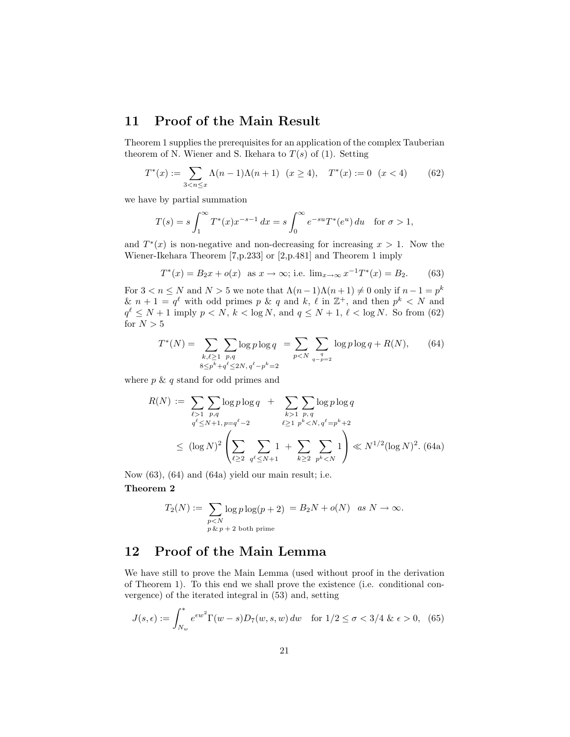## 11 Proof of the Main Result

Theorem 1 supplies the prerequisites for an application of the complex Tauberian theorem of N. Wiener and S. Ikehara to $T(s)$ of (1). Setting

$$T^*(x) := \sum_{3<n\le x} \Lambda(n-1)\Lambda(n+1) \ \ (x \ge 4), \quad T^*(x) := 0 \ \ (x<4) \tag{62}$$

we have by partial summation

$$T(s) = s\int_1^\infty T^*(x)x^{-s-1}\,dx = s\int_0^\infty e^{-su}T^*(e^u)\,du \quad \text{for } \sigma > 1,$$

and $T^*(x)$ is non-negative and non-decreasing for increasing $x > 1$. Now the Wiener-Ikehara Theorem [7,p.233] or [2,p.481] and Theorem 1 imply

$$T^*(x) = B_2 x + o(x) \ \text{ as } x\to\infty; \text{ i.e. } \lim_{x\to\infty} x^{-1}T^*(x) = B_2. \tag{63}$$

For $3 < n \le N$ and $N > 5$ we note that $\Lambda(n-1)\Lambda(n+1) \ne 0$ only if $n-1 = p^k$ & $n+1 = q^\ell$ with odd primes $p$ & $q$ and $k$, $\ell$ in $\mathbb{Z}^+$, and then $p^k < N$ and $q^\ell \le N+1$ imply $p < N$, $k < \log N$, and $q \le N+1$, $\ell < \log N$. So from (62) for $N > 5$

$$T^*(N) = \sum_{\substack{k,\ell\ge 1\\ 8\le p^k+q^\ell\le 2N,\, q^\ell-p^k=2}} \sum_{p,q} \log p\log q \ = \sum_{p<N}\sum_{\substack{q\\ q-p=2}} \log p \log q + R(N), \tag{64}$$

where $p$ & $q$ stand for odd primes and

$$\begin{aligned} R(N) &:= \sum_{\substack{\ell>1\\ q^\ell\le N+1,\, p=q^\ell-2}}\sum_{p,q}\log p\log q \ + \sum_{\substack{k>1\\ \ell\ge 1}}\sum_{\substack{p,\,q\\ p^k<N,\, q^\ell=p^k+2}}\log p\log q \\ &\le (\log N)^2\left(\sum_{\ell\ge 2}\sum_{q^\ell\le N+1} 1 \ + \ \sum_{k\ge 2}\sum_{p^k<N} 1\right) \ll N^{1/2}(\log N)^2. \end{aligned} \tag{64a}$$

Now (63), (64) and (64a) yield our main result; i.e.

**Theorem 2**

$$T_2(N) := \sum_{\substack{p<N\\ p\,\&\,p+2 \text{ both prime}}} \log p\log(p+2) \ = B_2 N + o(N) \quad \textit{as } N\to\infty.$$

## 12 Proof of the Main Lemma

We have still to prove the Main Lemma (used without proof in the derivation of Theorem 1). To this end we shall prove the existence (i.e. conditional convergence) of the iterated integral in (53) and, setting

$$J(s,\epsilon) := \int_{N_w}^{*} e^{\epsilon w^2}\Gamma(w-s)D_7(w,s,w)\,dw \quad \text{for } 1/2 \le \sigma < 3/4 \ \&\ \epsilon > 0, \tag{65}$$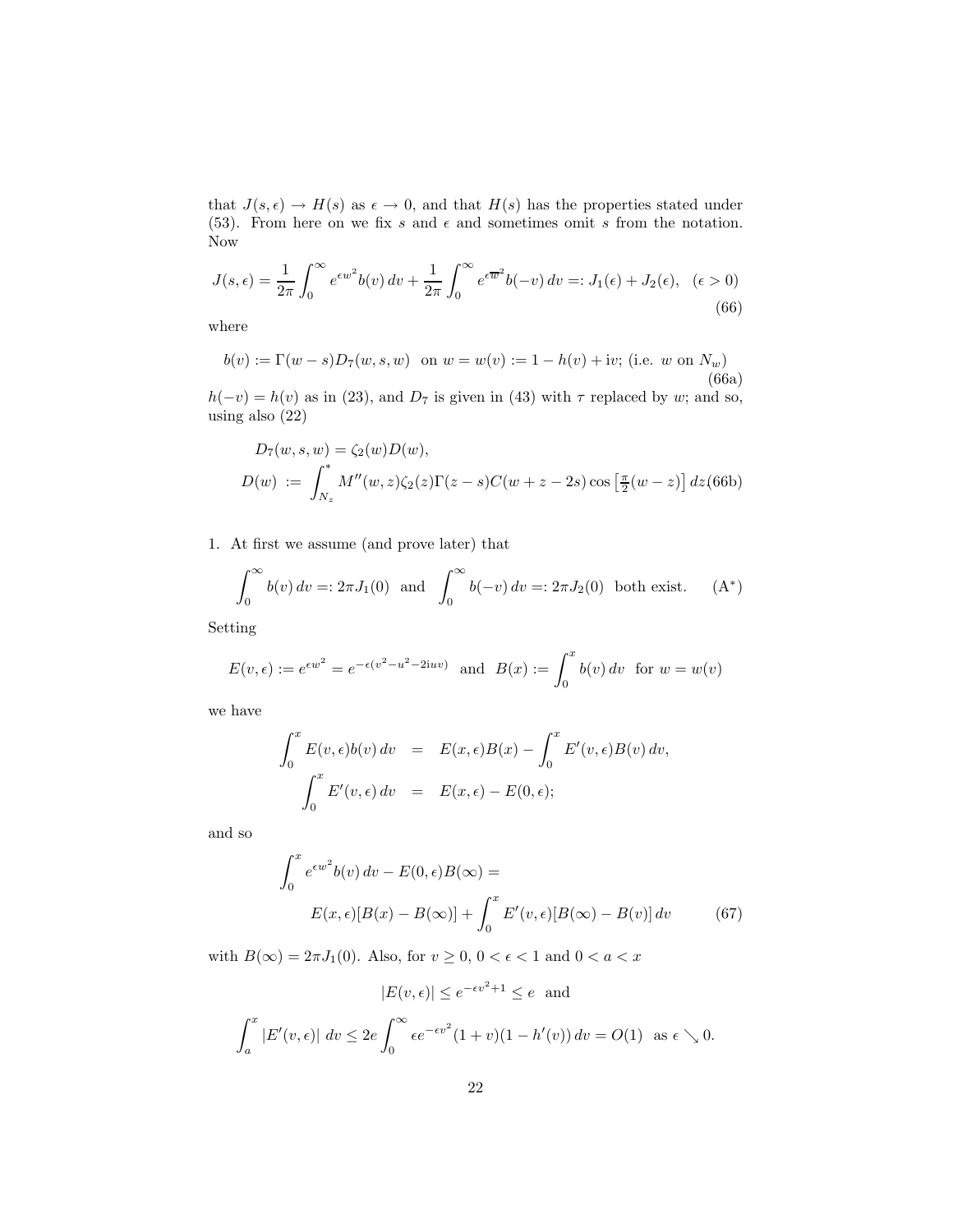that $J(s,\epsilon) \to H(s)$ as $\epsilon \to 0$, and that $H(s)$ has the properties stated under (53). From here on we fix $s$ and $\epsilon$ and sometimes omit $s$ from the notation. Now

$$J(s,\epsilon) = \frac{1}{2\pi}\int_0^\infty e^{\epsilon w^2} b(v)\,dv + \frac{1}{2\pi}\int_0^\infty e^{\epsilon \overline{w}^2} b(-v)\,dv =: J_1(\epsilon) + J_2(\epsilon), \quad (\epsilon > 0) \tag{66}$$

where

$$b(v) := \Gamma(w-s) D_7(w,s,w) \;\text{ on } w = w(v) := 1 - h(v) + \mathrm{i}v; \text{ (i.e. } w \text{ on } N_w) \tag{66a}$$

$h(-v) = h(v)$ as in (23), and $D_7$ is given in (43) with $\tau$ replaced by $w$; and so, using also (22)

$$\begin{aligned} D_7(w,s,w) &= \zeta_2(w) D(w), \\ D(w) &:= \int_{N_z}^{*} M''(w,z)\zeta_2(z)\Gamma(z-s)C(w+z-2s)\cos\left[\tfrac{\pi}{2}(w-z)\right] dz \end{aligned} \tag{66b}$$

1. At first we assume (and prove later) that

$$\int_0^\infty b(v)\,dv =: 2\pi J_1(0) \;\text{ and }\; \int_0^\infty b(-v)\,dv =: 2\pi J_2(0) \;\text{ both exist.} \tag{A*}$$

Setting

$$E(v,\epsilon) := e^{\epsilon w^2} = e^{-\epsilon(v^2 - u^2 - 2\mathrm{i}uv)} \;\text{ and }\; B(x) := \int_0^x b(v)\,dv \;\text{ for } w = w(v)$$

we have

$$\begin{aligned} \int_0^x E(v,\epsilon) b(v)\,dv &= E(x,\epsilon)B(x) - \int_0^x E'(v,\epsilon)B(v)\,dv, \\ \int_0^x E'(v,\epsilon)\,dv &= E(x,\epsilon) - E(0,\epsilon); \end{aligned}$$

and so

$$\begin{aligned} &\int_0^x e^{\epsilon w^2} b(v)\,dv - E(0,\epsilon)B(\infty) = \\ &\qquad E(x,\epsilon)[B(x) - B(\infty)] + \int_0^x E'(v,\epsilon)[B(\infty) - B(v)]\,dv \end{aligned} \tag{67}$$

with $B(\infty) = 2\pi J_1(0)$. Also, for $v \geq 0$, $0 < \epsilon < 1$ and $0 < a < x$

$$|E(v,\epsilon)| \leq e^{-\epsilon v^2 + 1} \leq e \;\text{ and}$$

$$\int_a^x |E'(v,\epsilon)|\,dv \leq 2e \int_0^\infty \epsilon e^{-\epsilon v^2}(1+v)(1-h'(v))\,dv = O(1) \;\text{ as } \epsilon \searrow 0.$$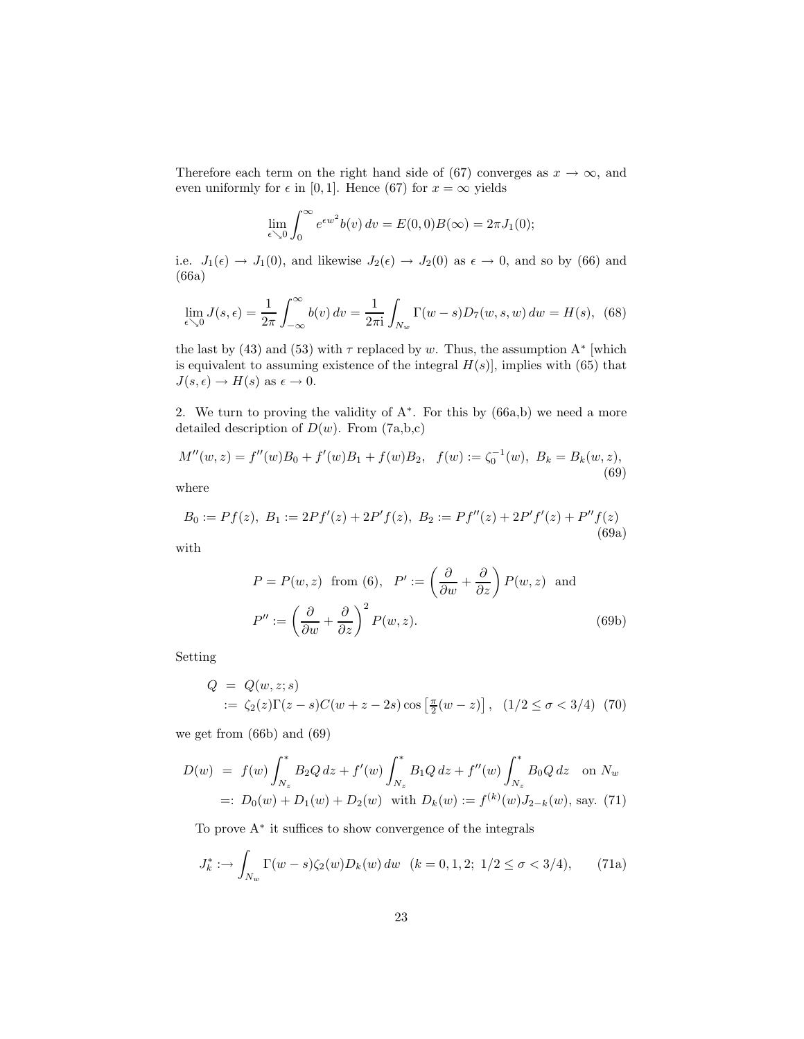Therefore each term on the right hand side of (67) converges as $x \to \infty$, and even uniformly for $\epsilon$ in $[0, 1]$. Hence (67) for $x = \infty$ yields

$$\lim_{\epsilon \searrow 0} \int_0^\infty e^{\epsilon w^2} b(v)\, dv = E(0,0)B(\infty) = 2\pi J_1(0);$$

i.e. $J_1(\epsilon) \to J_1(0)$, and likewise $J_2(\epsilon) \to J_2(0)$ as $\epsilon \to 0$, and so by (66) and (66a)

$$\lim_{\epsilon \searrow 0} J(s, \epsilon) = \frac{1}{2\pi} \int_{-\infty}^{\infty} b(v)\, dv = \frac{1}{2\pi \mathrm{i}} \int_{N_w} \Gamma(w - s) D_7(w, s, w)\, dw = H(s), \quad (68)$$

the last by (43) and (53) with $\tau$ replaced by $w$. Thus, the assumption A$^*$ [which is equivalent to assuming existence of the integral $H(s)$], implies with (65) that $J(s, \epsilon) \to H(s)$ as $\epsilon \to 0$.

2. We turn to proving the validity of A$^*$. For this by (66a,b) we need a more detailed description of $D(w)$. From (7a,b,c)

$$M''(w, z) = f''(w) B_0 + f'(w) B_1 + f(w) B_2, \quad f(w) := \zeta_0^{-1}(w), \; B_k = B_k(w, z), \quad (69)$$

where

$$B_0 := P f(z), \; B_1 := 2Pf'(z) + 2P'f(z), \; B_2 := Pf''(z) + 2P'f'(z) + P''f(z) \quad (69a)$$

with

$$P = P(w, z) \;\text{ from (6)}, \quad P' := \left( \frac{\partial}{\partial w} + \frac{\partial}{\partial z} \right) P(w, z) \;\text{ and}$$

$$P'' := \left( \frac{\partial}{\partial w} + \frac{\partial}{\partial z} \right)^2 P(w, z). \quad (69b)$$

Setting

$$\begin{aligned} Q &= Q(w, z; s) \\ &:= \zeta_2(z) \Gamma(z - s) C(w + z - 2s) \cos\left[ \tfrac{\pi}{2}(w - z) \right], \quad (1/2 \le \sigma < 3/4) \quad (70) \end{aligned}$$

we get from (66b) and (69)

$$\begin{aligned} D(w) &= f(w) \int_{N_z}^{*} B_2 Q\, dz + f'(w) \int_{N_z}^{*} B_1 Q\, dz + f''(w) \int_{N_z}^{*} B_0 Q\, dz \quad \text{on } N_w \\ &=: D_0(w) + D_1(w) + D_2(w) \;\text{ with } D_k(w) := f^{(k)}(w) J_{2-k}(w), \text{ say. } (71) \end{aligned}$$

To prove A$^*$ it suffices to show convergence of the integrals

$$J_k^* :\to \int_{N_w} \Gamma(w - s) \zeta_2(w) D_k(w)\, dw \quad (k = 0, 1, 2;\; 1/2 \le \sigma < 3/4), \quad (71a)$$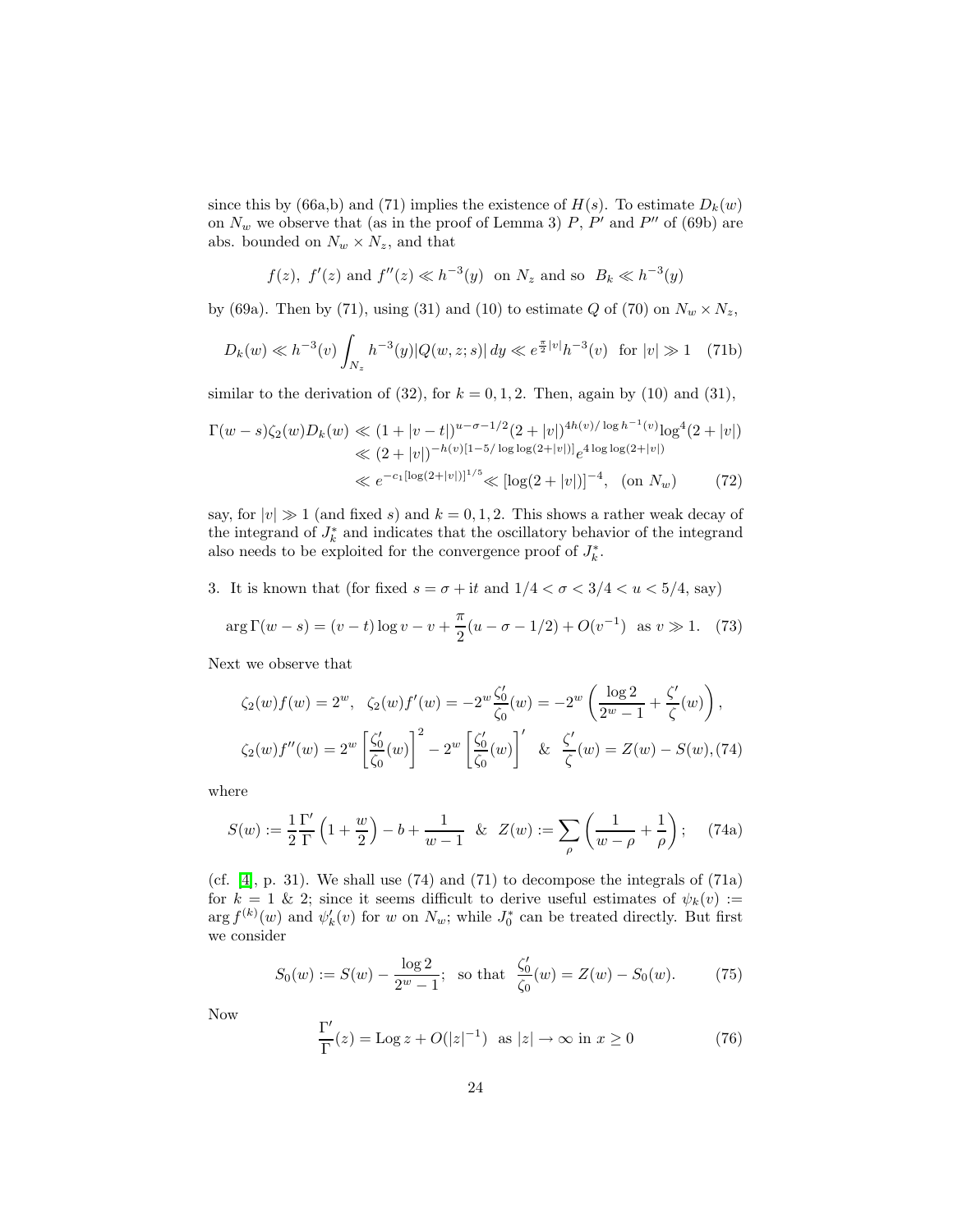since this by (66a,b) and (71) implies the existence of $H(s)$. To estimate $D_k(w)$ on $N_w$ we observe that (as in the proof of Lemma 3) $P$, $P'$ and $P''$ of (69b) are abs. bounded on $N_w \times N_z$, and that

$$f(z),\ f'(z) \text{ and } f''(z) \ll h^{-3}(y) \ \text{ on } N_z \text{ and so } \ B_k \ll h^{-3}(y)$$

by (69a). Then by (71), using (31) and (10) to estimate $Q$ of (70) on $N_w \times N_z$,

$$D_k(w) \ll h^{-3}(v) \int_{N_z} h^{-3}(y) |Q(w, z; s)| \, dy \ll e^{\frac{\pi}{2}|v|} h^{-3}(v) \ \text{ for } |v| \gg 1 \quad (71b)$$

similar to the derivation of (32), for $k = 0, 1, 2$. Then, again by (10) and (31),

$$\begin{aligned}
\Gamma(w-s)\zeta_2(w)D_k(w) &\ll (1+|v-t|)^{u-\sigma-1/2}(2+|v|)^{4h(v)/\log h^{-1}(v)}\log^4(2+|v|) \\
&\ll (2+|v|)^{-h(v)[1-5/\log\log(2+|v|)]} e^{4\log\log(2+|v|)} \\
&\ll e^{-c_1[\log(2+|v|)]^{1/5}} \ll [\log(2+|v|)]^{-4}, \quad (\text{on } N_w) \qquad (72)
\end{aligned}$$

say, for $|v| \gg 1$ (and fixed $s$) and $k = 0, 1, 2$. This shows a rather weak decay of the integrand of $J_k^*$ and indicates that the oscillatory behavior of the integrand also needs to be exploited for the convergence proof of $J_k^*$.

3. It is known that (for fixed $s = \sigma + it$ and $1/4 < \sigma < 3/4 < u < 5/4$, say)

$$\arg \Gamma(w-s) = (v-t)\log v - v + \frac{\pi}{2}(u - \sigma - 1/2) + O(v^{-1}) \ \text{ as } v \gg 1. \quad (73)$$

Next we observe that

$$\begin{aligned}
&\zeta_2(w)f(w) = 2^w, \ \ \zeta_2(w)f'(w) = -2^w \frac{\zeta_0'}{\zeta_0}(w) = -2^w \left( \frac{\log 2}{2^w - 1} + \frac{\zeta'}{\zeta}(w) \right), \\
&\zeta_2(w)f''(w) = 2^w \left[ \frac{\zeta_0'}{\zeta_0}(w) \right]^2 - 2^w \left[ \frac{\zeta_0'}{\zeta_0}(w) \right]' \ \ \& \ \ \frac{\zeta'}{\zeta}(w) = Z(w) - S(w), \qquad (74)
\end{aligned}$$

where

$$S(w) := \frac{1}{2}\frac{\Gamma'}{\Gamma}\left(1 + \frac{w}{2}\right) - b + \frac{1}{w-1} \ \ \& \ \ Z(w) := \sum_\rho \left( \frac{1}{w-\rho} + \frac{1}{\rho} \right); \quad (74a)$$

(cf. [4], p. 31). We shall use (74) and (71) to decompose the integrals of (71a) for $k = 1$ & $2$; since it seems difficult to derive useful estimates of $\psi_k(v) := \arg f^{(k)}(w)$ and $\psi_k'(v)$ for $w$ on $N_w$; while $J_0^*$ can be treated directly. But first we consider

$$S_0(w) := S(w) - \frac{\log 2}{2^w - 1}; \ \text{ so that } \ \frac{\zeta_0'}{\zeta_0}(w) = Z(w) - S_0(w). \qquad (75)$$

Now

$$\frac{\Gamma'}{\Gamma}(z) = \operatorname{Log} z + O(|z|^{-1}) \ \text{ as } |z| \to \infty \text{ in } x \geq 0 \qquad (76)$$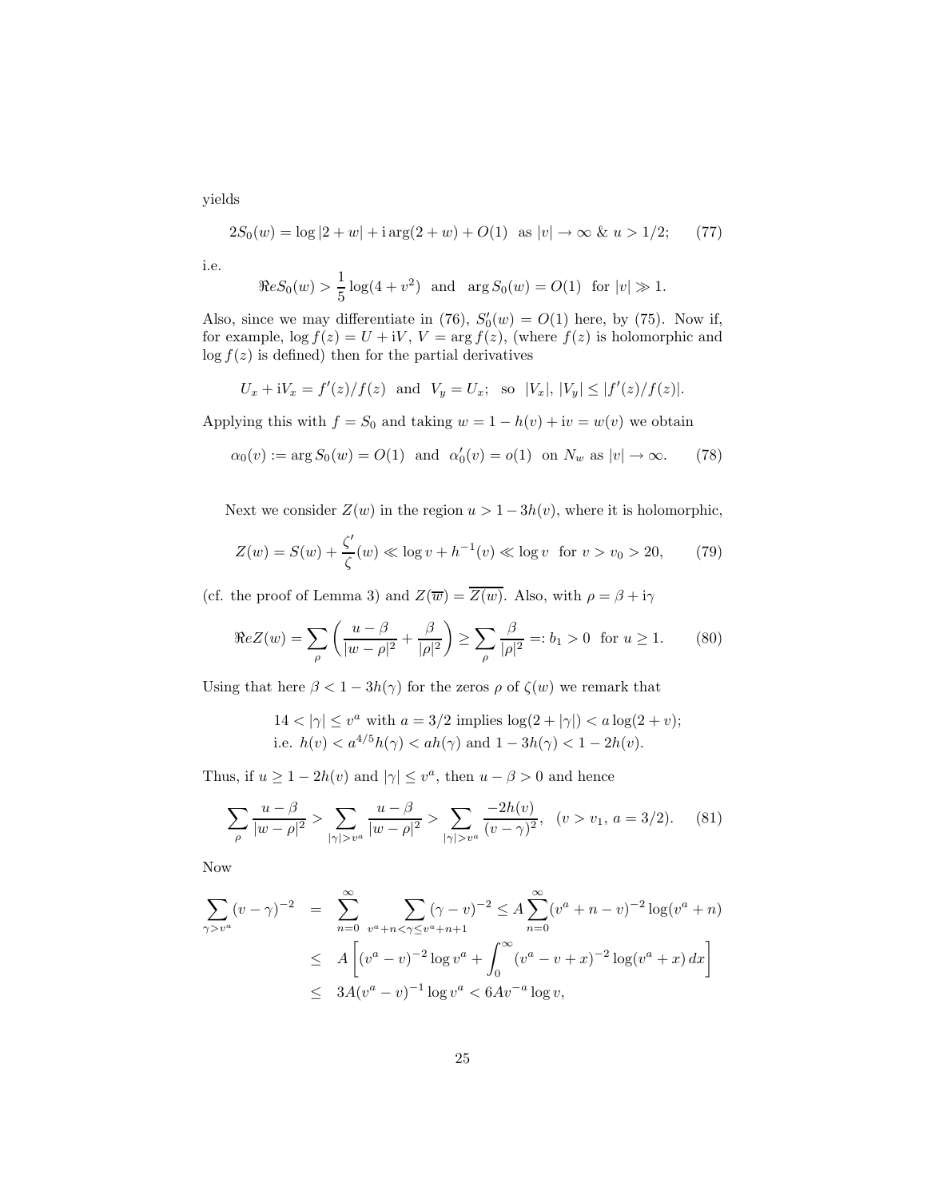yields

$$2S_0(w) = \log|2+w| + \mathrm{i}\arg(2+w) + O(1) \quad \text{as } |v| \to \infty \ \& \ u > 1/2; \tag{77}$$

i.e.

$$\Re e S_0(w) > \frac{1}{5}\log(4+v^2) \quad \text{and} \quad \arg S_0(w) = O(1) \quad \text{for } |v| \gg 1.$$

Also, since we may differentiate in (76), $S_0'(w) = O(1)$ here, by (75). Now if, for example, $\log f(z) = U + \mathrm{i}V$, $V = \arg f(z)$, (where $f(z)$ is holomorphic and $\log f(z)$ is defined) then for the partial derivatives

$$U_x + \mathrm{i}V_x = f'(z)/f(z) \quad \text{and} \quad V_y = U_x; \quad \text{so} \quad |V_x|, |V_y| \le |f'(z)/f(z)|.$$

Applying this with $f = S_0$ and taking $w = 1 - h(v) + \mathrm{i}v = w(v)$ we obtain

$$\alpha_0(v) := \arg S_0(w) = O(1) \quad \text{and} \quad \alpha_0'(v) = o(1) \quad \text{on } N_w \text{ as } |v| \to \infty. \tag{78}$$

Next we consider $Z(w)$ in the region $u > 1 - 3h(v)$, where it is holomorphic,

$$Z(w) = S(w) + \frac{\zeta'}{\zeta}(w) \ll \log v + h^{-1}(v) \ll \log v \quad \text{for } v > v_0 > 20, \tag{79}$$

(cf. the proof of Lemma 3) and $Z(\overline{w}) = \overline{Z(w)}$. Also, with $\rho = \beta + \mathrm{i}\gamma$

$$\Re e Z(w) = \sum_\rho \left( \frac{u-\beta}{|w-\rho|^2} + \frac{\beta}{|\rho|^2} \right) \ge \sum_\rho \frac{\beta}{|\rho|^2} =: b_1 > 0 \quad \text{for } u \ge 1. \tag{80}$$

Using that here $\beta < 1 - 3h(\gamma)$ for the zeros $\rho$ of $\zeta(w)$ we remark that

$$\begin{aligned} &14 < |\gamma| \le v^a \text{ with } a = 3/2 \text{ implies } \log(2+|\gamma|) < a\log(2+v); \\ &\text{i.e. } h(v) < a^{4/5}h(\gamma) < ah(\gamma) \text{ and } 1 - 3h(\gamma) < 1 - 2h(v). \end{aligned}$$

Thus, if $u \ge 1 - 2h(v)$ and $|\gamma| \le v^a$, then $u - \beta > 0$ and hence

$$\sum_\rho \frac{u-\beta}{|w-\rho|^2} > \sum_{|\gamma|>v^a} \frac{u-\beta}{|w-\rho|^2} > \sum_{|\gamma|>v^a} \frac{-2h(v)}{(v-\gamma)^2}, \quad (v > v_1,\ a = 3/2). \tag{81}$$

Now

$$\begin{aligned} \sum_{\gamma > v^a} (v-\gamma)^{-2} &= \sum_{n=0}^{\infty} \sum_{v^a+n<\gamma\le v^a+n+1} (\gamma - v)^{-2} \le A\sum_{n=0}^{\infty} (v^a+n-v)^{-2}\log(v^a+n) \\ &\le A\left[ (v^a - v)^{-2}\log v^a + \int_0^\infty (v^a - v + x)^{-2}\log(v^a+x)\,dx \right] \\ &\le 3A(v^a - v)^{-1}\log v^a < 6Av^{-a}\log v, \end{aligned}$$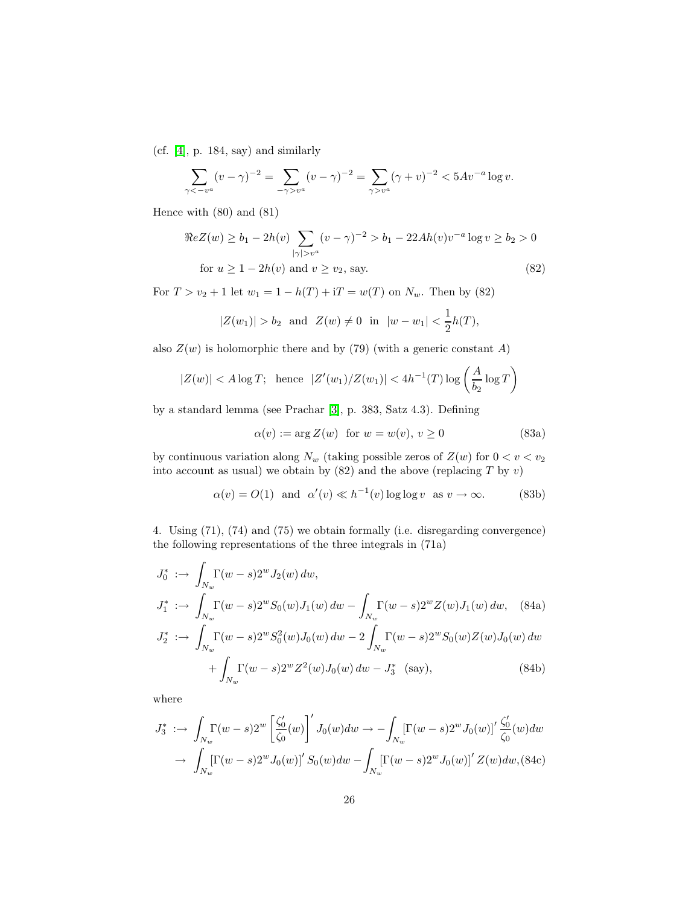(cf. [4], p. 184, say) and similarly

$$\sum_{\gamma<-v^a}(v-\gamma)^{-2}=\sum_{-\gamma>v^a}(v-\gamma)^{-2}=\sum_{\gamma>v^a}(\gamma+v)^{-2}<5Av^{-a}\log v.$$

Hence with (80) and (81)

$$\Re e Z(w)\geq b_1-2h(v)\sum_{|\gamma|>v^a}(v-\gamma)^{-2}>b_1-22Ah(v)v^{-a}\log v\geq b_2>0$$
$$\text{for } u\geq 1-2h(v) \text{ and } v\geq v_2, \text{ say.} \tag{82}$$

For $T>v_2+1$ let $w_1=1-h(T)+\mathrm{i}T=w(T)$ on $N_w$. Then by (82)

$$|Z(w_1)|>b_2 \quad\text{and}\quad Z(w)\neq 0 \;\text{ in }\; |w-w_1|<\frac{1}{2}h(T),$$

also $Z(w)$ is holomorphic there and by (79) (with a generic constant $A$)

$$|Z(w)|<A\log T;\quad\text{hence}\quad |Z'(w_1)/Z(w_1)|<4h^{-1}(T)\log\left(\frac{A}{b_2}\log T\right)$$

by a standard lemma (see Prachar [3], p. 383, Satz 4.3). Defining

$$\alpha(v):=\arg Z(w)\quad\text{for } w=w(v),\ v\geq 0 \tag{83a}$$

by continuous variation along $N_w$ (taking possible zeros of $Z(w)$ for $0<v<v_2$ into account as usual) we obtain by (82) and the above (replacing $T$ by $v$)

$$\alpha(v)=O(1)\quad\text{and}\quad \alpha'(v)\ll h^{-1}(v)\log\log v\quad\text{as } v\to\infty. \tag{83b}$$

4. Using (71), (74) and (75) we obtain formally (i.e. disregarding convergence) the following representations of the three integrals in (71a)

$$J_0^* :\to \int_{N_w}\Gamma(w-s)2^wJ_2(w)\,dw,$$
$$J_1^* :\to \int_{N_w}\Gamma(w-s)2^wS_0(w)J_1(w)\,dw-\int_{N_w}\Gamma(w-s)2^wZ(w)J_1(w)\,dw, \tag{84a}$$
$$J_2^* :\to \int_{N_w}\Gamma(w-s)2^wS_0^2(w)J_0(w)\,dw-2\int_{N_w}\Gamma(w-s)2^wS_0(w)Z(w)J_0(w)\,dw$$
$$+\int_{N_w}\Gamma(w-s)2^wZ^2(w)J_0(w)\,dw-J_3^*\ \text{(say)}, \tag{84b}$$

where

$$J_3^* :\to \int_{N_w}\Gamma(w-s)2^w\left[\frac{\zeta_0'}{\zeta_0}(w)\right]'J_0(w)dw\to-\int_{N_w}[\Gamma(w-s)2^wJ_0(w)]'\frac{\zeta_0'}{\zeta_0}(w)dw$$
$$\to \int_{N_w}[\Gamma(w-s)2^wJ_0(w)]'S_0(w)dw-\int_{N_w}[\Gamma(w-s)2^wJ_0(w)]'Z(w)dw, \tag{84c}$$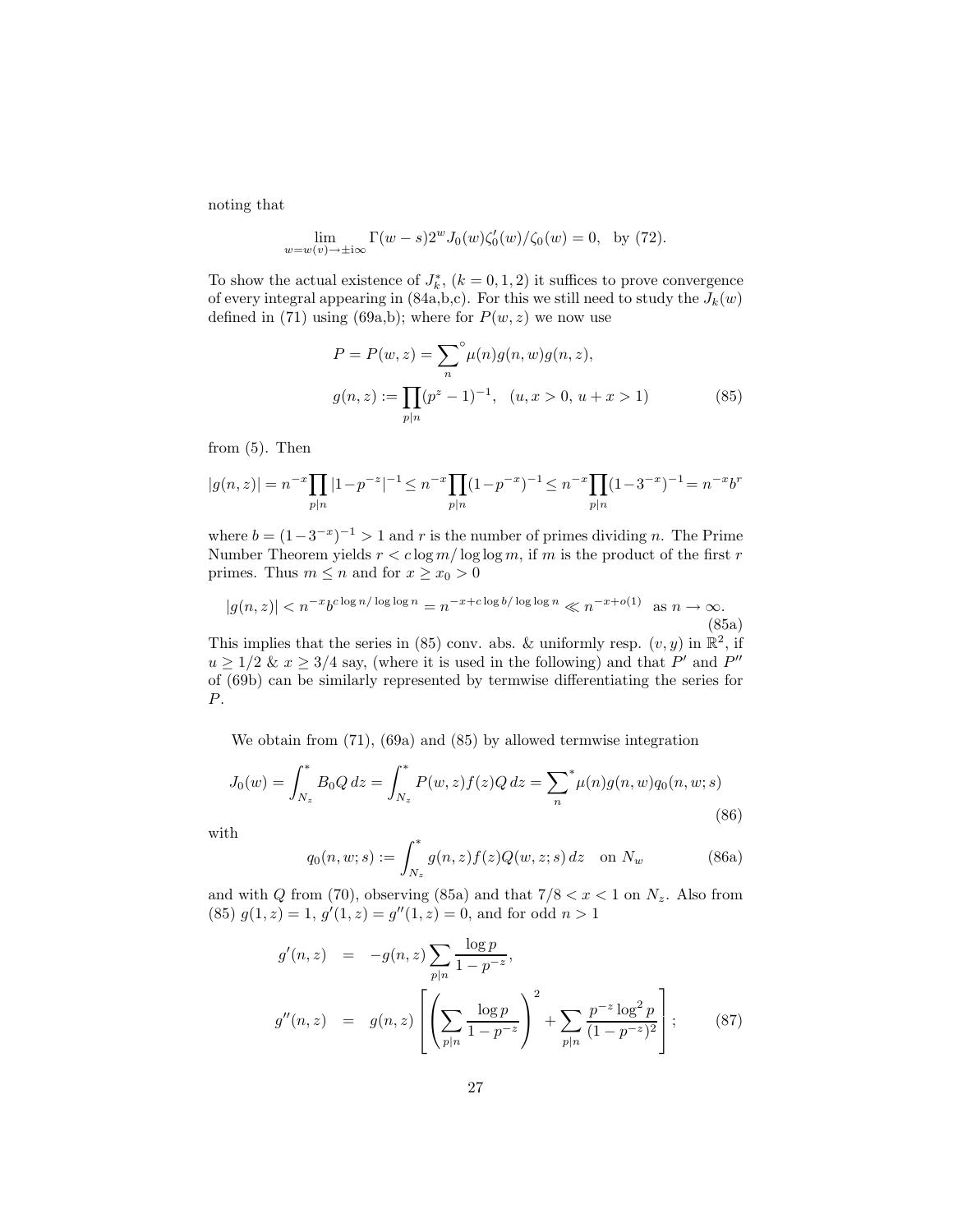noting that

$$\lim_{w=w(v)\to\pm i\infty} \Gamma(w-s)2^w J_0(w)\zeta_0'(w)/\zeta_0(w) = 0, \text{ by (72).}$$

To show the actual existence of $J_k^*$, $(k=0,1,2)$ it suffices to prove convergence of every integral appearing in (84a,b,c). For this we still need to study the $J_k(w)$ defined in (71) using (69a,b); where for $P(w,z)$ we now use

$$P = P(w,z) = \sum_n{}^{\circ} \mu(n) g(n,w) g(n,z),$$
$$g(n,z) := \prod_{p|n} (p^z - 1)^{-1}, \quad (u, x > 0,\ u + x > 1) \tag{85}$$

from (5). Then

$$|g(n,z)| = n^{-x}\prod_{p|n}|1-p^{-z}|^{-1} \le n^{-x}\prod_{p|n}(1-p^{-x})^{-1} \le n^{-x}\prod_{p|n}(1-3^{-x})^{-1} = n^{-x}b^r$$

where $b = (1-3^{-x})^{-1} > 1$ and $r$ is the number of primes dividing $n$. The Prime Number Theorem yields $r < c\log m/\log\log m$, if $m$ is the product of the first $r$ primes. Thus $m \le n$ and for $x \ge x_0 > 0$

$$|g(n,z)| < n^{-x} b^{c\log n/\log\log n} = n^{-x+c\log b/\log\log n} \ll n^{-x+o(1)} \quad \text{as } n \to \infty. \tag{85a}$$

This implies that the series in (85) conv. abs. & uniformly resp. $(v, y)$ in $\mathbb{R}^2$, if $u \ge 1/2$ & $x \ge 3/4$ say, (where it is used in the following) and that $P'$ and $P''$ of (69b) can be similarly represented by termwise differentiating the series for $P$.

We obtain from (71), (69a) and (85) by allowed termwise integration

$$J_0(w) = \int_{N_z}^* B_0 Q\, dz = \int_{N_z}^* P(w,z) f(z) Q\, dz = \sum_n{}^* \mu(n) g(n,w) q_0(n,w;s) \tag{86}$$

with

$$q_0(n,w;s) := \int_{N_z}^* g(n,z) f(z) Q(w,z;s)\, dz \quad \text{on } N_w \tag{86a}$$

and with $Q$ from (70), observing (85a) and that $7/8 < x < 1$ on $N_z$. Also from (85) $g(1,z) = 1$, $g'(1,z) = g''(1,z) = 0$, and for odd $n > 1$

$$\begin{aligned} g'(n,z) &= -g(n,z)\sum_{p|n}\frac{\log p}{1-p^{-z}}, \\ g''(n,z) &= g(n,z)\left[\left(\sum_{p|n}\frac{\log p}{1-p^{-z}}\right)^2 + \sum_{p|n}\frac{p^{-z}\log^2 p}{(1-p^{-z})^2}\right]; \end{aligned} \tag{87}$$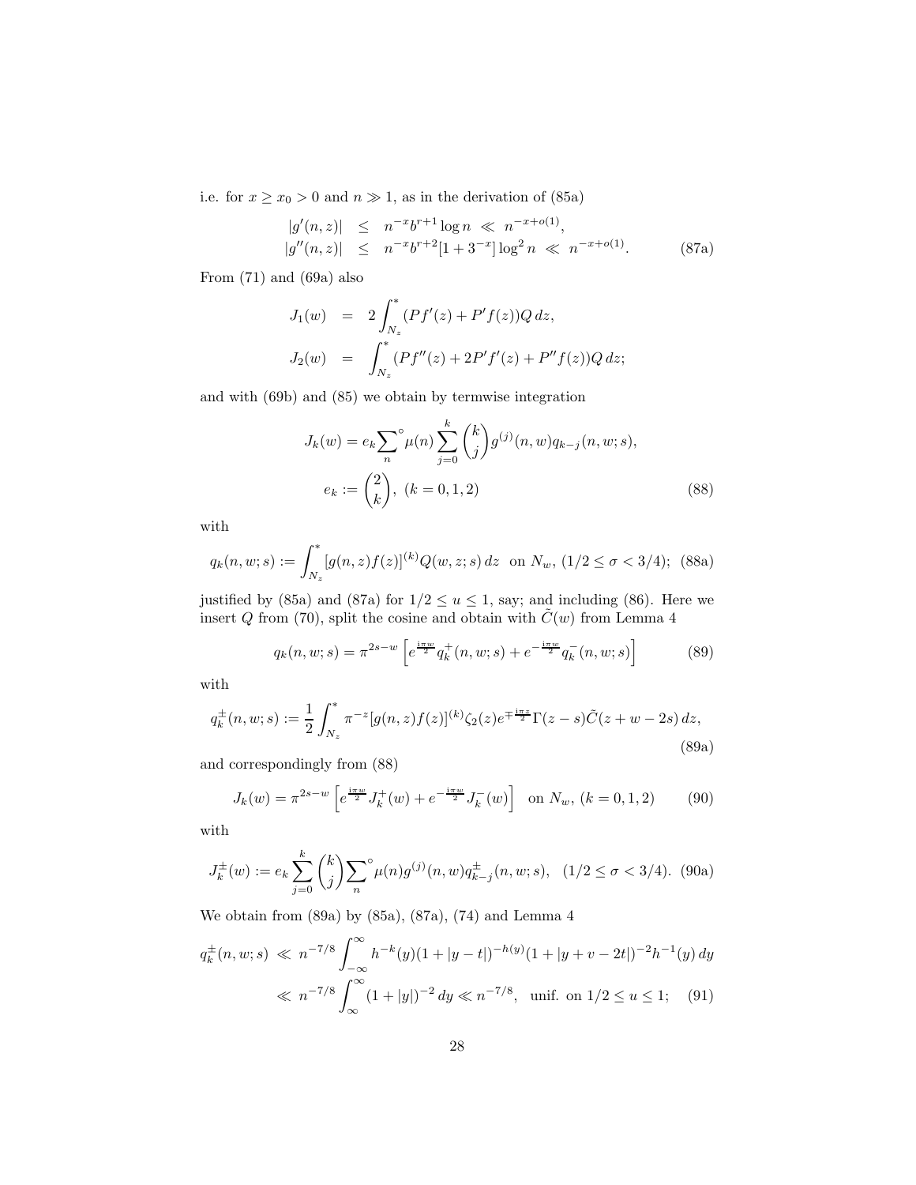i.e. for $x \geq x_0 > 0$ and $n \gg 1$, as in the derivation of (85a)

$$\begin{aligned} |g'(n,z)| &\leq n^{-x} b^{r+1} \log n \ll n^{-x+o(1)}, \\ |g''(n,z)| &\leq n^{-x} b^{r+2} [1 + 3^{-x}] \log^2 n \ll n^{-x+o(1)}. \end{aligned} \tag{87a}$$

From (71) and (69a) also

$$\begin{aligned} J_1(w) &= 2 \int_{N_z}^{*} (P f'(z) + P' f(z)) Q \, dz, \\ J_2(w) &= \int_{N_z}^{*} (P f''(z) + 2P' f'(z) + P'' f(z)) Q \, dz; \end{aligned}$$

and with (69b) and (85) we obtain by termwise integration

$$J_k(w) = e_k {\sum_n}^{\circ} \mu(n) \sum_{j=0}^{k} \binom{k}{j} g^{(j)}(n,w) q_{k-j}(n,w;s),$$
$$e_k := \binom{2}{k}, \ (k = 0, 1, 2) \tag{88}$$

with

$$q_k(n,w;s) := \int_{N_z}^{*} [g(n,z) f(z)]^{(k)} Q(w,z;s) \, dz \quad \text{on } N_w, \ (1/2 \leq \sigma < 3/4); \tag{88a}$$

justified by (85a) and (87a) for $1/2 \leq u \leq 1$, say; and including (86). Here we insert $Q$ from (70), split the cosine and obtain with $\tilde{C}(w)$ from Lemma 4

$$q_k(n,w;s) = \pi^{2s-w} \left[ e^{\frac{i\pi w}{2}} q_k^{+}(n,w;s) + e^{-\frac{i\pi w}{2}} q_k^{-}(n,w;s) \right] \tag{89}$$

with

$$q_k^{\pm}(n,w;s) := \frac{1}{2} \int_{N_z}^{*} \pi^{-z} [g(n,z) f(z)]^{(k)} \zeta_2(z) e^{\mp \frac{i\pi z}{2}} \Gamma(z-s) \tilde{C}(z+w-2s) \, dz, \tag{89a}$$

and correspondingly from (88)

$$J_k(w) = \pi^{2s-w} \left[ e^{\frac{i\pi w}{2}} J_k^{+}(w) + e^{-\frac{i\pi w}{2}} J_k^{-}(w) \right] \quad \text{on } N_w, \ (k = 0, 1, 2) \tag{90}$$

with

$$J_k^{\pm}(w) := e_k \sum_{j=0}^{k} \binom{k}{j} {\sum_n}^{\circ} \mu(n) g^{(j)}(n,w) q_{k-j}^{\pm}(n,w;s), \quad (1/2 \leq \sigma < 3/4). \tag{90a}$$

We obtain from (89a) by (85a), (87a), (74) and Lemma 4

$$\begin{aligned} q_k^{\pm}(n,w;s) &\ll n^{-7/8} \int_{-\infty}^{\infty} h^{-k}(y) (1 + |y-t|)^{-h(y)} (1 + |y+v-2t|)^{-2} h^{-1}(y) \, dy \\ &\ll n^{-7/8} \int_{\infty}^{\infty} (1 + |y|)^{-2} \, dy \ll n^{-7/8}, \quad \text{unif. on } 1/2 \leq u \leq 1; \end{aligned} \tag{91}$$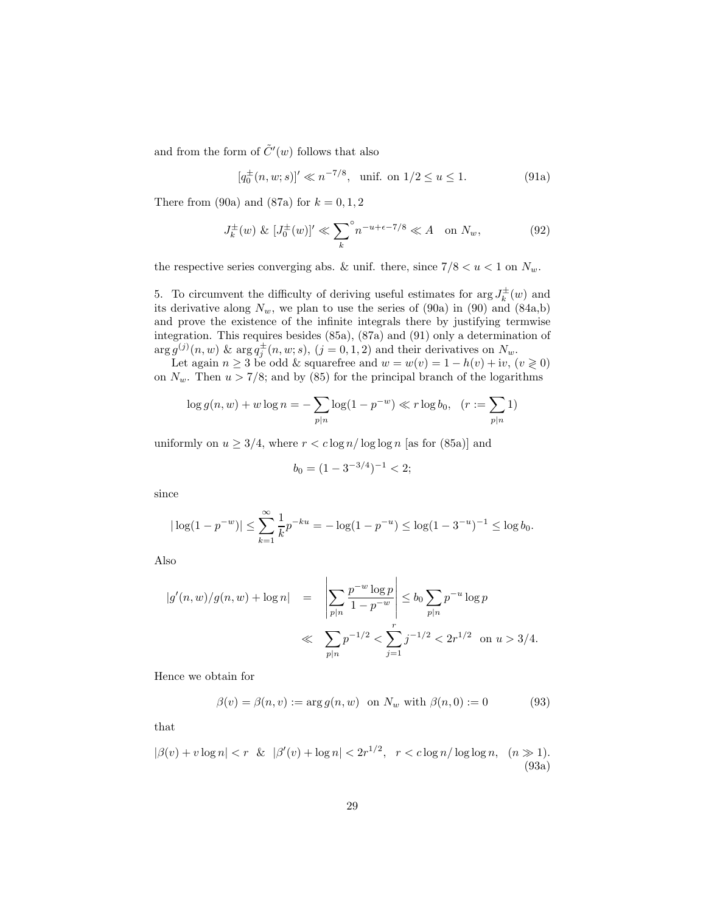and from the form of $\tilde{C}'(w)$ follows that also

$$[q_0^{\pm}(n,w;s)]' \ll n^{-7/8}, \quad \text{unif. on } 1/2 \le u \le 1. \tag{91a}$$

There from (90a) and (87a) for $k = 0, 1, 2$

$$J_k^{\pm}(w) \;\&\; [J_0^{\pm}(w)]' \ll \sum_k{}^{\circ} n^{-u+\epsilon-7/8} \ll A \quad \text{on } N_w, \tag{92}$$

the respective series converging abs. & unif. there, since $7/8 < u < 1$ on $N_w$.

5. To circumvent the difficulty of deriving useful estimates for $\arg J_k^{\pm}(w)$ and its derivative along $N_w$, we plan to use the series of (90a) in (90) and (84a,b) and prove the existence of the infinite integrals there by justifying termwise integration. This requires besides (85a), (87a) and (91) only a determination of $\arg g^{(j)}(n,w)$ & $\arg q_j^{\pm}(n,w;s)$, $(j = 0,1,2)$ and their derivatives on $N_w$.

Let again $n \ge 3$ be odd & squarefree and $w = w(v) = 1 - h(v) + \mathrm{i}v$, $(v \gtrless 0)$ on $N_w$. Then $u > 7/8$; and by (85) for the principal branch of the logarithms

$$\log g(n,w) + w \log n = -\sum_{p|n} \log(1 - p^{-w}) \ll r \log b_0, \quad (r := \sum_{p|n} 1)$$

uniformly on $u \ge 3/4$, where $r < c \log n / \log\log n$ [as for (85a)] and

$$b_0 = (1 - 3^{-3/4})^{-1} < 2;$$

since

$$|\log(1 - p^{-w})| \le \sum_{k=1}^{\infty} \frac{1}{k} p^{-ku} = -\log(1 - p^{-u}) \le \log(1 - 3^{-u})^{-1} \le \log b_0.$$

Also

$$\begin{aligned} |g'(n,w)/g(n,w) + \log n| &= \left| \sum_{p|n} \frac{p^{-w} \log p}{1 - p^{-w}} \right| \le b_0 \sum_{p|n} p^{-u} \log p \\ &\ll \sum_{p|n} p^{-1/2} < \sum_{j=1}^{r} j^{-1/2} < 2r^{1/2} \quad \text{on } u > 3/4. \end{aligned}$$

Hence we obtain for

$$\beta(v) = \beta(n,v) := \arg g(n,w) \quad \text{on } N_w \text{ with } \beta(n,0) := 0 \tag{93}$$

that

$$|\beta(v) + v \log n| < r \;\;\&\;\; |\beta'(v) + \log n| < 2r^{1/2}, \quad r < c \log n / \log\log n, \quad (n \gg 1). \tag{93a}$$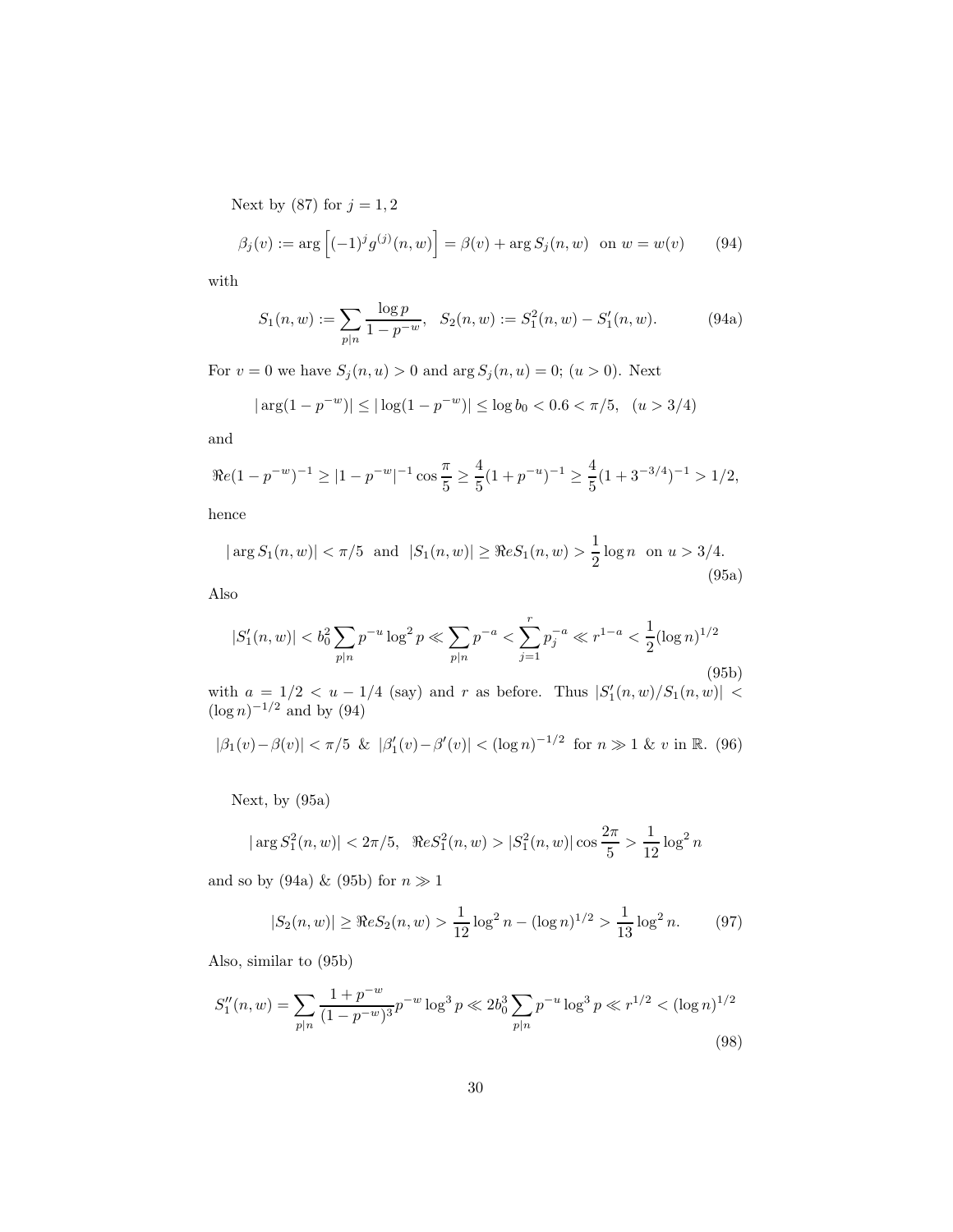Next by (87) for $j = 1, 2$

$$\beta_j(v) := \arg\left[(-1)^j g^{(j)}(n,w)\right] = \beta(v) + \arg S_j(n,w) \quad \text{on } w = w(v) \tag{94}$$

with

$$S_1(n,w) := \sum_{p|n} \frac{\log p}{1-p^{-w}}, \quad S_2(n,w) := S_1^2(n,w) - S_1'(n,w). \tag{94a}$$

For $v = 0$ we have $S_j(n,u) > 0$ and $\arg S_j(n,u) = 0$; $(u > 0)$. Next

$$|\arg(1-p^{-w})| \leq |\log(1-p^{-w})| \leq \log b_0 < 0.6 < \pi/5, \quad (u > 3/4)$$

and

$$\Re e(1-p^{-w})^{-1} \geq |1-p^{-w}|^{-1} \cos\frac{\pi}{5} \geq \frac{4}{5}(1+p^{-u})^{-1} \geq \frac{4}{5}(1+3^{-3/4})^{-1} > 1/2,$$

hence

$$|\arg S_1(n,w)| < \pi/5 \;\text{ and }\; |S_1(n,w)| \geq \Re e S_1(n,w) > \frac{1}{2}\log n \;\text{ on } u > 3/4. \tag{95a}$$

Also

$$|S_1'(n,w)| < b_0^2 \sum_{p|n} p^{-u}\log^2 p \ll \sum_{p|n} p^{-a} < \sum_{j=1}^{r} p_j^{-a} \ll r^{1-a} < \frac{1}{2}(\log n)^{1/2} \tag{95b}$$

with $a = 1/2 < u - 1/4$ (say) and $r$ as before. Thus $|S_1'(n,w)/S_1(n,w)| < (\log n)^{-1/2}$ and by (94)

$$|\beta_1(v) - \beta(v)| < \pi/5 \;\&\; |\beta_1'(v) - \beta'(v)| < (\log n)^{-1/2} \;\text{ for } n \gg 1 \;\&\; v \text{ in } \mathbb{R}. \tag{96}$$

Next, by (95a)

$$|\arg S_1^2(n,w)| < 2\pi/5, \quad \Re e S_1^2(n,w) > |S_1^2(n,w)| \cos\frac{2\pi}{5} > \frac{1}{12}\log^2 n$$

and so by (94a) & (95b) for $n \gg 1$

$$|S_2(n,w)| \geq \Re e S_2(n,w) > \frac{1}{12}\log^2 n - (\log n)^{1/2} > \frac{1}{13}\log^2 n. \tag{97}$$

Also, similar to (95b)

$$S_1''(n,w) = \sum_{p|n} \frac{1+p^{-w}}{(1-p^{-w})^3} p^{-w}\log^3 p \ll 2b_0^3 \sum_{p|n} p^{-u}\log^3 p \ll r^{1/2} < (\log n)^{1/2} \tag{98}$$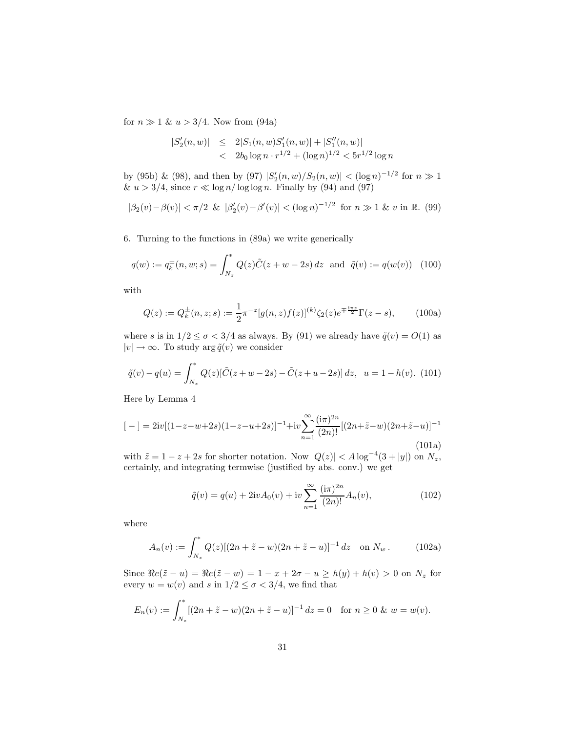for $n \gg 1$ & $u > 3/4$. Now from (94a)

$$
\begin{aligned}
|S_2'(n,w)| &\leq 2|S_1(n,w)S_1'(n,w)| + |S_1''(n,w)| \\
&< 2b_0 \log n \cdot r^{1/2} + (\log n)^{1/2} < 5r^{1/2}\log n
\end{aligned}
$$

by (95b) & (98), and then by (97) $|S_2'(n,w)/S_2(n,w)| < (\log n)^{-1/2}$ for $n \gg 1$ & $u > 3/4$, since $r \ll \log n/\log\log n$. Finally by (94) and (97)

$$
|\beta_2(v) - \beta(v)| < \pi/2 \ \ \& \ \ |\beta_2'(v) - \beta'(v)| < (\log n)^{-1/2} \ \text{ for } n \gg 1 \ \& \ v \text{ in } \mathbb{R}. \quad (99)
$$

6. Turning to the functions in (89a) we write generically

$$
q(w) := q_k^{\pm}(n,w;s) = \int_{N_z}^{*} Q(z)\tilde{C}(z+w-2s)\,dz \ \text{ and } \ \tilde{q}(v) := q(w(v)) \quad (100)
$$

with

$$
Q(z) := Q_k^{\pm}(n,z;s) := \frac{1}{2}\pi^{-z}[g(n,z)f(z)]^{(k)}\zeta_2(z)e^{\mp\frac{\mathrm{i}\pi z}{2}}\Gamma(z-s), \quad (100a)
$$

where $s$ is in $1/2 \leq \sigma < 3/4$ as always. By (91) we already have $\tilde{q}(v) = O(1)$ as $|v| \to \infty$. To study $\arg \tilde{q}(v)$ we consider

$$
\tilde{q}(v) - q(u) = \int_{N_z}^{*} Q(z)[\tilde{C}(z+w-2s) - \tilde{C}(z+u-2s)]\,dz, \quad u = 1 - h(v). \ (101)
$$

Here by Lemma 4

$$
[\,-\,] = 2\mathrm{i}v[(1-z-w+2s)(1-z-u+2s)]^{-1} + \mathrm{i}v\sum_{n=1}^{\infty}\frac{(\mathrm{i}\pi)^{2n}}{(2n)!}[(2n+\tilde{z}-w)(2n+\tilde{z}-u)]^{-1} \quad (101a)
$$

with $\tilde{z} = 1 - z + 2s$ for shorter notation. Now $|Q(z)| < A\log^{-4}(3+|y|)$ on $N_z$, certainly, and integrating termwise (justified by abs. conv.) we get

$$
\tilde{q}(v) = q(u) + 2\mathrm{i}vA_0(v) + \mathrm{i}v\sum_{n=1}^{\infty}\frac{(\mathrm{i}\pi)^{2n}}{(2n)!}A_n(v), \quad (102)
$$

where

$$
A_n(v) := \int_{N_z}^{*} Q(z)[(2n+\tilde{z}-w)(2n+\tilde{z}-u)]^{-1}\,dz \quad \text{on } N_w\,. \quad (102a)
$$

Since $\Re e(\tilde{z}-u) = \Re e(\tilde{z}-w) = 1 - x + 2\sigma - u \geq h(y) + h(v) > 0$ on $N_z$ for every $w = w(v)$ and $s$ in $1/2 \leq \sigma < 3/4$, we find that

$$
E_n(v) := \int_{N_z}^{*} [(2n+\tilde{z}-w)(2n+\tilde{z}-u)]^{-1}\,dz = 0 \quad \text{for } n \geq 0 \ \& \ w = w(v).
$$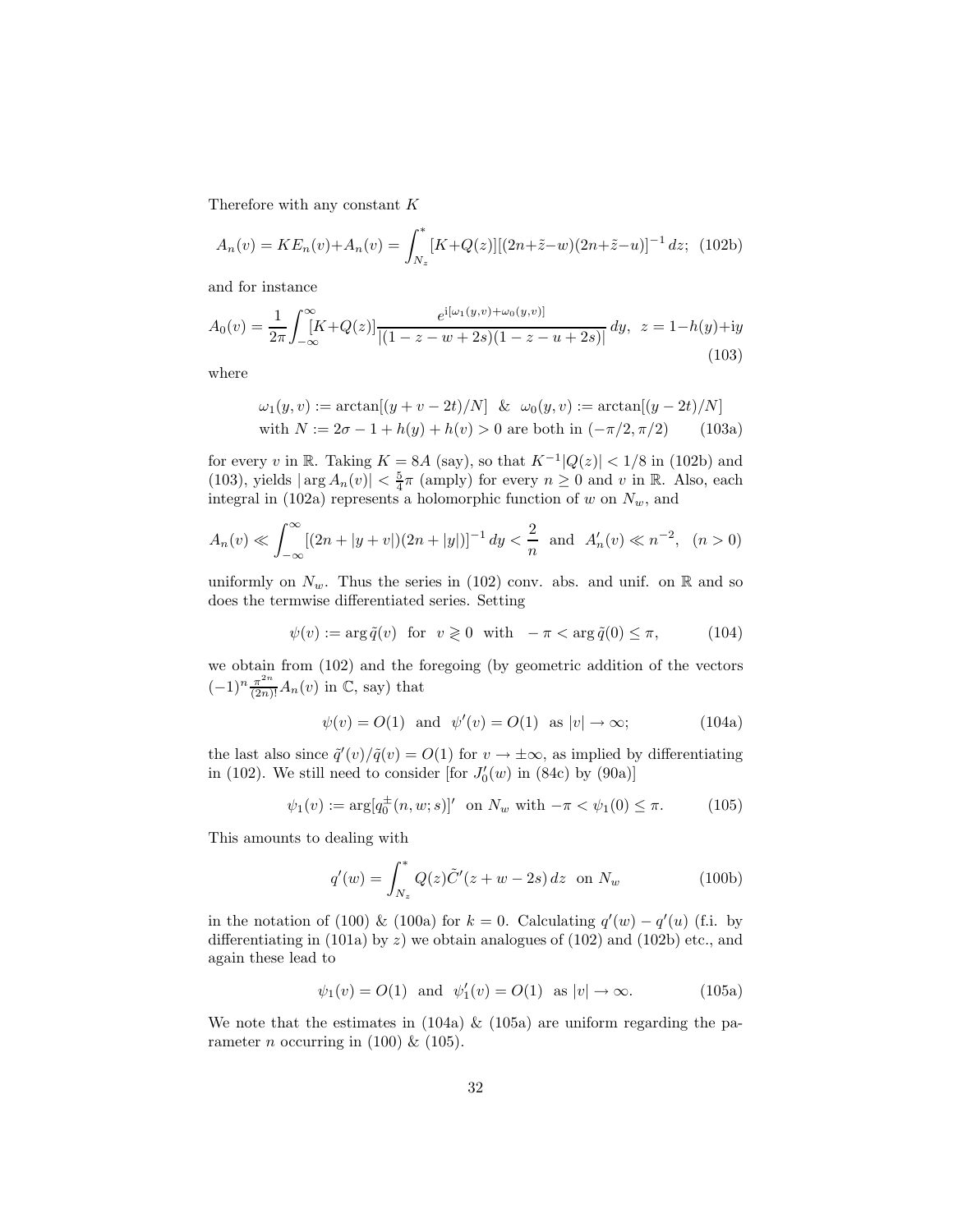Therefore with any constant $K$

$$A_n(v) = KE_n(v) + A_n(v) = \int_{N_z}^{*} [K+Q(z)][(2n+\tilde{z}-w)(2n+\tilde{z}-u)]^{-1}\,dz; \quad (102b)$$

and for instance

$$A_0(v) = \frac{1}{2\pi}\int_{-\infty}^{\infty} [K+Q(z)] \frac{e^{\mathrm{i}[\omega_1(y,v)+\omega_0(y,v)]}}{|(1-z-w+2s)(1-z-u+2s)|}\,dy, \quad z = 1-h(y)+\mathrm{i}y \tag{103}$$

where

$$\begin{aligned} &\omega_1(y,v) := \arctan[(y+v-2t)/N] \ \ \& \ \ \omega_0(y,v) := \arctan[(y-2t)/N] \\ &\text{with } N := 2\sigma - 1 + h(y) + h(v) > 0 \text{ are both in } (-\pi/2, \pi/2) \end{aligned} \tag{103a}$$

for every $v$ in $\mathbb{R}$. Taking $K = 8A$ (say), so that $K^{-1}|Q(z)| < 1/8$ in (102b) and (103), yields $|\arg A_n(v)| < \frac{5}{4}\pi$ (amply) for every $n \geq 0$ and $v$ in $\mathbb{R}$. Also, each integral in (102a) represents a holomorphic function of $w$ on $N_w$, and

$$A_n(v) \ll \int_{-\infty}^{\infty} [(2n+|y+v|)(2n+|y|)]^{-1}\,dy < \frac{2}{n} \quad \text{and} \quad A_n'(v) \ll n^{-2}, \quad (n>0)$$

uniformly on $N_w$. Thus the series in (102) conv. abs. and unif. on $\mathbb{R}$ and so does the termwise differentiated series. Setting

$$\psi(v) := \arg \tilde{q}(v) \quad \text{for} \quad v \gtrless 0 \quad \text{with} \quad -\pi < \arg \tilde{q}(0) \leq \pi, \tag{104}$$

we obtain from (102) and the foregoing (by geometric addition of the vectors $(-1)^n \frac{\pi^{2n}}{(2n)!} A_n(v)$ in $\mathbb{C}$, say) that

$$\psi(v) = O(1) \quad \text{and} \quad \psi'(v) = O(1) \quad \text{as } |v| \to \infty; \tag{104a}$$

the last also since $\tilde{q}'(v)/\tilde{q}(v) = O(1)$ for $v \to \pm\infty$, as implied by differentiating in (102). We still need to consider [for $J_0'(w)$ in (84c) by (90a)]

$$\psi_1(v) := \arg[q_0^{\pm}(n, w; s)]' \quad \text{on } N_w \text{ with } -\pi < \psi_1(0) \leq \pi. \tag{105}$$

This amounts to dealing with

$$q'(w) = \int_{N_z}^{*} Q(z) \tilde{C}'(z+w-2s)\,dz \quad \text{on } N_w \tag{100b}$$

in the notation of (100) & (100a) for $k=0$. Calculating $q'(w) - q'(u)$ (f.i. by differentiating in (101a) by $z$) we obtain analogues of (102) and (102b) etc., and again these lead to

$$\psi_1(v) = O(1) \quad \text{and} \quad \psi_1'(v) = O(1) \quad \text{as } |v| \to \infty. \tag{105a}$$

We note that the estimates in (104a) & (105a) are uniform regarding the parameter $n$ occurring in (100) & (105).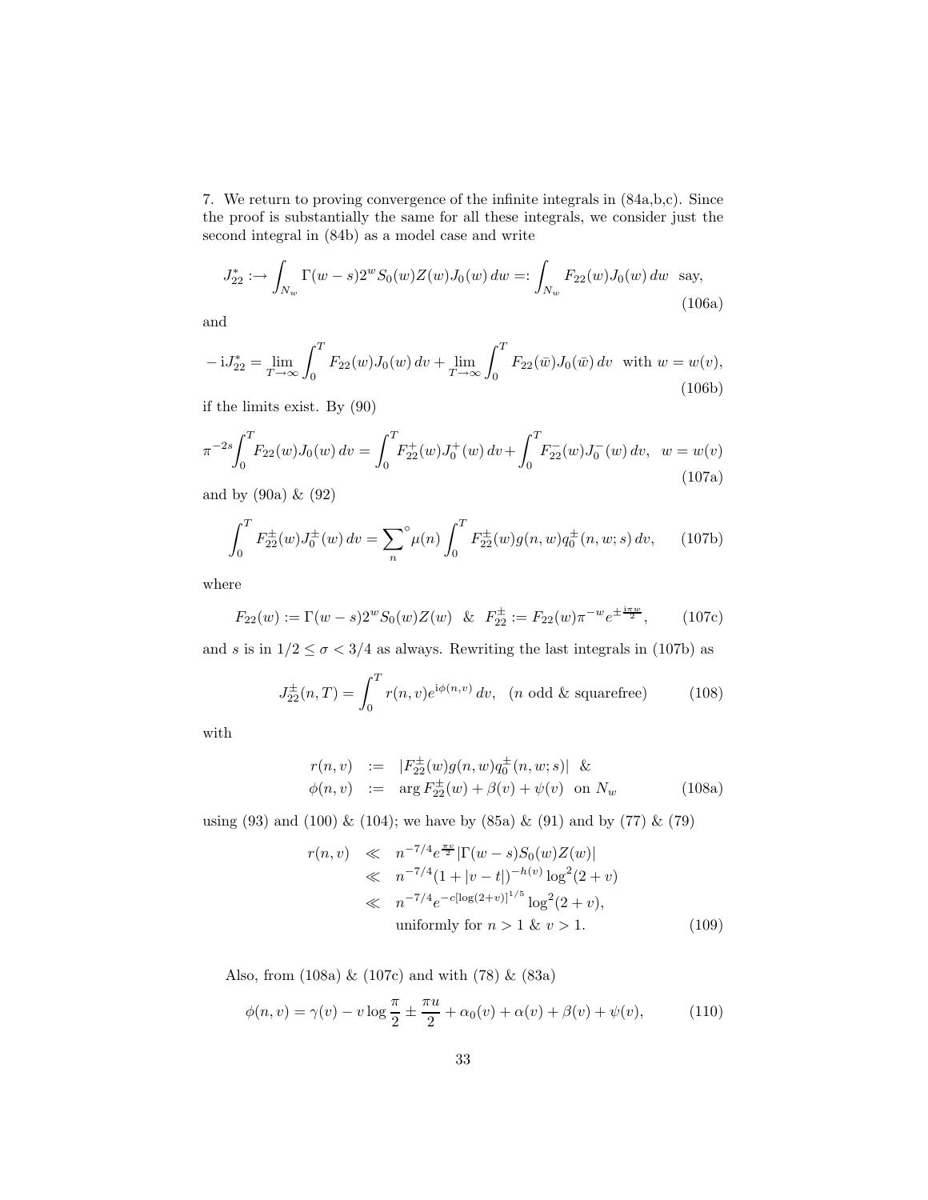7. We return to proving convergence of the infinite integrals in (84a,b,c). Since the proof is substantially the same for all these integrals, we consider just the second integral in (84b) as a model case and write

$$J_{22}^* :\to \int_{N_w} \Gamma(w-s) 2^w S_0(w) Z(w) J_0(w)\, dw =: \int_{N_w} F_{22}(w) J_0(w)\, dw \;\; \text{say,} \tag{106a}$$

and

$$-\,\mathrm{i}J_{22}^* = \lim_{T\to\infty} \int_0^T F_{22}(w) J_0(w)\, dv + \lim_{T\to\infty} \int_0^T F_{22}(\bar{w}) J_0(\bar{w})\, dv \;\; \text{with } w = w(v), \tag{106b}$$

if the limits exist. By (90)

$$\pi^{-2s} \int_0^T F_{22}(w) J_0(w)\, dv = \int_0^T F_{22}^+(w) J_0^+(w)\, dv + \int_0^T F_{22}^-(w) J_0^-(w)\, dv, \;\; w = w(v) \tag{107a}$$

and by (90a) & (92)

$$\int_0^T F_{22}^{\pm}(w) J_0^{\pm}(w)\, dv = \sum_n{}^{\circ} \mu(n) \int_0^T F_{22}^{\pm}(w) g(n,w) q_0^{\pm}(n,w;s)\, dv, \tag{107b}$$

where

$$F_{22}(w) := \Gamma(w-s) 2^w S_0(w) Z(w) \;\;\&\;\; F_{22}^{\pm} := F_{22}(w) \pi^{-w} e^{\pm \frac{\mathrm{i}\pi w}{2}}, \tag{107c}$$

and $s$ is in $1/2 \le \sigma < 3/4$ as always. Rewriting the last integrals in (107b) as

$$J_{22}^{\pm}(n,T) = \int_0^T r(n,v) e^{\mathrm{i}\phi(n,v)}\, dv, \;\; (n \text{ odd \& squarefree}) \tag{108}$$

with

$$\begin{aligned} r(n,v) &:= |F_{22}^{\pm}(w) g(n,w) q_0^{\pm}(n,w;s)| \;\;\& \\ \phi(n,v) &:= \arg F_{22}^{\pm}(w) + \beta(v) + \psi(v) \;\; \text{on } N_w \end{aligned} \tag{108a}$$

using (93) and (100) & (104); we have by (85a) & (91) and by (77) & (79)

$$\begin{aligned} r(n,v) &\ll n^{-7/4} e^{\frac{\pi v}{2}} |\Gamma(w-s) S_0(w) Z(w)| \\ &\ll n^{-7/4} (1 + |v-t|)^{-h(v)} \log^2(2+v) \\ &\ll n^{-7/4} e^{-c[\log(2+v)]^{1/5}} \log^2(2+v), \\ &\qquad \text{uniformly for } n > 1 \;\&\; v > 1. \end{aligned} \tag{109}$$

Also, from (108a) & (107c) and with (78) & (83a)

$$\phi(n,v) = \gamma(v) - v \log \frac{\pi}{2} \pm \frac{\pi u}{2} + \alpha_0(v) + \alpha(v) + \beta(v) + \psi(v), \tag{110}$$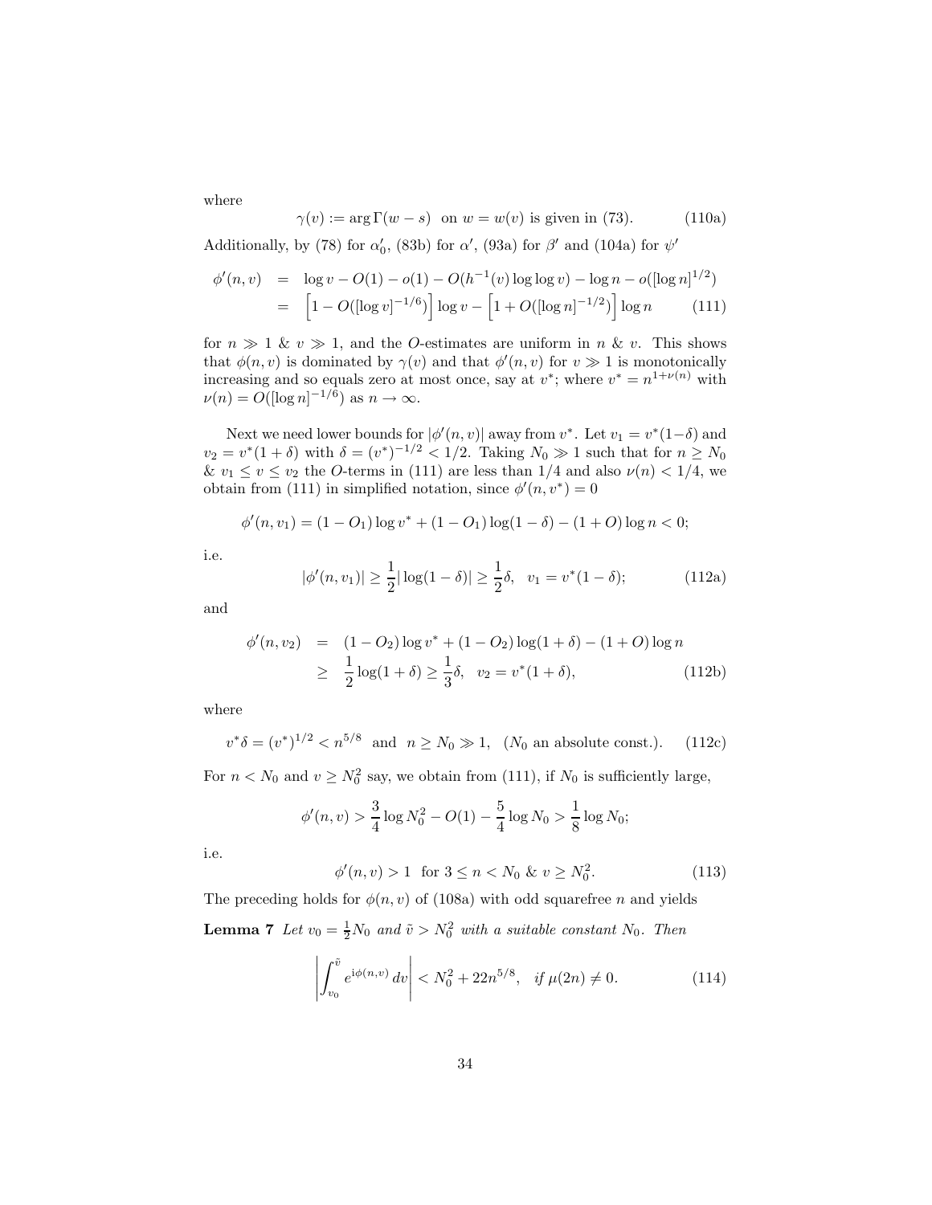where

$$\gamma(v) := \arg\Gamma(w - s) \quad \text{on } w = w(v) \text{ is given in (73).} \tag{110a}$$

Additionally, by (78) for $\alpha_0'$, (83b) for $\alpha'$, (93a) for $\beta'$ and (104a) for $\psi'$

$$\begin{aligned}
\phi'(n, v) &= \log v - O(1) - o(1) - O(h^{-1}(v)\log\log v) - \log n - o([\log n]^{1/2}) \\
&= \Big[1 - O([\log v]^{-1/6})\Big]\log v - \Big[1 + O([\log n]^{-1/2})\Big]\log n
\end{aligned} \tag{111}$$

for $n \gg 1$ & $v \gg 1$, and the $O$-estimates are uniform in $n$ & $v$. This shows that $\phi(n, v)$ is dominated by $\gamma(v)$ and that $\phi'(n, v)$ for $v \gg 1$ is monotonically increasing and so equals zero at most once, say at $v^*$; where $v^* = n^{1+\nu(n)}$ with $\nu(n) = O([\log n]^{-1/6})$ as $n \to \infty$.

Next we need lower bounds for $|\phi'(n, v)|$ away from $v^*$. Let $v_1 = v^*(1-\delta)$ and $v_2 = v^*(1 + \delta)$ with $\delta = (v^*)^{-1/2} < 1/2$. Taking $N_0 \gg 1$ such that for $n \geq N_0$ & $v_1 \leq v \leq v_2$ the $O$-terms in (111) are less than $1/4$ and also $\nu(n) < 1/4$, we obtain from (111) in simplified notation, since $\phi'(n, v^*) = 0$

$$\phi'(n, v_1) = (1 - O_1)\log v^* + (1 - O_1)\log(1 - \delta) - (1 + O)\log n < 0;$$

i.e.

$$|\phi'(n, v_1)| \geq \frac{1}{2}|\log(1 - \delta)| \geq \frac{1}{2}\delta, \quad v_1 = v^*(1 - \delta); \tag{112a}$$

and

$$\begin{aligned}
\phi'(n, v_2) &= (1 - O_2)\log v^* + (1 - O_2)\log(1 + \delta) - (1 + O)\log n \\
&\geq \frac{1}{2}\log(1 + \delta) \geq \frac{1}{3}\delta, \quad v_2 = v^*(1 + \delta),
\end{aligned} \tag{112b}$$

where

$$v^*\delta = (v^*)^{1/2} < n^{5/8} \quad \text{and} \quad n \geq N_0 \gg 1, \quad (N_0 \text{ an absolute const.}). \tag{112c}$$

For $n < N_0$ and $v \geq N_0^2$ say, we obtain from (111), if $N_0$ is sufficiently large,

$$\phi'(n, v) > \frac{3}{4}\log N_0^2 - O(1) - \frac{5}{4}\log N_0 > \frac{1}{8}\log N_0;$$

i.e.

$$\phi'(n, v) > 1 \quad \text{for } 3 \leq n < N_0 \text{ \& } v \geq N_0^2. \tag{113}$$

The preceding holds for $\phi(n, v)$ of (108a) with odd squarefree $n$ and yields

**Lemma 7** *Let $v_0 = \frac{1}{2}N_0$ and $\tilde{v} > N_0^2$ with a suitable constant $N_0$. Then*

$$\left|\int_{v_0}^{\tilde{v}} e^{i\phi(n,v)}\, dv\right| < N_0^2 + 22n^{5/8}, \quad \text{if } \mu(2n) \neq 0. \tag{114}$$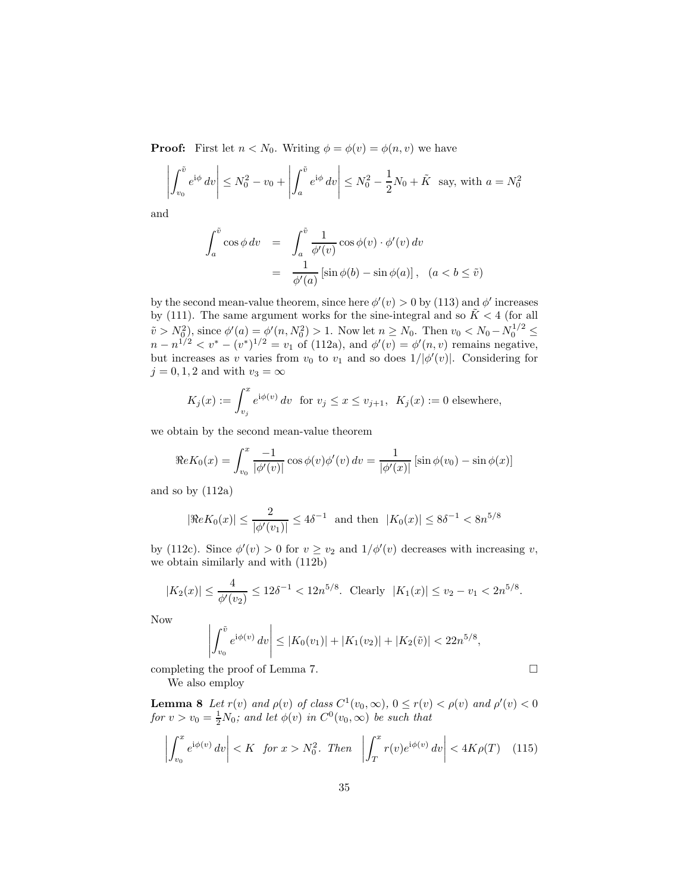**Proof:** First let $n < N_0$. Writing $\phi = \phi(v) = \phi(n, v)$ we have

$$\left| \int_{v_0}^{\tilde{v}} e^{\mathrm{i}\phi}\, dv \right| \le N_0^2 - v_0 + \left| \int_{a}^{\tilde{v}} e^{\mathrm{i}\phi}\, dv \right| \le N_0^2 - \frac{1}{2}N_0 + \tilde{K} \;\text{ say, with } a = N_0^2$$

and

$$\begin{aligned} \int_a^{\tilde{v}} \cos\phi \, dv &= \int_a^{\tilde{v}} \frac{1}{\phi'(v)} \cos\phi(v) \cdot \phi'(v)\, dv \\ &= \frac{1}{\phi'(a)} \left[ \sin\phi(b) - \sin\phi(a) \right], \quad (a < b \le \tilde{v}) \end{aligned}$$

by the second mean-value theorem, since here $\phi'(v) > 0$ by (113) and $\phi'$ increases by (111). The same argument works for the sine-integral and so $\tilde{K} < 4$ (for all $\tilde{v} > N_0^2$), since $\phi'(a) = \phi'(n, N_0^2) > 1$. Now let $n \ge N_0$. Then $v_0 < N_0 - N_0^{1/2} \le n - n^{1/2} < v^* - (v^*)^{1/2} = v_1$ of (112a), and $\phi'(v) = \phi'(n, v)$ remains negative, but increases as $v$ varies from $v_0$ to $v_1$ and so does $1/|\phi'(v)|$. Considering for $j = 0, 1, 2$ and with $v_3 = \infty$

$$K_j(x) := \int_{v_j}^{x} e^{\mathrm{i}\phi(v)}\, dv \;\text{ for } v_j \le x \le v_{j+1}, \;\; K_j(x) := 0 \text{ elsewhere,}$$

we obtain by the second mean-value theorem

$$\Re e K_0(x) = \int_{v_0}^{x} \frac{-1}{|\phi'(v)|} \cos\phi(v)\phi'(v)\, dv = \frac{1}{|\phi'(x)|} \left[ \sin\phi(v_0) - \sin\phi(x) \right]$$

and so by (112a)

$$|\Re e K_0(x)| \le \frac{2}{|\phi'(v_1)|} \le 4\delta^{-1} \;\text{ and then }\; |K_0(x)| \le 8\delta^{-1} < 8n^{5/8}$$

by (112c). Since $\phi'(v) > 0$ for $v \ge v_2$ and $1/\phi'(v)$ decreases with increasing $v$, we obtain similarly and with (112b)

$$|K_2(x)| \le \frac{4}{\phi'(v_2)} \le 12\delta^{-1} < 12n^{5/8}. \;\text{ Clearly }\; |K_1(x)| \le v_2 - v_1 < 2n^{5/8}.$$

Now

$$\left| \int_{v_0}^{\tilde{v}} e^{\mathrm{i}\phi(v)}\, dv \right| \le |K_0(v_1)| + |K_1(v_2)| + |K_2(\tilde{v})| < 22n^{5/8},$$

completing the proof of Lemma 7. □

We also employ

**Lemma 8** *Let $r(v)$ and $\rho(v)$ of class $C^1(v_0, \infty)$, $0 \le r(v) < \rho(v)$ and $\rho'(v) < 0$ for $v > v_0 = \frac{1}{2}N_0$; and let $\phi(v)$ in $C^0(v_0, \infty)$ be such that*

$$\left| \int_{v_0}^{x} e^{\mathrm{i}\phi(v)}\, dv \right| < K \;\; \textit{for } x > N_0^2. \textit{ Then } \;\; \left| \int_{T}^{x} r(v) e^{\mathrm{i}\phi(v)}\, dv \right| < 4K\rho(T) \quad (115)$$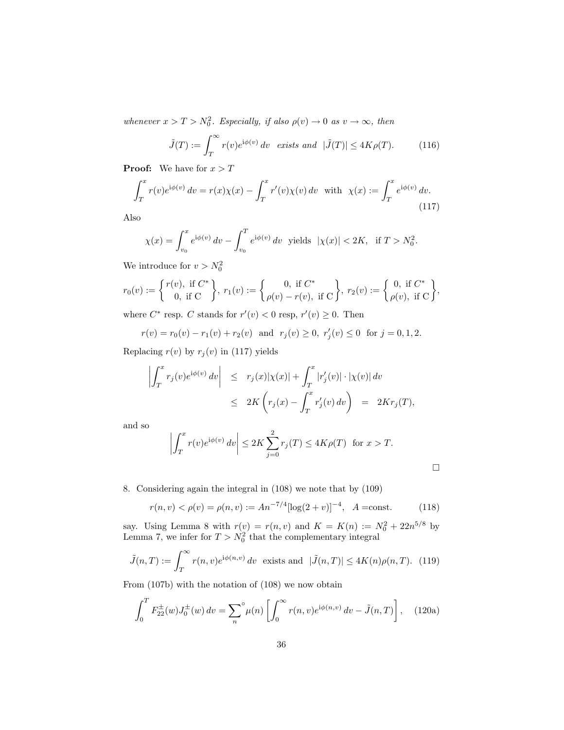*whenever $x > T > N_0^2$. Especially, if also $\rho(v) \to 0$ as $v \to \infty$, then*

$$\tilde{J}(T) := \int_T^\infty r(v) e^{\mathrm{i}\phi(v)}\, dv \quad \text{exists and} \quad |\tilde{J}(T)| \le 4K\rho(T). \tag{116}$$

**Proof:** We have for $x > T$

$$\int_T^x r(v)e^{\mathrm{i}\phi(v)}\, dv = r(x)\chi(x) - \int_T^x r'(v)\chi(v)\, dv \quad \text{with} \quad \chi(x) := \int_T^x e^{\mathrm{i}\phi(v)}\, dv. \tag{117}$$

Also

$$\chi(x) = \int_{v_0}^x e^{\mathrm{i}\phi(v)}\, dv - \int_{v_0}^T e^{\mathrm{i}\phi(v)}\, dv \quad \text{yields} \quad |\chi(x)| < 2K, \quad \text{if } T > N_0^2.$$

We introduce for $v > N_0^2$

$$r_0(v) := \begin{Bmatrix} r(v), \text{ if } C^* \\ 0, \text{ if C} \end{Bmatrix},\ r_1(v) := \begin{Bmatrix} 0, \text{ if } C^* \\ \rho(v) - r(v), \text{ if C} \end{Bmatrix},\ r_2(v) := \begin{Bmatrix} 0, \text{ if } C^* \\ \rho(v), \text{ if C} \end{Bmatrix},$$

where $C^*$ resp. $C$ stands for $r'(v) < 0$ resp, $r'(v) \ge 0$. Then

$$r(v) = r_0(v) - r_1(v) + r_2(v) \quad \text{and} \quad r_j(v) \ge 0,\ r_j'(v) \le 0 \quad \text{for } j = 0, 1, 2.$$

Replacing $r(v)$ by $r_j(v)$ in (117) yields

$$\begin{aligned} \left| \int_T^x r_j(v) e^{\mathrm{i}\phi(v)}\, dv \right| &\le r_j(x)|\chi(x)| + \int_T^x |r_j'(v)| \cdot |\chi(v)|\, dv \\ &\le 2K\left( r_j(x) - \int_T^x r_j'(v)\, dv \right) \quad = \quad 2Kr_j(T), \end{aligned}$$

and so

$$\left| \int_T^x r(v) e^{\mathrm{i}\phi(v)}\, dv \right| \le 2K \sum_{j=0}^{2} r_j(T) \le 4K\rho(T) \quad \text{for } x > T.$$

□

8. Considering again the integral in (108) we note that by (109)

$$r(n, v) < \rho(v) = \rho(n, v) := An^{-7/4}[\log(2 + v)]^{-4}, \quad A = \text{const.} \tag{118}$$

say. Using Lemma 8 with $r(v) = r(n, v)$ and $K = K(n) := N_0^2 + 22n^{5/8}$ by Lemma 7, we infer for $T > N_0^2$ that the complementary integral

$$\tilde{J}(n, T) := \int_T^\infty r(n, v)e^{\mathrm{i}\phi(n,v)}\, dv \quad \text{exists and} \quad |\tilde{J}(n, T)| \le 4K(n)\rho(n, T). \tag{119}$$

From (107b) with the notation of (108) we now obtain

$$\int_0^T F_{22}^{\pm}(w) J_0^{\pm}(w)\, dv = \sum_n{}^{\circ} \mu(n) \left[ \int_0^\infty r(n, v) e^{\mathrm{i}\phi(n,v)}\, dv - \tilde{J}(n, T) \right], \tag{120a}$$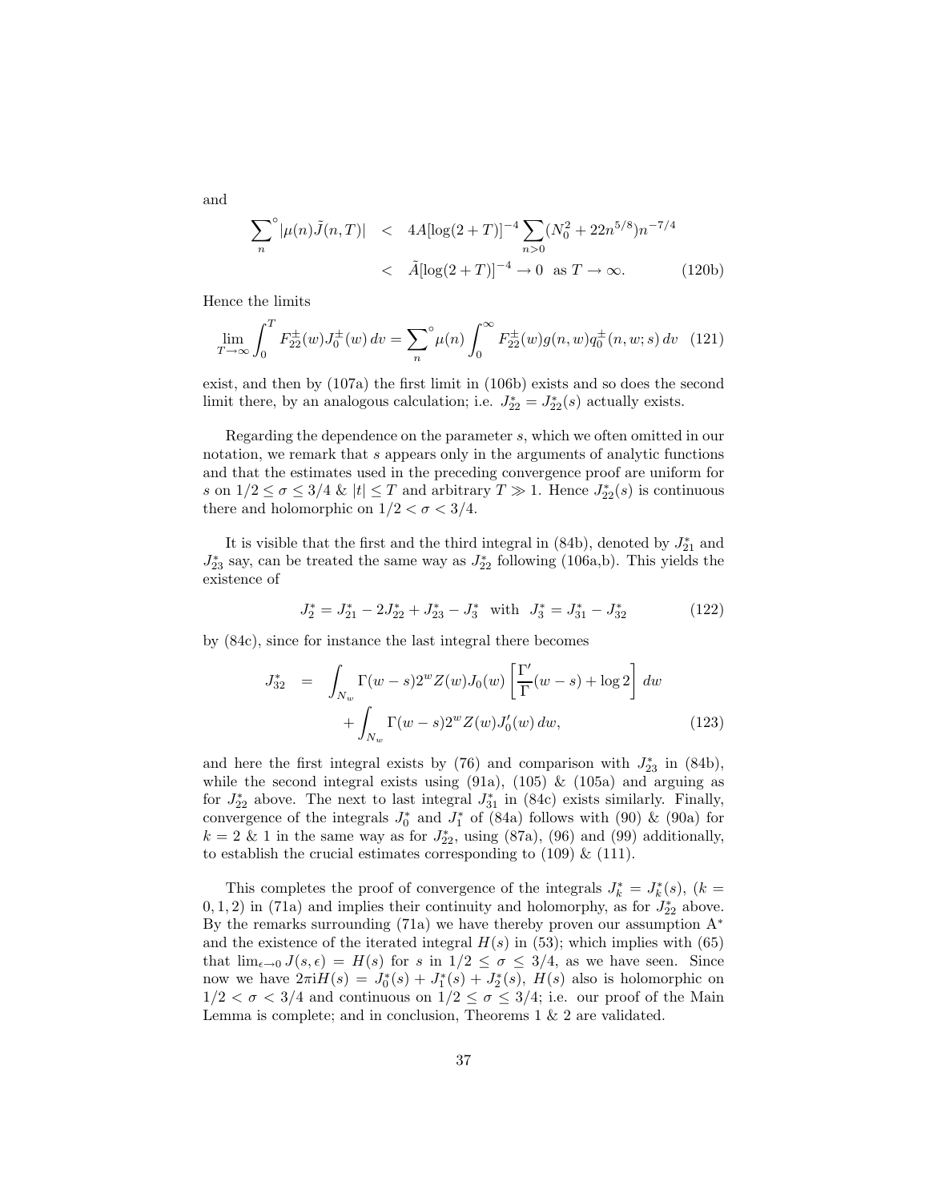and

$$\sum_n^\circ |\mu(n)\tilde{J}(n,T)| \quad < \quad 4A[\log(2+T)]^{-4} \sum_{n>0} (N_0^2 + 22n^{5/8}) n^{-7/4}$$
$$< \quad \tilde{A}[\log(2+T)]^{-4} \to 0 \quad \text{as } T \to \infty. \tag{120b}$$

Hence the limits

$$\lim_{T\to\infty} \int_0^T F_{22}^{\pm}(w) J_0^{\pm}(w)\, dv = \sum_n^\circ \mu(n) \int_0^\infty F_{22}^{\pm}(w) g(n,w) q_0^{\pm}(n,w;s)\, dv \tag{121}$$

exist, and then by (107a) the first limit in (106b) exists and so does the second limit there, by an analogous calculation; i.e. $J_{22}^* = J_{22}^*(s)$ actually exists.

Regarding the dependence on the parameter $s$, which we often omitted in our notation, we remark that $s$ appears only in the arguments of analytic functions and that the estimates used in the preceding convergence proof are uniform for $s$ on $1/2 \le \sigma \le 3/4$ & $|t| \le T$ and arbitrary $T \gg 1$. Hence $J_{22}^*(s)$ is continuous there and holomorphic on $1/2 < \sigma < 3/4$.

It is visible that the first and the third integral in (84b), denoted by $J_{21}^*$ and $J_{23}^*$ say, can be treated the same way as $J_{22}^*$ following (106a,b). This yields the existence of

$$J_2^* = J_{21}^* - 2J_{22}^* + J_{23}^* - J_3^* \quad \text{with} \quad J_3^* = J_{31}^* - J_{32}^* \tag{122}$$

by (84c), since for instance the last integral there becomes

$$J_{32}^* \quad = \quad \int_{N_w} \Gamma(w-s) 2^w Z(w) J_0(w) \left[ \frac{\Gamma'}{\Gamma}(w-s) + \log 2 \right] dw$$
$$+ \int_{N_w} \Gamma(w-s) 2^w Z(w) J_0'(w)\, dw, \tag{123}$$

and here the first integral exists by (76) and comparison with $J_{23}^*$ in (84b), while the second integral exists using (91a), (105) & (105a) and arguing as for $J_{22}^*$ above. The next to last integral $J_{31}^*$ in (84c) exists similarly. Finally, convergence of the integrals $J_0^*$ and $J_1^*$ of (84a) follows with (90) & (90a) for $k = 2$ & 1 in the same way as for $J_{22}^*$, using (87a), (96) and (99) additionally, to establish the crucial estimates corresponding to (109) & (111).

This completes the proof of convergence of the integrals $J_k^* = J_k^*(s)$, $(k = 0,1,2)$ in (71a) and implies their continuity and holomorphy, as for $J_{22}^*$ above. By the remarks surrounding (71a) we have thereby proven our assumption A$^*$ and the existence of the iterated integral $H(s)$ in (53); which implies with (65) that $\lim_{\epsilon\to 0} J(s,\epsilon) = H(s)$ for $s$ in $1/2 \le \sigma \le 3/4$, as we have seen. Since now we have $2\pi \mathrm{i} H(s) = J_0^*(s) + J_1^*(s) + J_2^*(s)$, $H(s)$ also is holomorphic on $1/2 < \sigma < 3/4$ and continuous on $1/2 \le \sigma \le 3/4$; i.e. our proof of the Main Lemma is complete; and in conclusion, Theorems 1 & 2 are validated.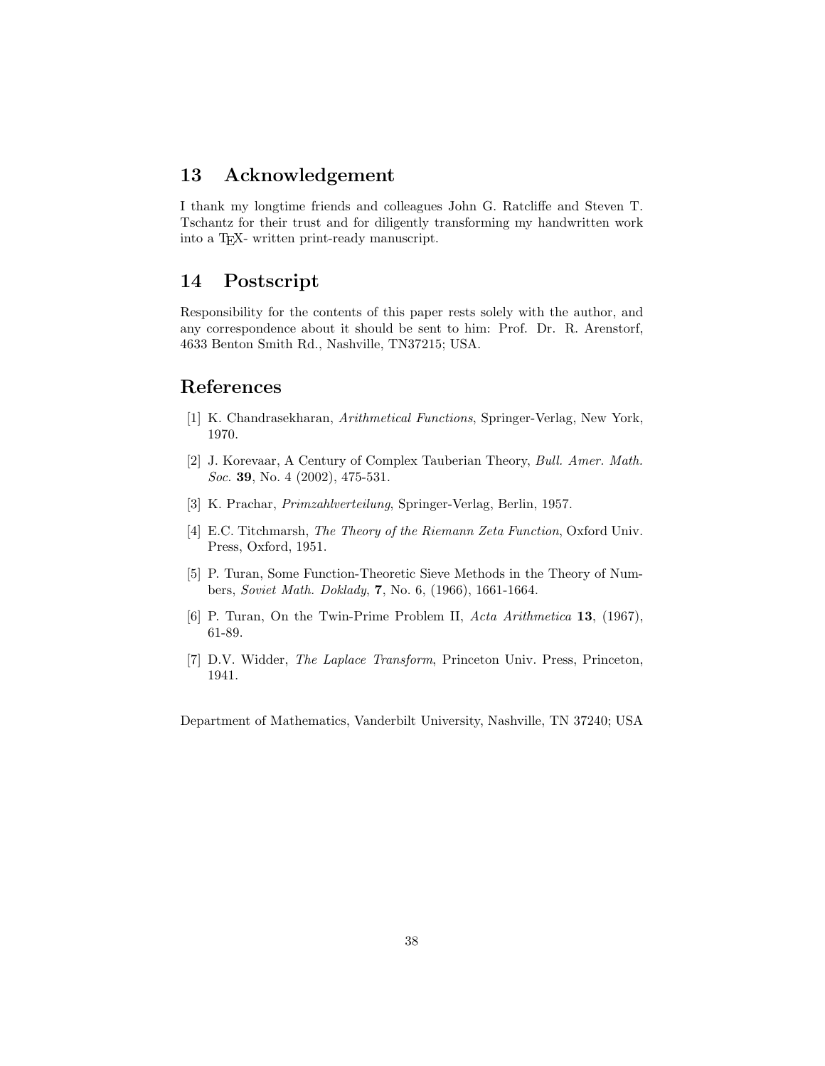## 13 Acknowledgement

I thank my longtime friends and colleagues John G. Ratcliffe and Steven T. Tschantz for their trust and for diligently transforming my handwritten work into a TEX- written print-ready manuscript.

## 14 Postscript

Responsibility for the contents of this paper rests solely with the author, and any correspondence about it should be sent to him: Prof. Dr. R. Arenstorf, 4633 Benton Smith Rd., Nashville, TN37215; USA.

## References

[1] K. Chandrasekharan, *Arithmetical Functions*, Springer-Verlag, New York, 1970.

[2] J. Korevaar, A Century of Complex Tauberian Theory, *Bull. Amer. Math. Soc.* **39**, No. 4 (2002), 475-531.

[3] K. Prachar, *Primzahlverteilung*, Springer-Verlag, Berlin, 1957.

[4] E.C. Titchmarsh, *The Theory of the Riemann Zeta Function*, Oxford Univ. Press, Oxford, 1951.

[5] P. Turan, Some Function-Theoretic Sieve Methods in the Theory of Numbers, *Soviet Math. Doklady*, **7**, No. 6, (1966), 1661-1664.

[6] P. Turan, On the Twin-Prime Problem II, *Acta Arithmetica* **13**, (1967), 61-89.

[7] D.V. Widder, *The Laplace Transform*, Princeton Univ. Press, Princeton, 1941.

Department of Mathematics, Vanderbilt University, Nashville, TN 37240; USA